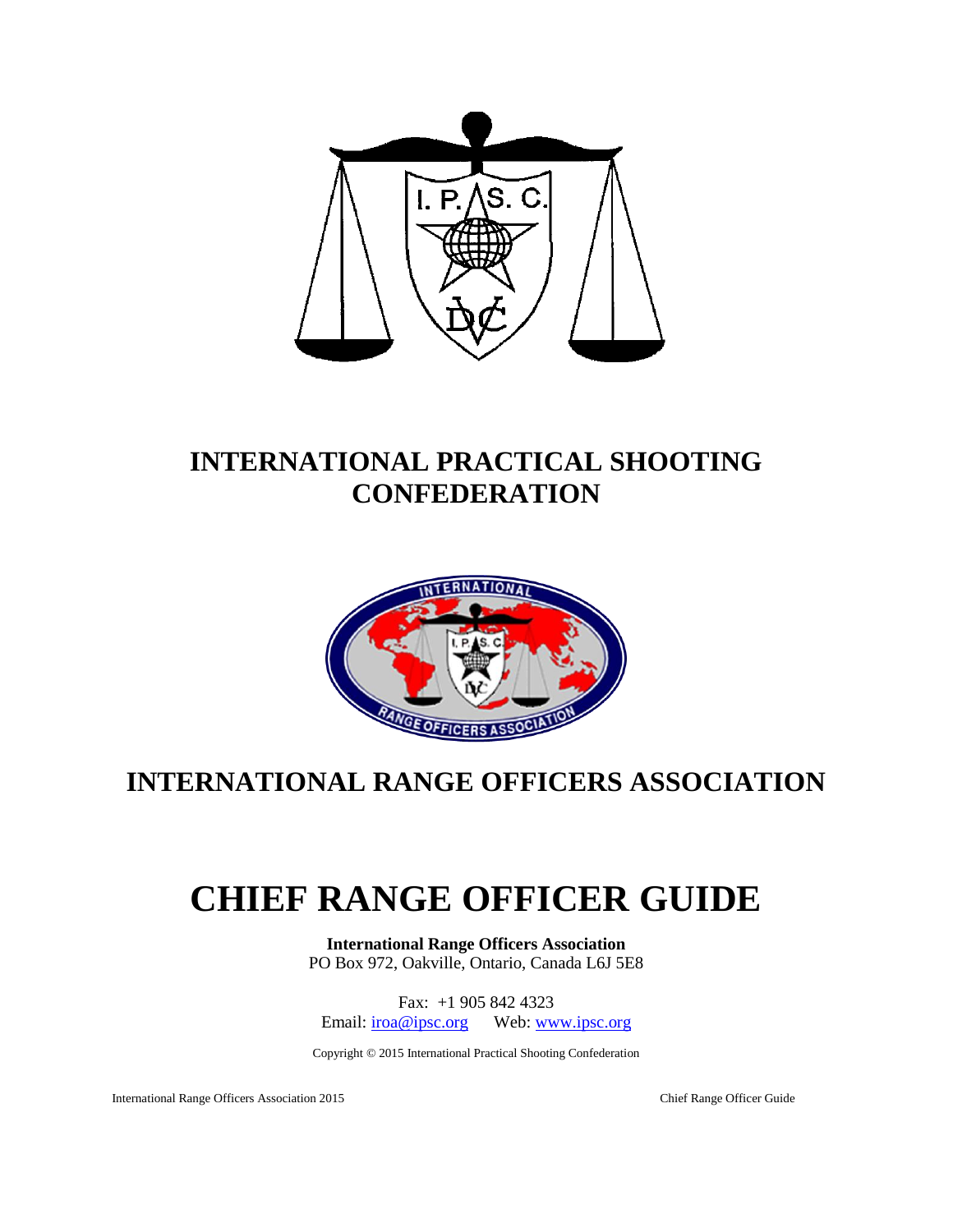# INTERNATIONAL PRACTICAL SHOOTING CONFEDERATION

# INTERNATIONAL RANGE OFFICERS ASSOCIATION

# CHIEF RANGE OFFICER GUIDE

**International Range Officers Association**
PO Box 972, Oakville, Ontario, Canada L6J 5E8

Fax: +1 905 842 4323
Email: iroa@ipsc.org Web: www.ipsc.org

Copyright © 2015 International Practical Shooting Confederation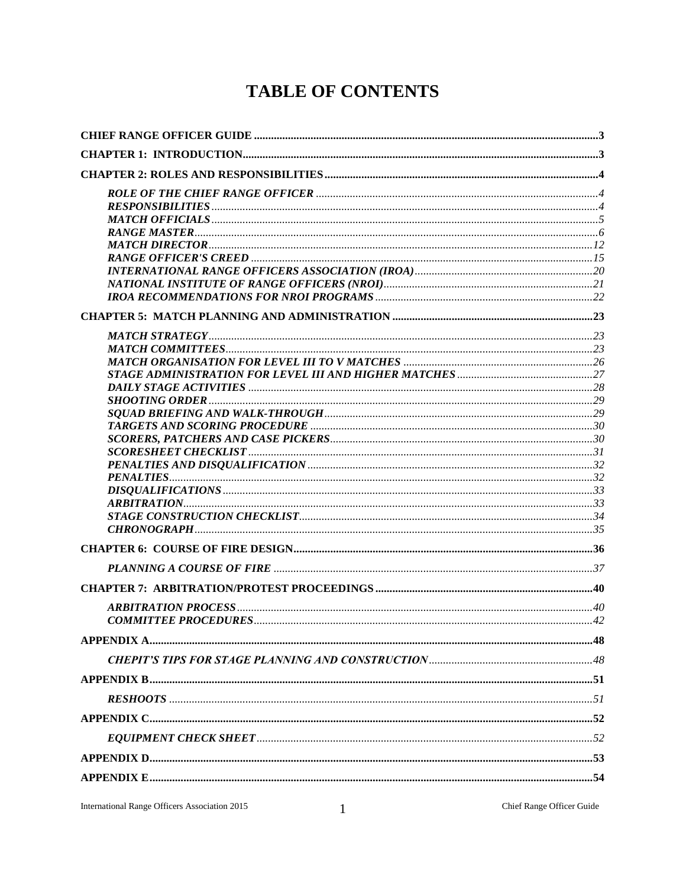# TABLE OF CONTENTS

**CHIEF RANGE OFFICER GUIDE** ........................................ **3**

**CHAPTER 1: INTRODUCTION** ........................................ **3**

**CHAPTER 2: ROLES AND RESPONSIBILITIES** ........................................ **4**

- *ROLE OF THE CHIEF RANGE OFFICER* ........................................ *4*
- *RESPONSIBILITIES* ........................................ *4*
- *MATCH OFFICIALS* ........................................ *5*
- *RANGE MASTER* ........................................ *6*
- *MATCH DIRECTOR* ........................................ *12*
- *RANGE OFFICER'S CREED* ........................................ *15*
- *INTERNATIONAL RANGE OFFICERS ASSOCIATION (IROA)* ........................................ *20*
- *NATIONAL INSTITUTE OF RANGE OFFICERS (NROI)* ........................................ *21*
- *IROA RECOMMENDATIONS FOR NROI PROGRAMS* ........................................ *22*

**CHAPTER 5: MATCH PLANNING AND ADMINISTRATION** ........................................ **23**

- *MATCH STRATEGY* ........................................ *23*
- *MATCH COMMITTEES* ........................................ *23*
- *MATCH ORGANISATION FOR LEVEL III TO V MATCHES* ........................................ *26*
- *STAGE ADMINISTRATION FOR LEVEL III AND HIGHER MATCHES* ........................................ *27*
- *DAILY STAGE ACTIVITIES* ........................................ *28*
- *SHOOTING ORDER* ........................................ *29*
- *SQUAD BRIEFING AND WALK-THROUGH* ........................................ *29*
- *TARGETS AND SCORING PROCEDURE* ........................................ *30*
- *SCORERS, PATCHERS AND CASE PICKERS* ........................................ *30*
- *SCORESHEET CHECKLIST* ........................................ *31*
- *PENALTIES AND DISQUALIFICATION* ........................................ *32*
- *PENALTIES* ........................................ *32*
- *DISQUALIFICATIONS* ........................................ *33*
- *ARBITRATION* ........................................ *33*
- *STAGE CONSTRUCTION CHECKLIST* ........................................ *34*
- *CHRONOGRAPH* ........................................ *35*

**CHAPTER 6: COURSE OF FIRE DESIGN** ........................................ **36**

- *PLANNING A COURSE OF FIRE* ........................................ *37*

**CHAPTER 7: ARBITRATION/PROTEST PROCEEDINGS** ........................................ **40**

- *ARBITRATION PROCESS* ........................................ *40*
- *COMMITTEE PROCEDURES* ........................................ *42*

**APPENDIX A** ........................................ **48**

- *CHEPIT'S TIPS FOR STAGE PLANNING AND CONSTRUCTION* ........................................ *48*

**APPENDIX B** ........................................ **51**

- *RESHOOTS* ........................................ *51*

**APPENDIX C** ........................................ **52**

- *EQUIPMENT CHECK SHEET* ........................................ *52*

**APPENDIX D** ........................................ **53**

**APPENDIX E** ........................................ **54**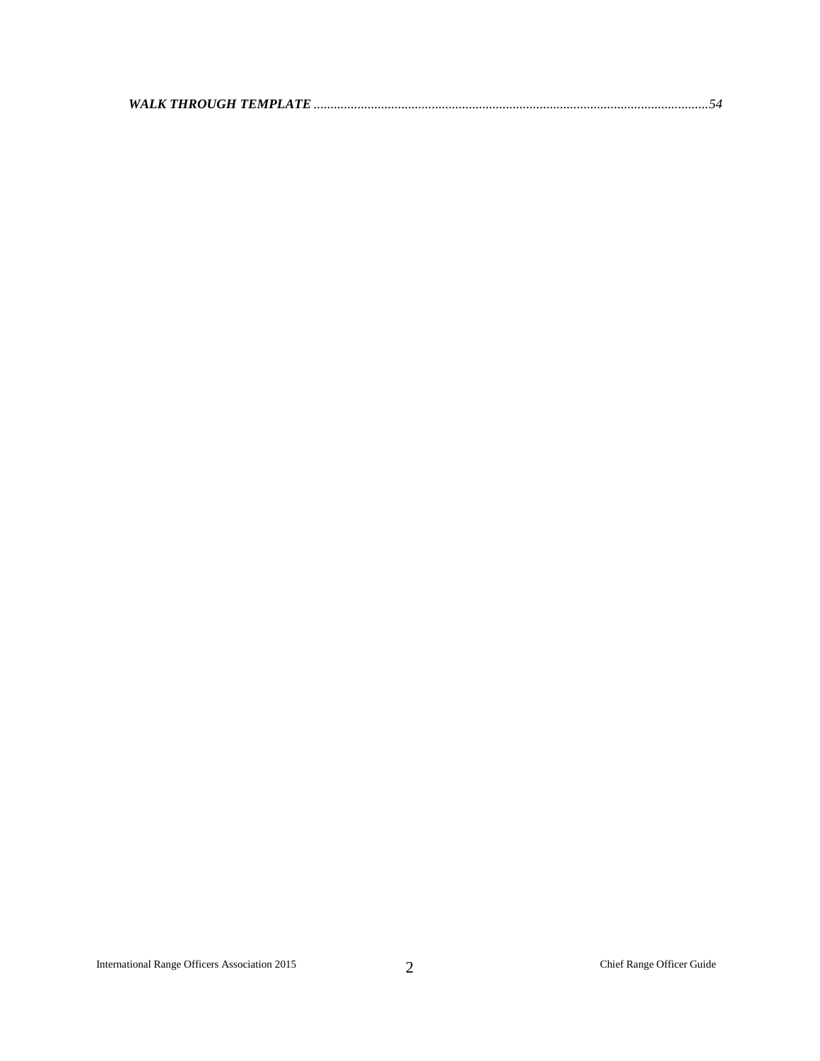***WALK THROUGH TEMPLATE*** ..................................................................................................................*54*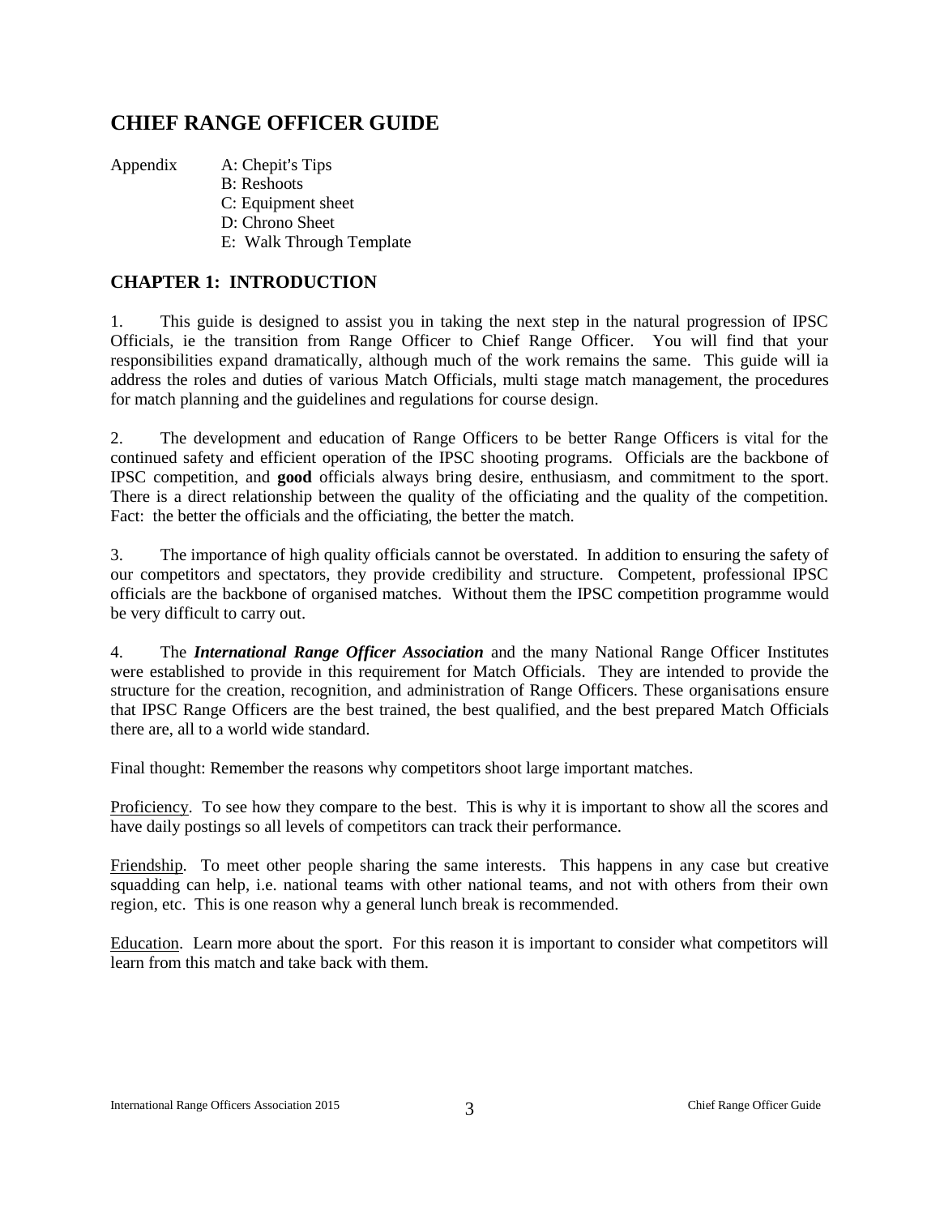## CHIEF RANGE OFFICER GUIDE

Appendix
- A: Chepit's Tips
- B: Reshoots
- C: Equipment sheet
- D: Chrono Sheet
- E: Walk Through Template

## CHAPTER 1: INTRODUCTION

1. This guide is designed to assist you in taking the next step in the natural progression of IPSC Officials, ie the transition from Range Officer to Chief Range Officer. You will find that your responsibilities expand dramatically, although much of the work remains the same. This guide will ia address the roles and duties of various Match Officials, multi stage match management, the procedures for match planning and the guidelines and regulations for course design.

2. The development and education of Range Officers to be better Range Officers is vital for the continued safety and efficient operation of the IPSC shooting programs. Officials are the backbone of IPSC competition, and **good** officials always bring desire, enthusiasm, and commitment to the sport. There is a direct relationship between the quality of the officiating and the quality of the competition. Fact: the better the officials and the officiating, the better the match.

3. The importance of high quality officials cannot be overstated. In addition to ensuring the safety of our competitors and spectators, they provide credibility and structure. Competent, professional IPSC officials are the backbone of organised matches. Without them the IPSC competition programme would be very difficult to carry out.

4. The ***International Range Officer Association*** and the many National Range Officer Institutes were established to provide in this requirement for Match Officials. They are intended to provide the structure for the creation, recognition, and administration of Range Officers. These organisations ensure that IPSC Range Officers are the best trained, the best qualified, and the best prepared Match Officials there are, all to a world wide standard.

Final thought: Remember the reasons why competitors shoot large important matches.

<u>Proficiency</u>. To see how they compare to the best. This is why it is important to show all the scores and have daily postings so all levels of competitors can track their performance.

<u>Friendship</u>. To meet other people sharing the same interests. This happens in any case but creative squadding can help, i.e. national teams with other national teams, and not with others from their own region, etc. This is one reason why a general lunch break is recommended.

<u>Education</u>. Learn more about the sport. For this reason it is important to consider what competitors will learn from this match and take back with them.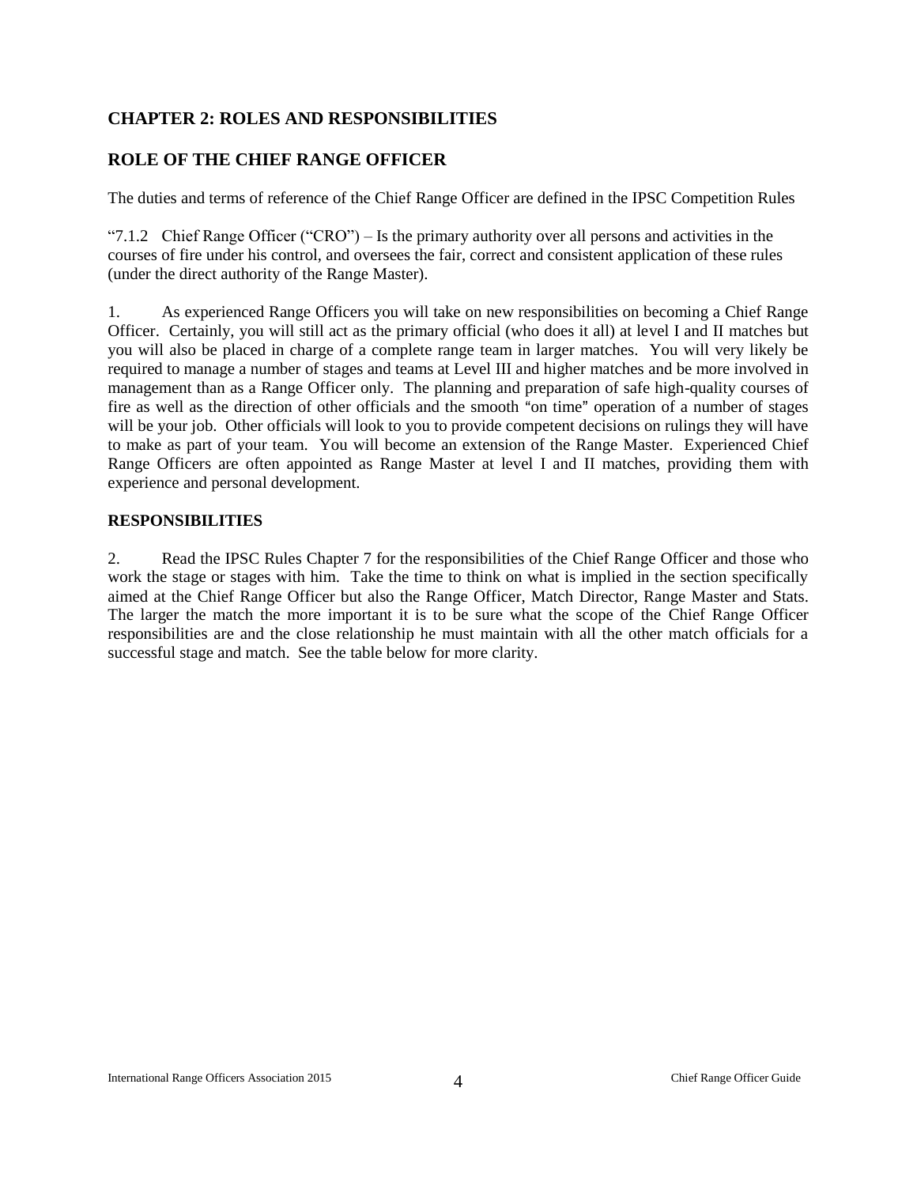## CHAPTER 2: ROLES AND RESPONSIBILITIES

## ROLE OF THE CHIEF RANGE OFFICER

The duties and terms of reference of the Chief Range Officer are defined in the IPSC Competition Rules

"7.1.2 Chief Range Officer ("CRO") – Is the primary authority over all persons and activities in the courses of fire under his control, and oversees the fair, correct and consistent application of these rules (under the direct authority of the Range Master).

1. As experienced Range Officers you will take on new responsibilities on becoming a Chief Range Officer. Certainly, you will still act as the primary official (who does it all) at level I and II matches but you will also be placed in charge of a complete range team in larger matches. You will very likely be required to manage a number of stages and teams at Level III and higher matches and be more involved in management than as a Range Officer only. The planning and preparation of safe high-quality courses of fire as well as the direction of other officials and the smooth "on time" operation of a number of stages will be your job. Other officials will look to you to provide competent decisions on rulings they will have to make as part of your team. You will become an extension of the Range Master. Experienced Chief Range Officers are often appointed as Range Master at level I and II matches, providing them with experience and personal development.

### RESPONSIBILITIES

2. Read the IPSC Rules Chapter 7 for the responsibilities of the Chief Range Officer and those who work the stage or stages with him. Take the time to think on what is implied in the section specifically aimed at the Chief Range Officer but also the Range Officer, Match Director, Range Master and Stats. The larger the match the more important it is to be sure what the scope of the Chief Range Officer responsibilities are and the close relationship he must maintain with all the other match officials for a successful stage and match. See the table below for more clarity.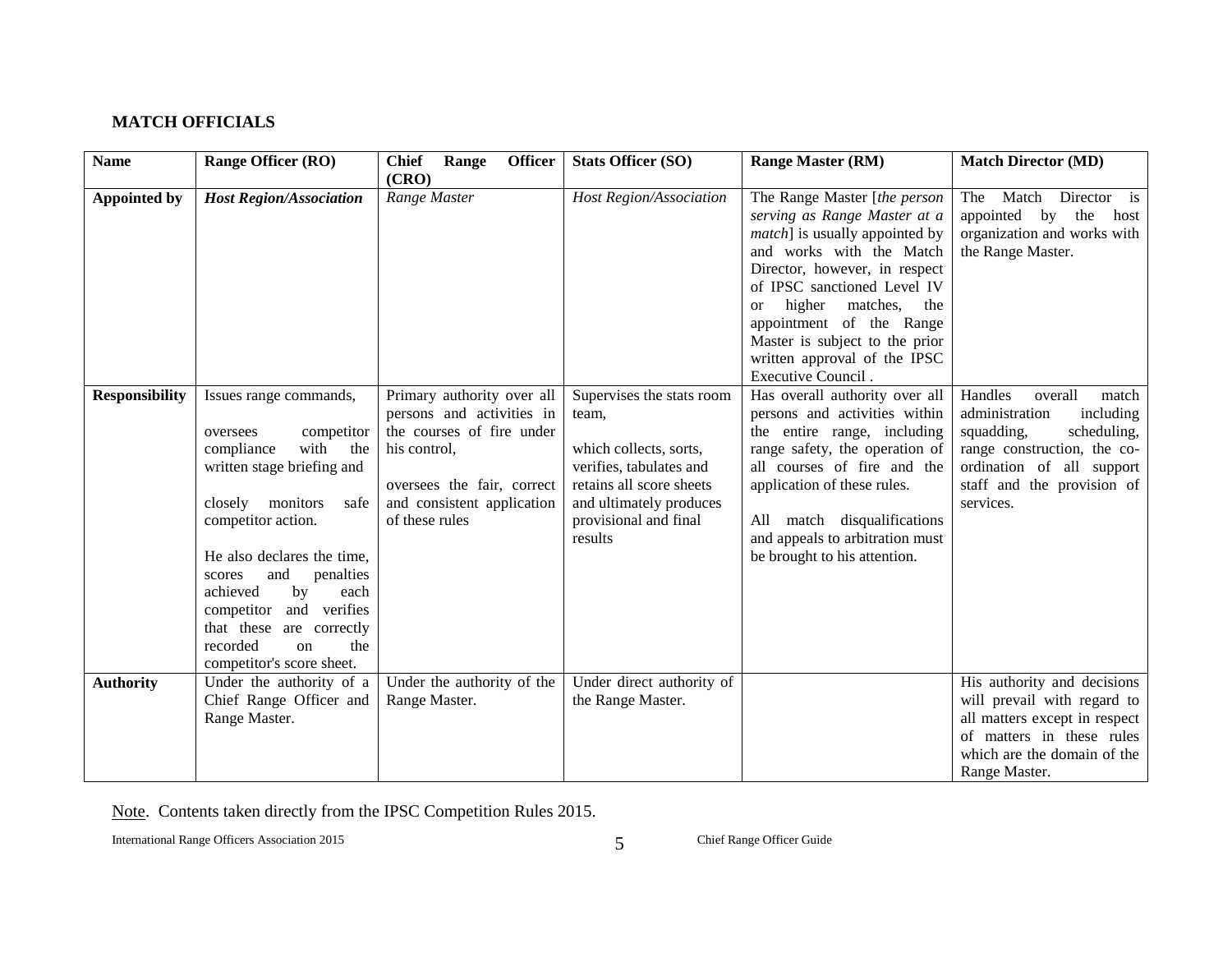## MATCH OFFICIALS

| **Name** | **Range Officer (RO)** | **Chief Range Officer (CRO)** | **Stats Officer (SO)** | **Range Master (RM)** | **Match Director (MD)** |
|---|---|---|---|---|---|
| **Appointed by** | ***Host Region/Association*** | *Range Master* | *Host Region/Association* | The Range Master [*the person serving as Range Master at a match*] is usually appointed by and works with the Match Director, however, in respect of IPSC sanctioned Level IV or higher matches, the appointment of the Range Master is subject to the prior written approval of the IPSC Executive Council . | The Match Director is appointed by the host organization and works with the Range Master. |
| **Responsibility** | Issues range commands, oversees competitor compliance with the written stage briefing and closely monitors safe competitor action. He also declares the time, scores and penalties achieved by each competitor and verifies that these are correctly recorded on the competitor's score sheet. | Primary authority over all persons and activities in the courses of fire under his control, oversees the fair, correct and consistent application of these rules | Supervises the stats room team, which collects, sorts, verifies, tabulates and retains all score sheets and ultimately produces provisional and final results | Has overall authority over all persons and activities within the entire range, including range safety, the operation of all courses of fire and the application of these rules. All match disqualifications and appeals to arbitration must be brought to his attention. | Handles overall match administration including squadding, scheduling, range construction, the co-ordination of all support staff and the provision of services. |
| **Authority** | Under the authority of a Chief Range Officer and Range Master. | Under the authority of the Range Master. | Under direct authority of the Range Master. | | His authority and decisions will prevail with regard to all matters except in respect of matters in these rules which are the domain of the Range Master. |

Note. Contents taken directly from the IPSC Competition Rules 2015.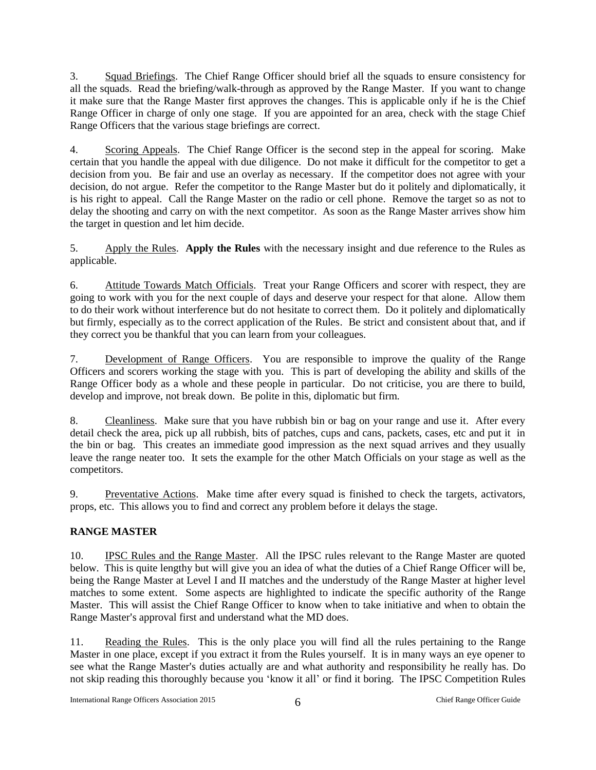3. Squad Briefings. The Chief Range Officer should brief all the squads to ensure consistency for all the squads. Read the briefing/walk-through as approved by the Range Master. If you want to change it make sure that the Range Master first approves the changes. This is applicable only if he is the Chief Range Officer in charge of only one stage. If you are appointed for an area, check with the stage Chief Range Officers that the various stage briefings are correct.

4. Scoring Appeals. The Chief Range Officer is the second step in the appeal for scoring. Make certain that you handle the appeal with due diligence. Do not make it difficult for the competitor to get a decision from you. Be fair and use an overlay as necessary. If the competitor does not agree with your decision, do not argue. Refer the competitor to the Range Master but do it politely and diplomatically, it is his right to appeal. Call the Range Master on the radio or cell phone. Remove the target so as not to delay the shooting and carry on with the next competitor. As soon as the Range Master arrives show him the target in question and let him decide.

5. Apply the Rules. **Apply the Rules** with the necessary insight and due reference to the Rules as applicable.

6. Attitude Towards Match Officials. Treat your Range Officers and scorer with respect, they are going to work with you for the next couple of days and deserve your respect for that alone. Allow them to do their work without interference but do not hesitate to correct them. Do it politely and diplomatically but firmly, especially as to the correct application of the Rules. Be strict and consistent about that, and if they correct you be thankful that you can learn from your colleagues.

7. Development of Range Officers. You are responsible to improve the quality of the Range Officers and scorers working the stage with you. This is part of developing the ability and skills of the Range Officer body as a whole and these people in particular. Do not criticise, you are there to build, develop and improve, not break down. Be polite in this, diplomatic but firm.

8. Cleanliness. Make sure that you have rubbish bin or bag on your range and use it. After every detail check the area, pick up all rubbish, bits of patches, cups and cans, packets, cases, etc and put it in the bin or bag. This creates an immediate good impression as the next squad arrives and they usually leave the range neater too. It sets the example for the other Match Officials on your stage as well as the competitors.

9. Preventative Actions. Make time after every squad is finished to check the targets, activators, props, etc. This allows you to find and correct any problem before it delays the stage.

## RANGE MASTER

10. IPSC Rules and the Range Master. All the IPSC rules relevant to the Range Master are quoted below. This is quite lengthy but will give you an idea of what the duties of a Chief Range Officer will be, being the Range Master at Level I and II matches and the understudy of the Range Master at higher level matches to some extent. Some aspects are highlighted to indicate the specific authority of the Range Master. This will assist the Chief Range Officer to know when to take initiative and when to obtain the Range Master's approval first and understand what the MD does.

11. Reading the Rules. This is the only place you will find all the rules pertaining to the Range Master in one place, except if you extract it from the Rules yourself. It is in many ways an eye opener to see what the Range Master's duties actually are and what authority and responsibility he really has. Do not skip reading this thoroughly because you 'know it all' or find it boring. The IPSC Competition Rules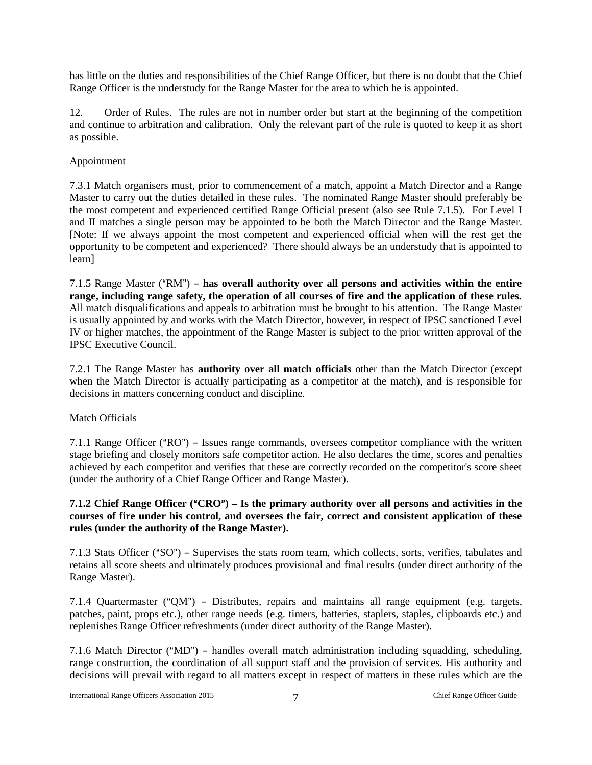has little on the duties and responsibilities of the Chief Range Officer, but there is no doubt that the Chief Range Officer is the understudy for the Range Master for the area to which he is appointed.

12. Order of Rules. The rules are not in number order but start at the beginning of the competition and continue to arbitration and calibration. Only the relevant part of the rule is quoted to keep it as short as possible.

Appointment

7.3.1 Match organisers must, prior to commencement of a match, appoint a Match Director and a Range Master to carry out the duties detailed in these rules. The nominated Range Master should preferably be the most competent and experienced certified Range Official present (also see Rule 7.1.5). For Level I and II matches a single person may be appointed to be both the Match Director and the Range Master. [Note: If we always appoint the most competent and experienced official when will the rest get the opportunity to be competent and experienced? There should always be an understudy that is appointed to learn]

7.1.5 Range Master ("RM") – **has overall authority over all persons and activities within the entire range, including range safety, the operation of all courses of fire and the application of these rules.** All match disqualifications and appeals to arbitration must be brought to his attention. The Range Master is usually appointed by and works with the Match Director, however, in respect of IPSC sanctioned Level IV or higher matches, the appointment of the Range Master is subject to the prior written approval of the IPSC Executive Council.

7.2.1 The Range Master has **authority over all match officials** other than the Match Director (except when the Match Director is actually participating as a competitor at the match), and is responsible for decisions in matters concerning conduct and discipline.

Match Officials

7.1.1 Range Officer ("RO") – Issues range commands, oversees competitor compliance with the written stage briefing and closely monitors safe competitor action. He also declares the time, scores and penalties achieved by each competitor and verifies that these are correctly recorded on the competitor's score sheet (under the authority of a Chief Range Officer and Range Master).

**7.1.2 Chief Range Officer ("CRO") – Is the primary authority over all persons and activities in the courses of fire under his control, and oversees the fair, correct and consistent application of these rules (under the authority of the Range Master).**

7.1.3 Stats Officer ("SO") – Supervises the stats room team, which collects, sorts, verifies, tabulates and retains all score sheets and ultimately produces provisional and final results (under direct authority of the Range Master).

7.1.4 Quartermaster ("QM") – Distributes, repairs and maintains all range equipment (e.g. targets, patches, paint, props etc.), other range needs (e.g. timers, batteries, staplers, staples, clipboards etc.) and replenishes Range Officer refreshments (under direct authority of the Range Master).

7.1.6 Match Director ("MD") – handles overall match administration including squadding, scheduling, range construction, the coordination of all support staff and the provision of services. His authority and decisions will prevail with regard to all matters except in respect of matters in these rules which are the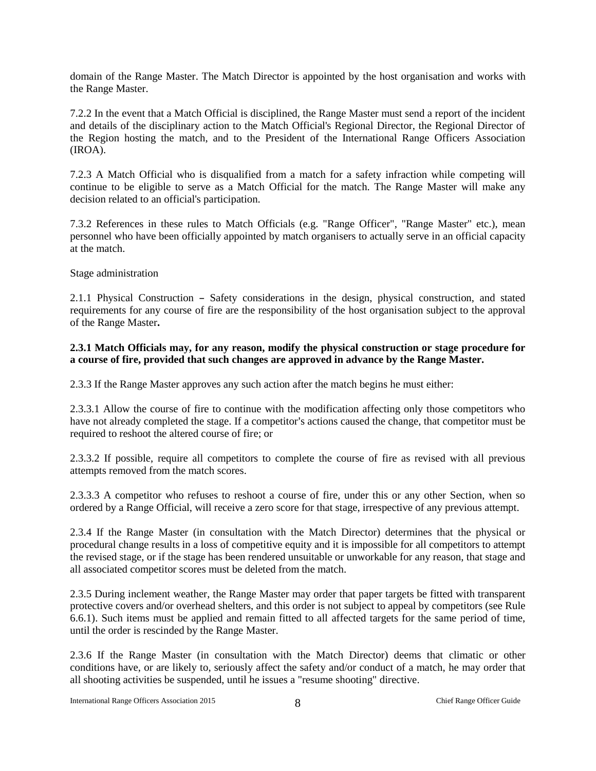domain of the Range Master. The Match Director is appointed by the host organisation and works with the Range Master.

7.2.2 In the event that a Match Official is disciplined, the Range Master must send a report of the incident and details of the disciplinary action to the Match Official's Regional Director, the Regional Director of the Region hosting the match, and to the President of the International Range Officers Association (IROA).

7.2.3 A Match Official who is disqualified from a match for a safety infraction while competing will continue to be eligible to serve as a Match Official for the match. The Range Master will make any decision related to an official's participation.

7.3.2 References in these rules to Match Officials (e.g. "Range Officer", "Range Master" etc.), mean personnel who have been officially appointed by match organisers to actually serve in an official capacity at the match.

Stage administration

2.1.1 Physical Construction – Safety considerations in the design, physical construction, and stated requirements for any course of fire are the responsibility of the host organisation subject to the approval of the Range Master**.**

**2.3.1 Match Officials may, for any reason, modify the physical construction or stage procedure for a course of fire, provided that such changes are approved in advance by the Range Master.**

2.3.3 If the Range Master approves any such action after the match begins he must either:

2.3.3.1 Allow the course of fire to continue with the modification affecting only those competitors who have not already completed the stage. If a competitor's actions caused the change, that competitor must be required to reshoot the altered course of fire; or

2.3.3.2 If possible, require all competitors to complete the course of fire as revised with all previous attempts removed from the match scores.

2.3.3.3 A competitor who refuses to reshoot a course of fire, under this or any other Section, when so ordered by a Range Official, will receive a zero score for that stage, irrespective of any previous attempt.

2.3.4 If the Range Master (in consultation with the Match Director) determines that the physical or procedural change results in a loss of competitive equity and it is impossible for all competitors to attempt the revised stage, or if the stage has been rendered unsuitable or unworkable for any reason, that stage and all associated competitor scores must be deleted from the match.

2.3.5 During inclement weather, the Range Master may order that paper targets be fitted with transparent protective covers and/or overhead shelters, and this order is not subject to appeal by competitors (see Rule 6.6.1). Such items must be applied and remain fitted to all affected targets for the same period of time, until the order is rescinded by the Range Master.

2.3.6 If the Range Master (in consultation with the Match Director) deems that climatic or other conditions have, or are likely to, seriously affect the safety and/or conduct of a match, he may order that all shooting activities be suspended, until he issues a "resume shooting" directive.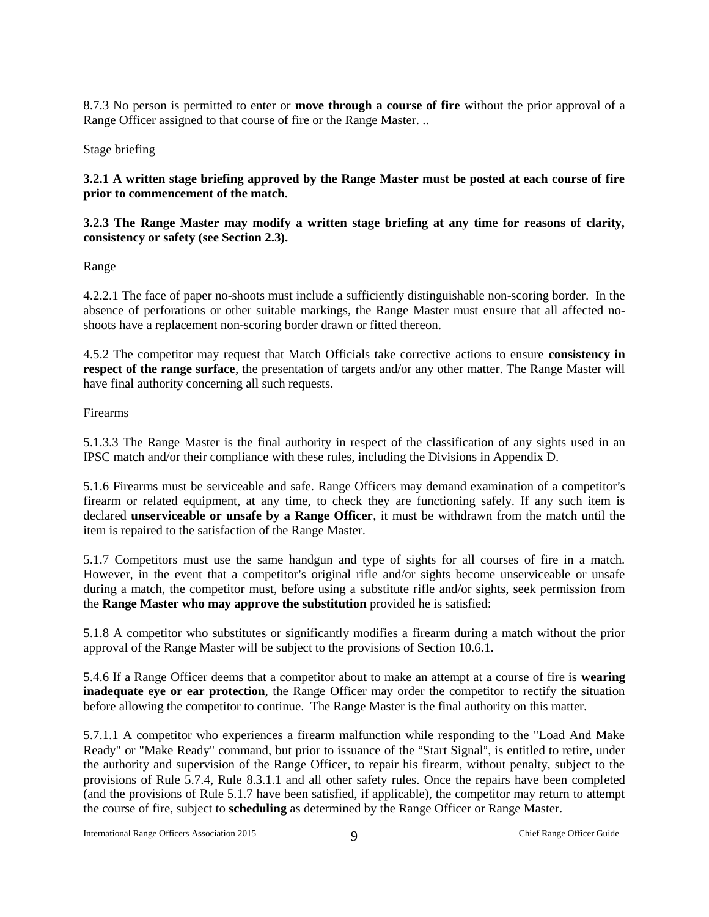8.7.3 No person is permitted to enter or **move through a course of fire** without the prior approval of a Range Officer assigned to that course of fire or the Range Master. ..

Stage briefing

**3.2.1 A written stage briefing approved by the Range Master must be posted at each course of fire prior to commencement of the match.**

**3.2.3 The Range Master may modify a written stage briefing at any time for reasons of clarity, consistency or safety (see Section 2.3).**

Range

4.2.2.1 The face of paper no-shoots must include a sufficiently distinguishable non-scoring border. In the absence of perforations or other suitable markings, the Range Master must ensure that all affected no-shoots have a replacement non-scoring border drawn or fitted thereon.

4.5.2 The competitor may request that Match Officials take corrective actions to ensure **consistency in respect of the range surface**, the presentation of targets and/or any other matter. The Range Master will have final authority concerning all such requests.

Firearms

5.1.3.3 The Range Master is the final authority in respect of the classification of any sights used in an IPSC match and/or their compliance with these rules, including the Divisions in Appendix D.

5.1.6 Firearms must be serviceable and safe. Range Officers may demand examination of a competitor's firearm or related equipment, at any time, to check they are functioning safely. If any such item is declared **unserviceable or unsafe by a Range Officer**, it must be withdrawn from the match until the item is repaired to the satisfaction of the Range Master.

5.1.7 Competitors must use the same handgun and type of sights for all courses of fire in a match. However, in the event that a competitor's original rifle and/or sights become unserviceable or unsafe during a match, the competitor must, before using a substitute rifle and/or sights, seek permission from the **Range Master who may approve the substitution** provided he is satisfied:

5.1.8 A competitor who substitutes or significantly modifies a firearm during a match without the prior approval of the Range Master will be subject to the provisions of Section 10.6.1.

5.4.6 If a Range Officer deems that a competitor about to make an attempt at a course of fire is **wearing inadequate eye or ear protection**, the Range Officer may order the competitor to rectify the situation before allowing the competitor to continue. The Range Master is the final authority on this matter.

5.7.1.1 A competitor who experiences a firearm malfunction while responding to the "Load And Make Ready" or "Make Ready" command, but prior to issuance of the "Start Signal", is entitled to retire, under the authority and supervision of the Range Officer, to repair his firearm, without penalty, subject to the provisions of Rule 5.7.4, Rule 8.3.1.1 and all other safety rules. Once the repairs have been completed (and the provisions of Rule 5.1.7 have been satisfied, if applicable), the competitor may return to attempt the course of fire, subject to **scheduling** as determined by the Range Officer or Range Master.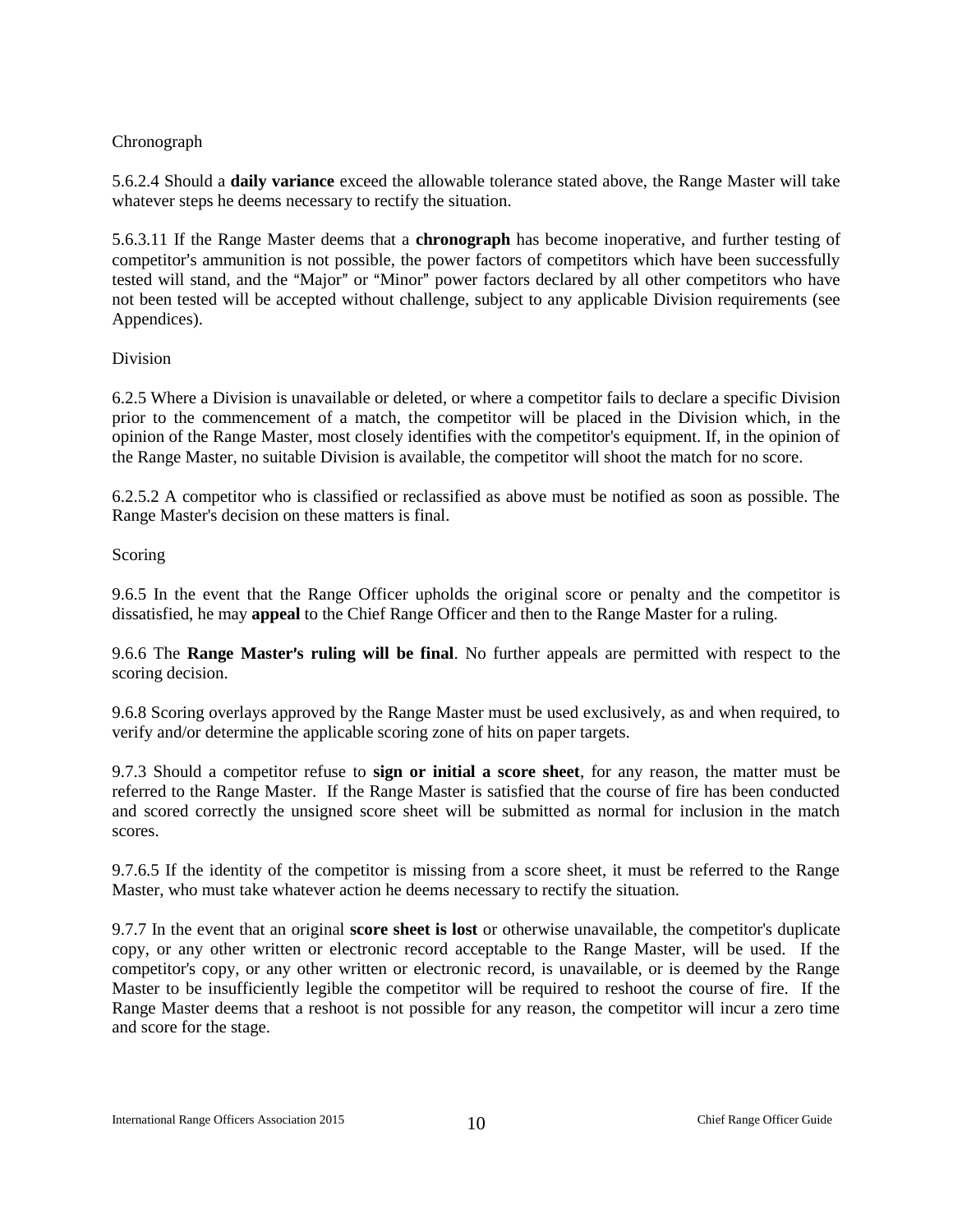Chronograph

5.6.2.4 Should a **daily variance** exceed the allowable tolerance stated above, the Range Master will take whatever steps he deems necessary to rectify the situation.

5.6.3.11 If the Range Master deems that a **chronograph** has become inoperative, and further testing of competitor's ammunition is not possible, the power factors of competitors which have been successfully tested will stand, and the "Major" or "Minor" power factors declared by all other competitors who have not been tested will be accepted without challenge, subject to any applicable Division requirements (see Appendices).

Division

6.2.5 Where a Division is unavailable or deleted, or where a competitor fails to declare a specific Division prior to the commencement of a match, the competitor will be placed in the Division which, in the opinion of the Range Master, most closely identifies with the competitor's equipment. If, in the opinion of the Range Master, no suitable Division is available, the competitor will shoot the match for no score.

6.2.5.2 A competitor who is classified or reclassified as above must be notified as soon as possible. The Range Master's decision on these matters is final.

Scoring

9.6.5 In the event that the Range Officer upholds the original score or penalty and the competitor is dissatisfied, he may **appeal** to the Chief Range Officer and then to the Range Master for a ruling.

9.6.6 The **Range Master's ruling will be final**. No further appeals are permitted with respect to the scoring decision.

9.6.8 Scoring overlays approved by the Range Master must be used exclusively, as and when required, to verify and/or determine the applicable scoring zone of hits on paper targets.

9.7.3 Should a competitor refuse to **sign or initial a score sheet**, for any reason, the matter must be referred to the Range Master. If the Range Master is satisfied that the course of fire has been conducted and scored correctly the unsigned score sheet will be submitted as normal for inclusion in the match scores.

9.7.6.5 If the identity of the competitor is missing from a score sheet, it must be referred to the Range Master, who must take whatever action he deems necessary to rectify the situation.

9.7.7 In the event that an original **score sheet is lost** or otherwise unavailable, the competitor's duplicate copy, or any other written or electronic record acceptable to the Range Master, will be used. If the competitor's copy, or any other written or electronic record, is unavailable, or is deemed by the Range Master to be insufficiently legible the competitor will be required to reshoot the course of fire. If the Range Master deems that a reshoot is not possible for any reason, the competitor will incur a zero time and score for the stage.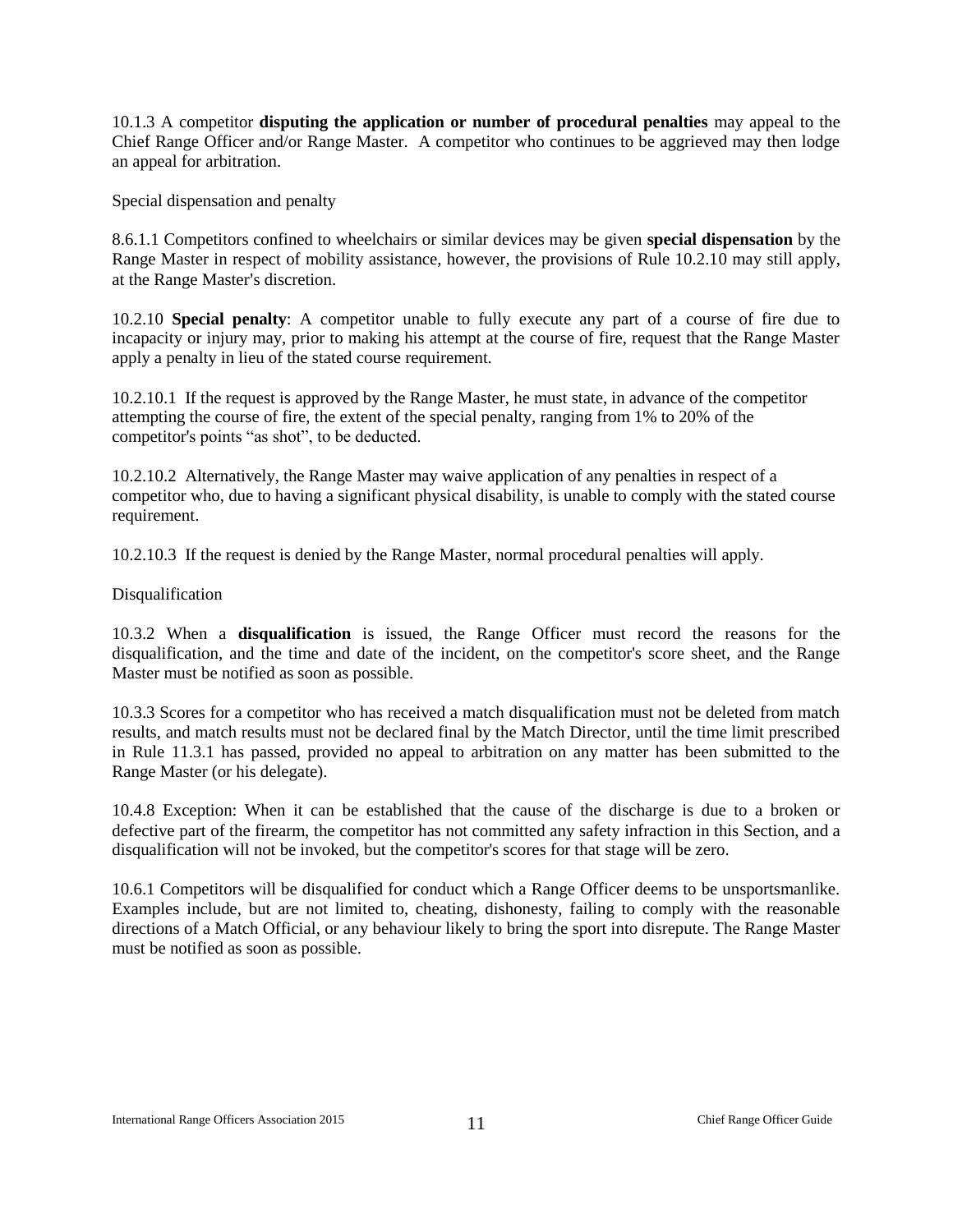10.1.3 A competitor **disputing the application or number of procedural penalties** may appeal to the Chief Range Officer and/or Range Master. A competitor who continues to be aggrieved may then lodge an appeal for arbitration.

Special dispensation and penalty

8.6.1.1 Competitors confined to wheelchairs or similar devices may be given **special dispensation** by the Range Master in respect of mobility assistance, however, the provisions of Rule 10.2.10 may still apply, at the Range Master's discretion.

10.2.10 **Special penalty**: A competitor unable to fully execute any part of a course of fire due to incapacity or injury may, prior to making his attempt at the course of fire, request that the Range Master apply a penalty in lieu of the stated course requirement.

10.2.10.1 If the request is approved by the Range Master, he must state, in advance of the competitor attempting the course of fire, the extent of the special penalty, ranging from 1% to 20% of the competitor's points "as shot", to be deducted.

10.2.10.2 Alternatively, the Range Master may waive application of any penalties in respect of a competitor who, due to having a significant physical disability, is unable to comply with the stated course requirement.

10.2.10.3 If the request is denied by the Range Master, normal procedural penalties will apply.

Disqualification

10.3.2 When a **disqualification** is issued, the Range Officer must record the reasons for the disqualification, and the time and date of the incident, on the competitor's score sheet, and the Range Master must be notified as soon as possible.

10.3.3 Scores for a competitor who has received a match disqualification must not be deleted from match results, and match results must not be declared final by the Match Director, until the time limit prescribed in Rule 11.3.1 has passed, provided no appeal to arbitration on any matter has been submitted to the Range Master (or his delegate).

10.4.8 Exception: When it can be established that the cause of the discharge is due to a broken or defective part of the firearm, the competitor has not committed any safety infraction in this Section, and a disqualification will not be invoked, but the competitor's scores for that stage will be zero.

10.6.1 Competitors will be disqualified for conduct which a Range Officer deems to be unsportsmanlike. Examples include, but are not limited to, cheating, dishonesty, failing to comply with the reasonable directions of a Match Official, or any behaviour likely to bring the sport into disrepute. The Range Master must be notified as soon as possible.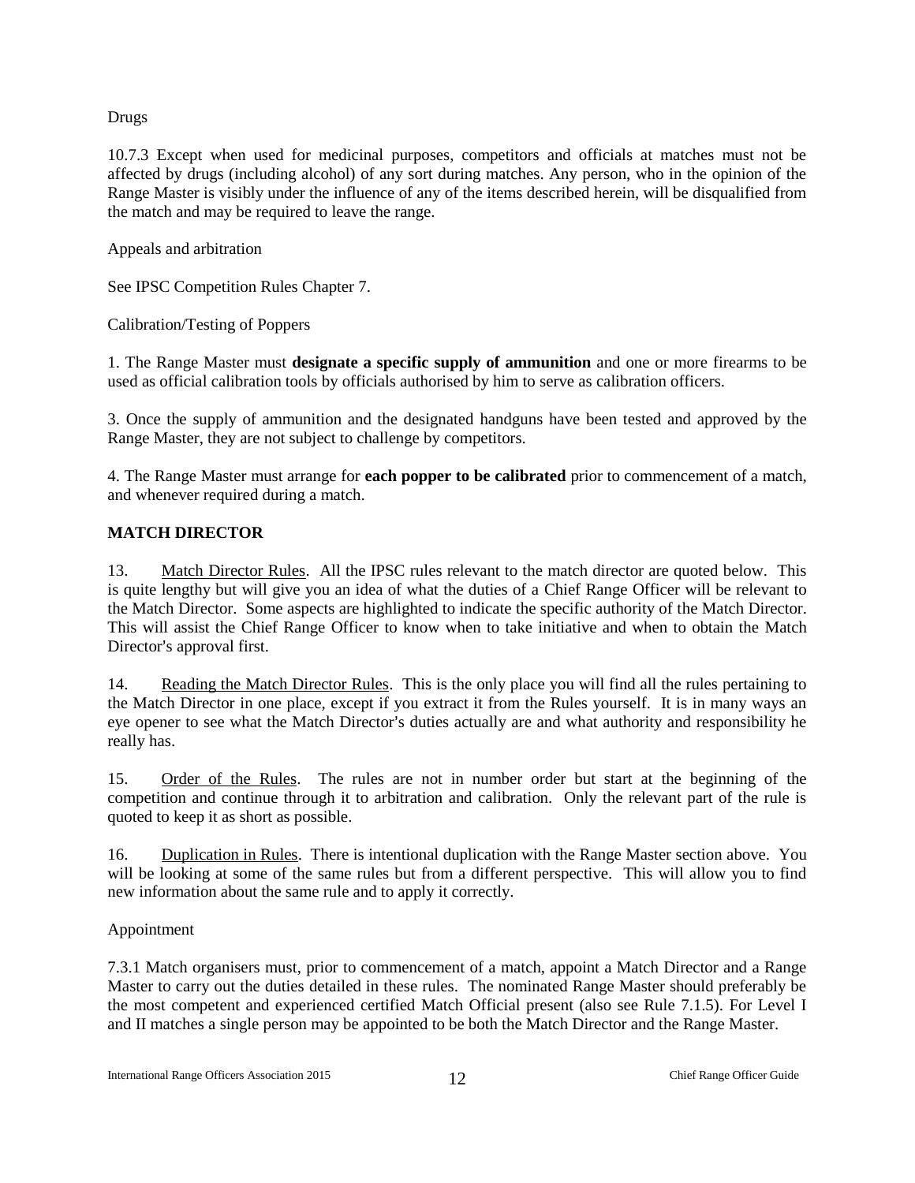Drugs

10.7.3 Except when used for medicinal purposes, competitors and officials at matches must not be affected by drugs (including alcohol) of any sort during matches. Any person, who in the opinion of the Range Master is visibly under the influence of any of the items described herein, will be disqualified from the match and may be required to leave the range.

Appeals and arbitration

See IPSC Competition Rules Chapter 7.

Calibration/Testing of Poppers

1. The Range Master must **designate a specific supply of ammunition** and one or more firearms to be used as official calibration tools by officials authorised by him to serve as calibration officers.

3. Once the supply of ammunition and the designated handguns have been tested and approved by the Range Master, they are not subject to challenge by competitors.

4. The Range Master must arrange for **each popper to be calibrated** prior to commencement of a match, and whenever required during a match.

## MATCH DIRECTOR

13. Match Director Rules. All the IPSC rules relevant to the match director are quoted below. This is quite lengthy but will give you an idea of what the duties of a Chief Range Officer will be relevant to the Match Director. Some aspects are highlighted to indicate the specific authority of the Match Director. This will assist the Chief Range Officer to know when to take initiative and when to obtain the Match Director's approval first.

14. Reading the Match Director Rules. This is the only place you will find all the rules pertaining to the Match Director in one place, except if you extract it from the Rules yourself. It is in many ways an eye opener to see what the Match Director's duties actually are and what authority and responsibility he really has.

15. Order of the Rules. The rules are not in number order but start at the beginning of the competition and continue through it to arbitration and calibration. Only the relevant part of the rule is quoted to keep it as short as possible.

16. Duplication in Rules. There is intentional duplication with the Range Master section above. You will be looking at some of the same rules but from a different perspective. This will allow you to find new information about the same rule and to apply it correctly.

Appointment

7.3.1 Match organisers must, prior to commencement of a match, appoint a Match Director and a Range Master to carry out the duties detailed in these rules. The nominated Range Master should preferably be the most competent and experienced certified Match Official present (also see Rule 7.1.5). For Level I and II matches a single person may be appointed to be both the Match Director and the Range Master.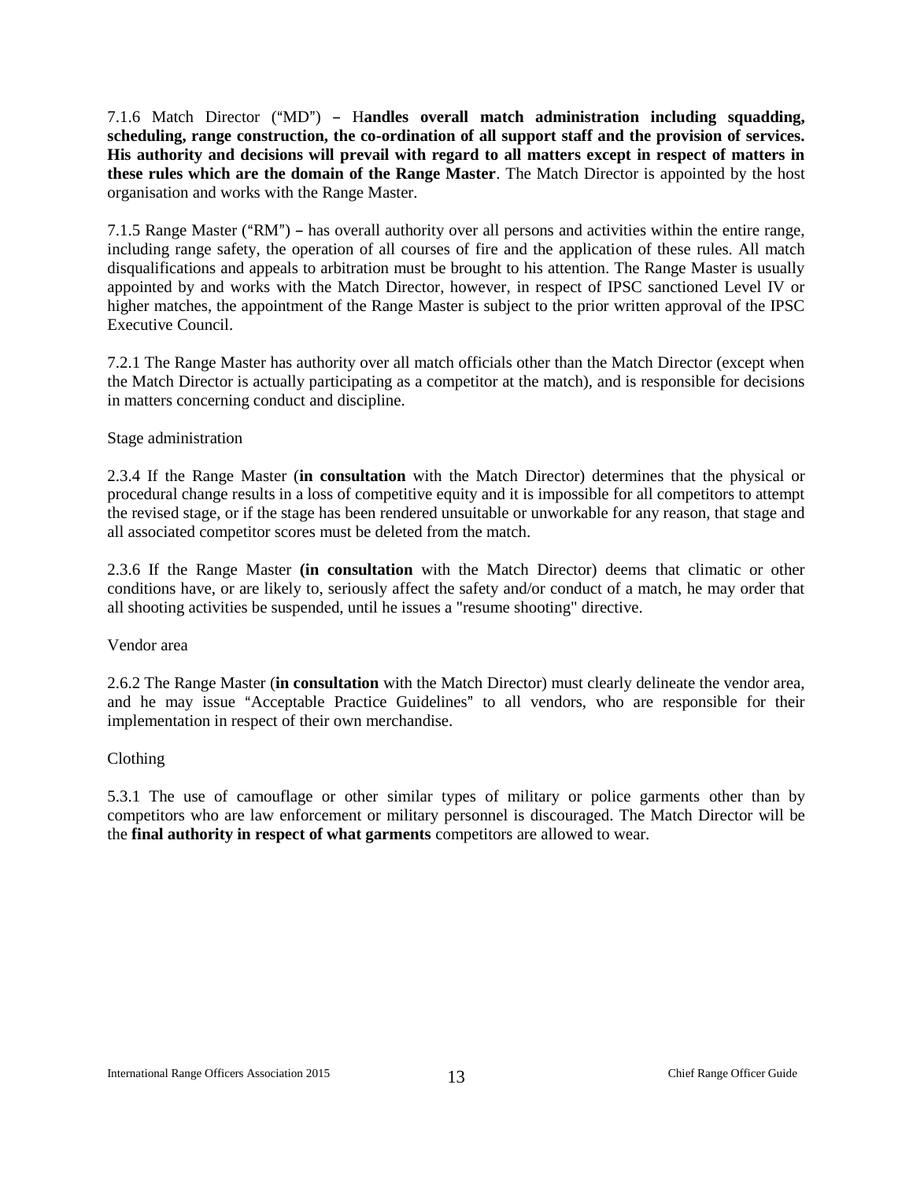7.1.6 Match Director ("MD") – H**andles overall match administration including squadding, scheduling, range construction, the co-ordination of all support staff and the provision of services. His authority and decisions will prevail with regard to all matters except in respect of matters in these rules which are the domain of the Range Master**. The Match Director is appointed by the host organisation and works with the Range Master.

7.1.5 Range Master ("RM") – has overall authority over all persons and activities within the entire range, including range safety, the operation of all courses of fire and the application of these rules. All match disqualifications and appeals to arbitration must be brought to his attention. The Range Master is usually appointed by and works with the Match Director, however, in respect of IPSC sanctioned Level IV or higher matches, the appointment of the Range Master is subject to the prior written approval of the IPSC Executive Council.

7.2.1 The Range Master has authority over all match officials other than the Match Director (except when the Match Director is actually participating as a competitor at the match), and is responsible for decisions in matters concerning conduct and discipline.

Stage administration

2.3.4 If the Range Master (**in consultation** with the Match Director) determines that the physical or procedural change results in a loss of competitive equity and it is impossible for all competitors to attempt the revised stage, or if the stage has been rendered unsuitable or unworkable for any reason, that stage and all associated competitor scores must be deleted from the match.

2.3.6 If the Range Master **(in consultation** with the Match Director) deems that climatic or other conditions have, or are likely to, seriously affect the safety and/or conduct of a match, he may order that all shooting activities be suspended, until he issues a "resume shooting" directive.

Vendor area

2.6.2 The Range Master (**in consultation** with the Match Director) must clearly delineate the vendor area, and he may issue "Acceptable Practice Guidelines" to all vendors, who are responsible for their implementation in respect of their own merchandise.

Clothing

5.3.1 The use of camouflage or other similar types of military or police garments other than by competitors who are law enforcement or military personnel is discouraged. The Match Director will be the **final authority in respect of what garments** competitors are allowed to wear.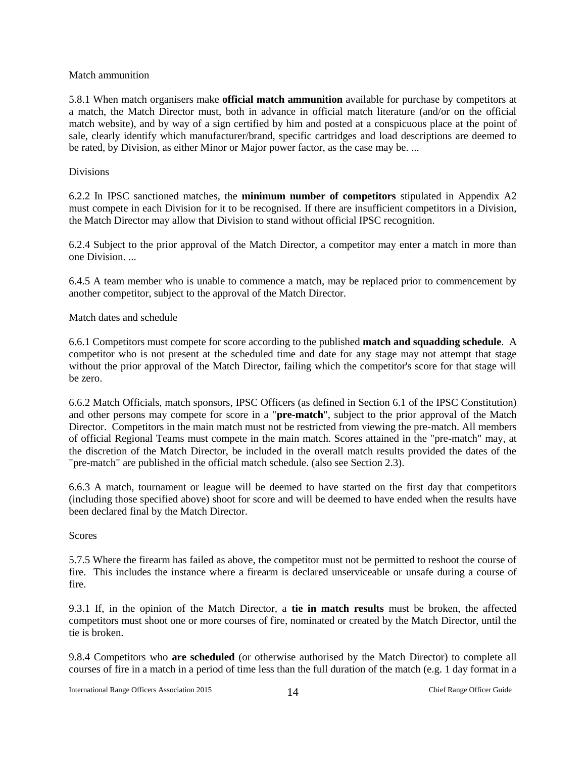Match ammunition

5.8.1 When match organisers make **official match ammunition** available for purchase by competitors at a match, the Match Director must, both in advance in official match literature (and/or on the official match website), and by way of a sign certified by him and posted at a conspicuous place at the point of sale, clearly identify which manufacturer/brand, specific cartridges and load descriptions are deemed to be rated, by Division, as either Minor or Major power factor, as the case may be. ...

Divisions

6.2.2 In IPSC sanctioned matches, the **minimum number of competitors** stipulated in Appendix A2 must compete in each Division for it to be recognised. If there are insufficient competitors in a Division, the Match Director may allow that Division to stand without official IPSC recognition.

6.2.4 Subject to the prior approval of the Match Director, a competitor may enter a match in more than one Division. ...

6.4.5 A team member who is unable to commence a match, may be replaced prior to commencement by another competitor, subject to the approval of the Match Director.

Match dates and schedule

6.6.1 Competitors must compete for score according to the published **match and squadding schedule**. A competitor who is not present at the scheduled time and date for any stage may not attempt that stage without the prior approval of the Match Director, failing which the competitor's score for that stage will be zero.

6.6.2 Match Officials, match sponsors, IPSC Officers (as defined in Section 6.1 of the IPSC Constitution) and other persons may compete for score in a "**pre-match**", subject to the prior approval of the Match Director. Competitors in the main match must not be restricted from viewing the pre-match. All members of official Regional Teams must compete in the main match. Scores attained in the "pre-match" may, at the discretion of the Match Director, be included in the overall match results provided the dates of the "pre-match" are published in the official match schedule. (also see Section 2.3).

6.6.3 A match, tournament or league will be deemed to have started on the first day that competitors (including those specified above) shoot for score and will be deemed to have ended when the results have been declared final by the Match Director.

Scores

5.7.5 Where the firearm has failed as above, the competitor must not be permitted to reshoot the course of fire. This includes the instance where a firearm is declared unserviceable or unsafe during a course of fire.

9.3.1 If, in the opinion of the Match Director, a **tie in match results** must be broken, the affected competitors must shoot one or more courses of fire, nominated or created by the Match Director, until the tie is broken.

9.8.4 Competitors who **are scheduled** (or otherwise authorised by the Match Director) to complete all courses of fire in a match in a period of time less than the full duration of the match (e.g. 1 day format in a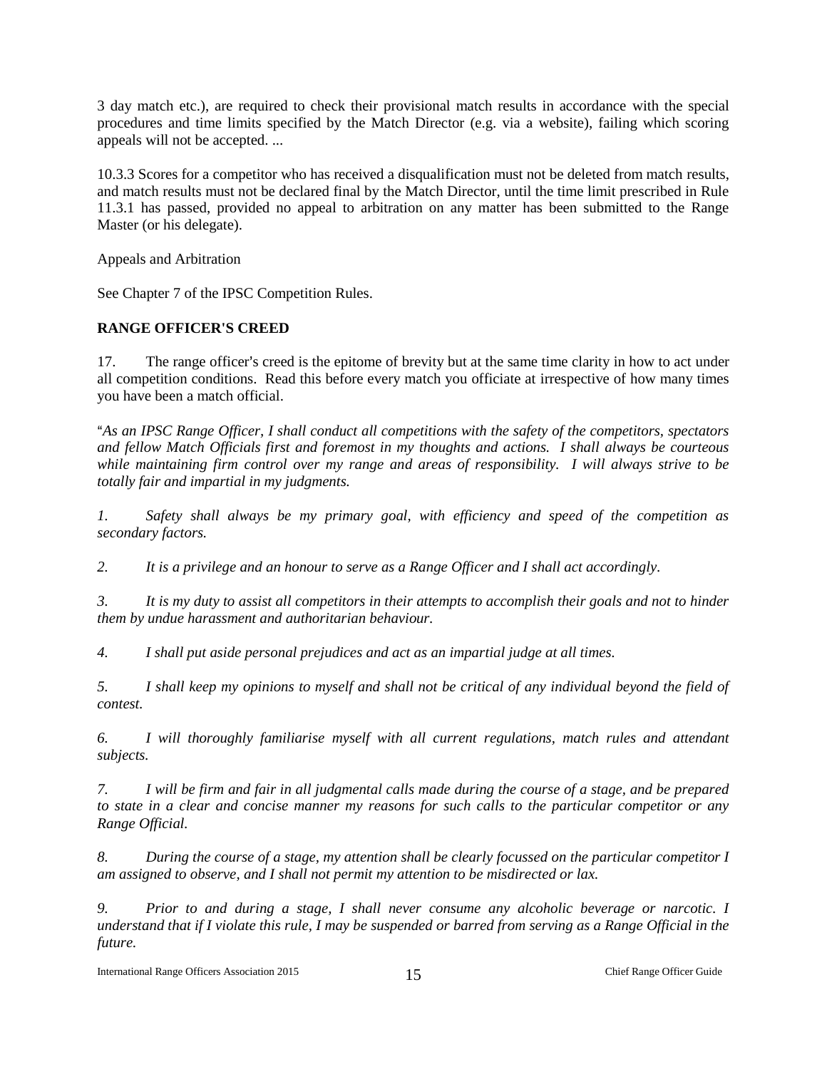3 day match etc.), are required to check their provisional match results in accordance with the special procedures and time limits specified by the Match Director (e.g. via a website), failing which scoring appeals will not be accepted. ...

10.3.3 Scores for a competitor who has received a disqualification must not be deleted from match results, and match results must not be declared final by the Match Director, until the time limit prescribed in Rule 11.3.1 has passed, provided no appeal to arbitration on any matter has been submitted to the Range Master (or his delegate).

Appeals and Arbitration

See Chapter 7 of the IPSC Competition Rules.

## RANGE OFFICER'S CREED

17. The range officer's creed is the epitome of brevity but at the same time clarity in how to act under all competition conditions. Read this before every match you officiate at irrespective of how many times you have been a match official.

"*As an IPSC Range Officer, I shall conduct all competitions with the safety of the competitors, spectators and fellow Match Officials first and foremost in my thoughts and actions. I shall always be courteous while maintaining firm control over my range and areas of responsibility. I will always strive to be totally fair and impartial in my judgments.*

*1. Safety shall always be my primary goal, with efficiency and speed of the competition as secondary factors.*

*2. It is a privilege and an honour to serve as a Range Officer and I shall act accordingly.*

*3. It is my duty to assist all competitors in their attempts to accomplish their goals and not to hinder them by undue harassment and authoritarian behaviour.*

*4. I shall put aside personal prejudices and act as an impartial judge at all times.*

*5. I shall keep my opinions to myself and shall not be critical of any individual beyond the field of contest.*

*6. I will thoroughly familiarise myself with all current regulations, match rules and attendant subjects.*

*7. I will be firm and fair in all judgmental calls made during the course of a stage, and be prepared to state in a clear and concise manner my reasons for such calls to the particular competitor or any Range Official.*

*8. During the course of a stage, my attention shall be clearly focussed on the particular competitor I am assigned to observe, and I shall not permit my attention to be misdirected or lax.*

*9. Prior to and during a stage, I shall never consume any alcoholic beverage or narcotic. I understand that if I violate this rule, I may be suspended or barred from serving as a Range Official in the future.*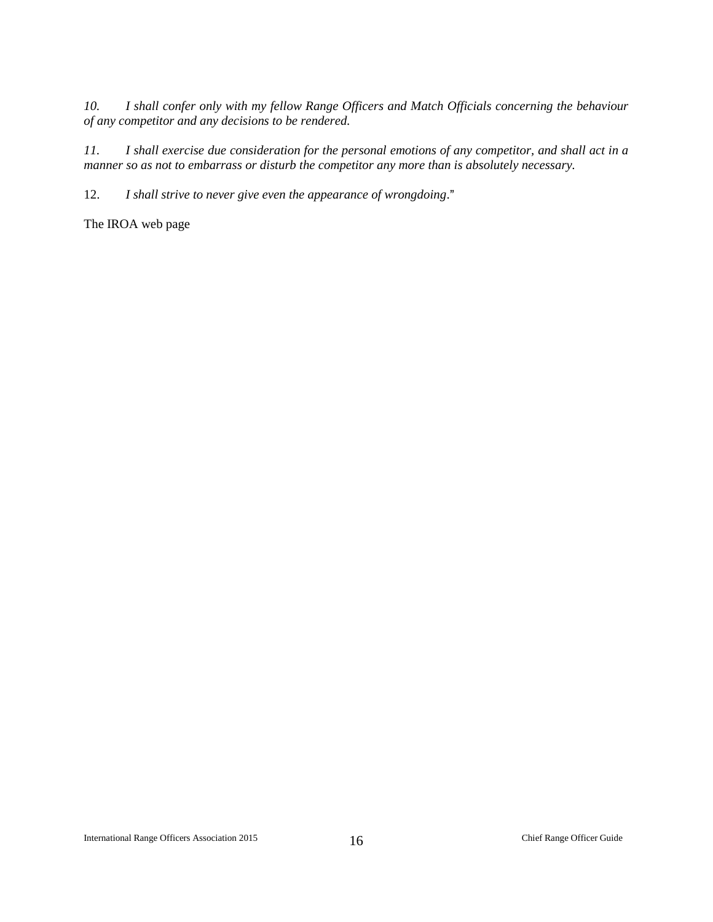*10. I shall confer only with my fellow Range Officers and Match Officials concerning the behaviour of any competitor and any decisions to be rendered.*

*11. I shall exercise due consideration for the personal emotions of any competitor, and shall act in a manner so as not to embarrass or disturb the competitor any more than is absolutely necessary.*

12. *I shall strive to never give even the appearance of wrongdoing*."

The IROA web page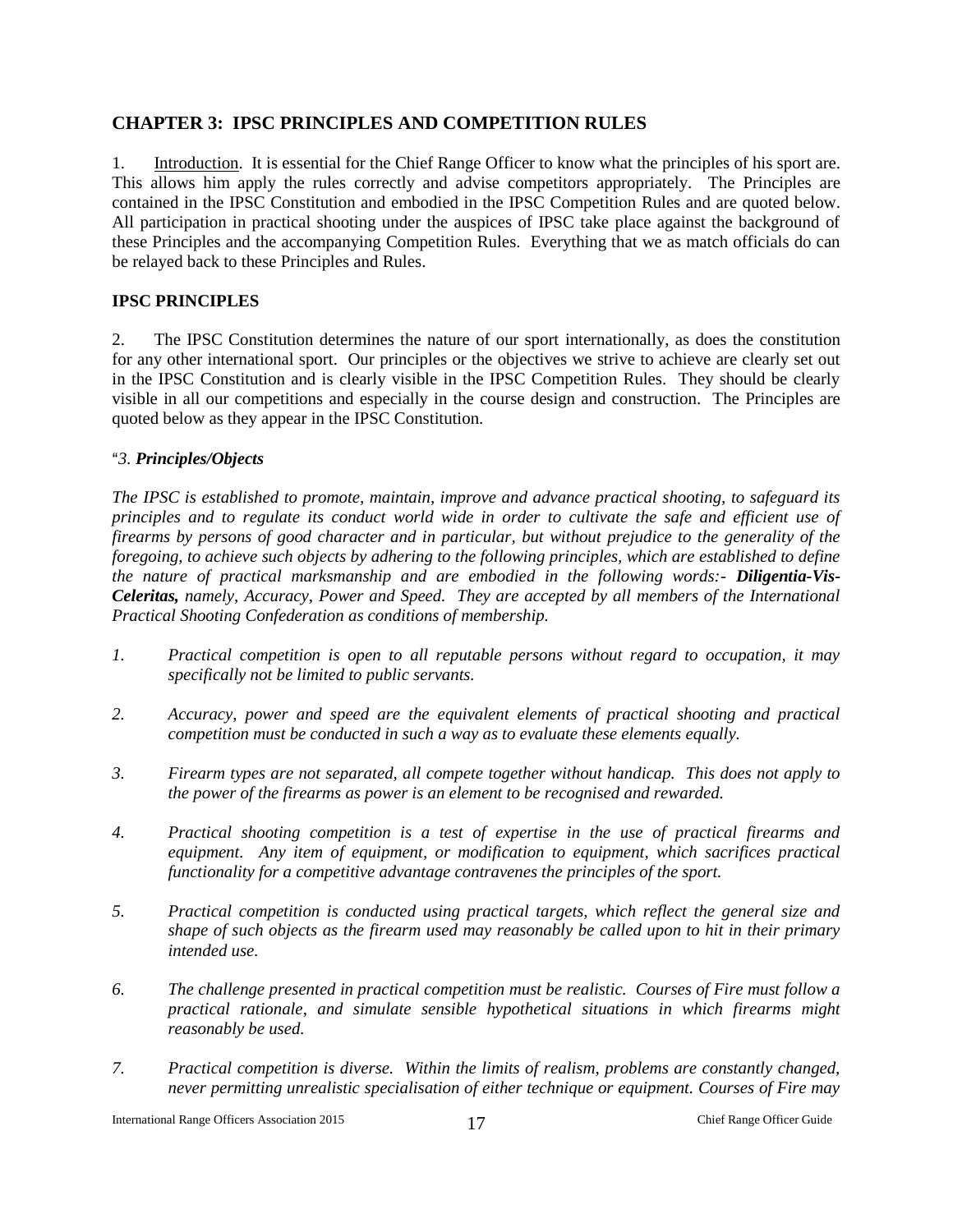## CHAPTER 3: IPSC PRINCIPLES AND COMPETITION RULES

1. Introduction. It is essential for the Chief Range Officer to know what the principles of his sport are. This allows him apply the rules correctly and advise competitors appropriately. The Principles are contained in the IPSC Constitution and embodied in the IPSC Competition Rules and are quoted below. All participation in practical shooting under the auspices of IPSC take place against the background of these Principles and the accompanying Competition Rules. Everything that we as match officials do can be relayed back to these Principles and Rules.

### IPSC PRINCIPLES

2. The IPSC Constitution determines the nature of our sport internationally, as does the constitution for any other international sport. Our principles or the objectives we strive to achieve are clearly set out in the IPSC Constitution and is clearly visible in the IPSC Competition Rules. They should be clearly visible in all our competitions and especially in the course design and construction. The Principles are quoted below as they appear in the IPSC Constitution.

"*3. **Principles/Objects***

*The IPSC is established to promote, maintain, improve and advance practical shooting, to safeguard its principles and to regulate its conduct world wide in order to cultivate the safe and efficient use of firearms by persons of good character and in particular, but without prejudice to the generality of the foregoing, to achieve such objects by adhering to the following principles, which are established to define the nature of practical marksmanship and are embodied in the following words:- **Diligentia-Vis-Celeritas,** namely, Accuracy, Power and Speed. They are accepted by all members of the International Practical Shooting Confederation as conditions of membership.*

1. *Practical competition is open to all reputable persons without regard to occupation, it may specifically not be limited to public servants.*

2. *Accuracy, power and speed are the equivalent elements of practical shooting and practical competition must be conducted in such a way as to evaluate these elements equally.*

3. *Firearm types are not separated, all compete together without handicap. This does not apply to the power of the firearms as power is an element to be recognised and rewarded.*

4. *Practical shooting competition is a test of expertise in the use of practical firearms and equipment. Any item of equipment, or modification to equipment, which sacrifices practical functionality for a competitive advantage contravenes the principles of the sport.*

5. *Practical competition is conducted using practical targets, which reflect the general size and shape of such objects as the firearm used may reasonably be called upon to hit in their primary intended use.*

6. *The challenge presented in practical competition must be realistic. Courses of Fire must follow a practical rationale, and simulate sensible hypothetical situations in which firearms might reasonably be used.*

7. *Practical competition is diverse. Within the limits of realism, problems are constantly changed, never permitting unrealistic specialisation of either technique or equipment. Courses of Fire may*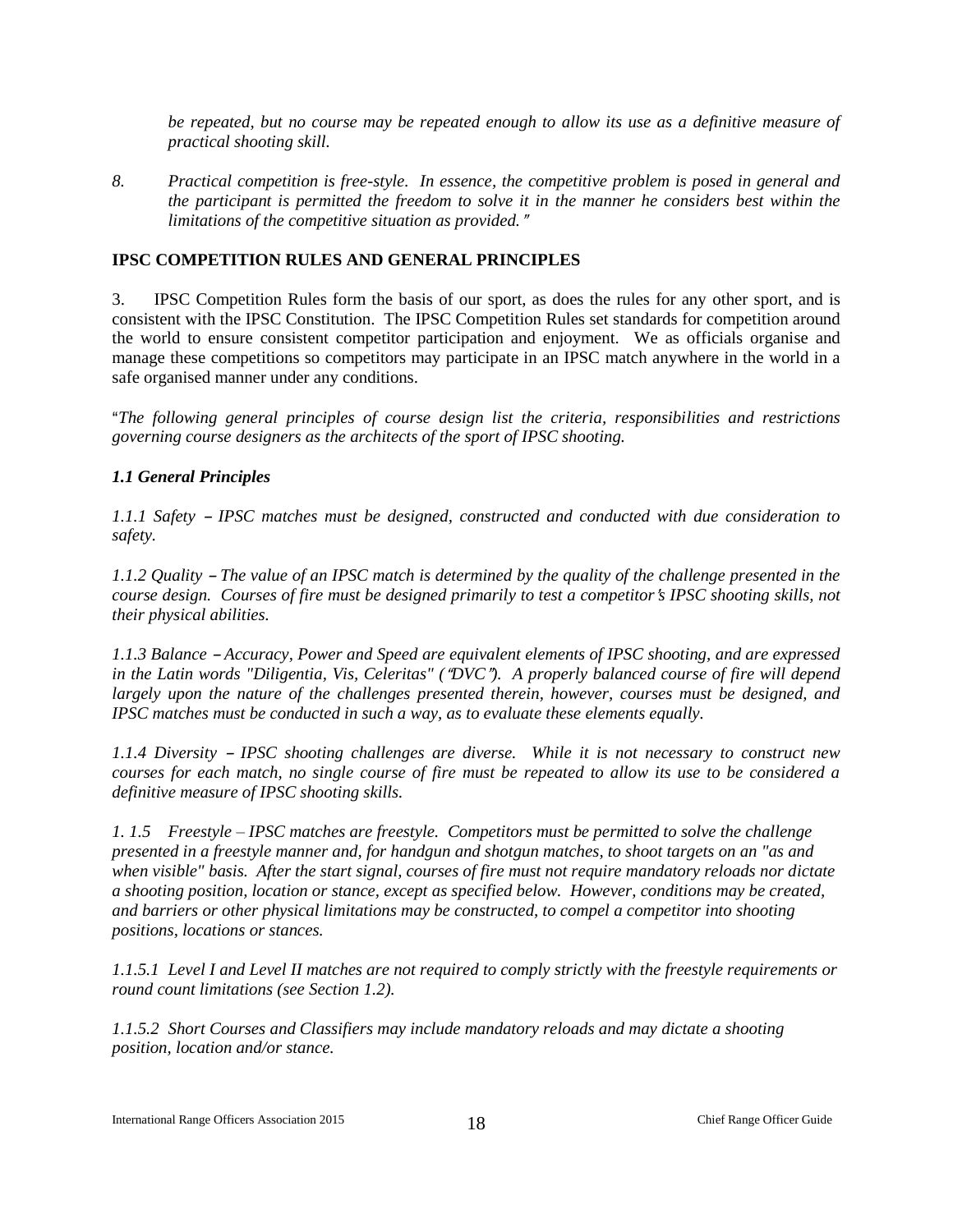*be repeated, but no course may be repeated enough to allow its use as a definitive measure of practical shooting skill.*

8. *Practical competition is free-style. In essence, the competitive problem is posed in general and the participant is permitted the freedom to solve it in the manner he considers best within the limitations of the competitive situation as provided."*

**IPSC COMPETITION RULES AND GENERAL PRINCIPLES**

3. IPSC Competition Rules form the basis of our sport, as does the rules for any other sport, and is consistent with the IPSC Constitution. The IPSC Competition Rules set standards for competition around the world to ensure consistent competitor participation and enjoyment. We as officials organise and manage these competitions so competitors may participate in an IPSC match anywhere in the world in a safe organised manner under any conditions.

"*The following general principles of course design list the criteria, responsibilities and restrictions governing course designers as the architects of the sport of IPSC shooting.*

***1.1 General Principles***

*1.1.1 Safety – IPSC matches must be designed, constructed and conducted with due consideration to safety.*

*1.1.2 Quality – The value of an IPSC match is determined by the quality of the challenge presented in the course design. Courses of fire must be designed primarily to test a competitor's IPSC shooting skills, not their physical abilities.*

*1.1.3 Balance – Accuracy, Power and Speed are equivalent elements of IPSC shooting, and are expressed in the Latin words "Diligentia, Vis, Celeritas" ("DVC"). A properly balanced course of fire will depend largely upon the nature of the challenges presented therein, however, courses must be designed, and IPSC matches must be conducted in such a way, as to evaluate these elements equally.*

*1.1.4 Diversity – IPSC shooting challenges are diverse. While it is not necessary to construct new courses for each match, no single course of fire must be repeated to allow its use to be considered a definitive measure of IPSC shooting skills.*

*1. 1.5 Freestyle – IPSC matches are freestyle. Competitors must be permitted to solve the challenge presented in a freestyle manner and, for handgun and shotgun matches, to shoot targets on an "as and when visible" basis. After the start signal, courses of fire must not require mandatory reloads nor dictate a shooting position, location or stance, except as specified below. However, conditions may be created, and barriers or other physical limitations may be constructed, to compel a competitor into shooting positions, locations or stances.*

*1.1.5.1 Level I and Level II matches are not required to comply strictly with the freestyle requirements or round count limitations (see Section 1.2).*

*1.1.5.2 Short Courses and Classifiers may include mandatory reloads and may dictate a shooting position, location and/or stance.*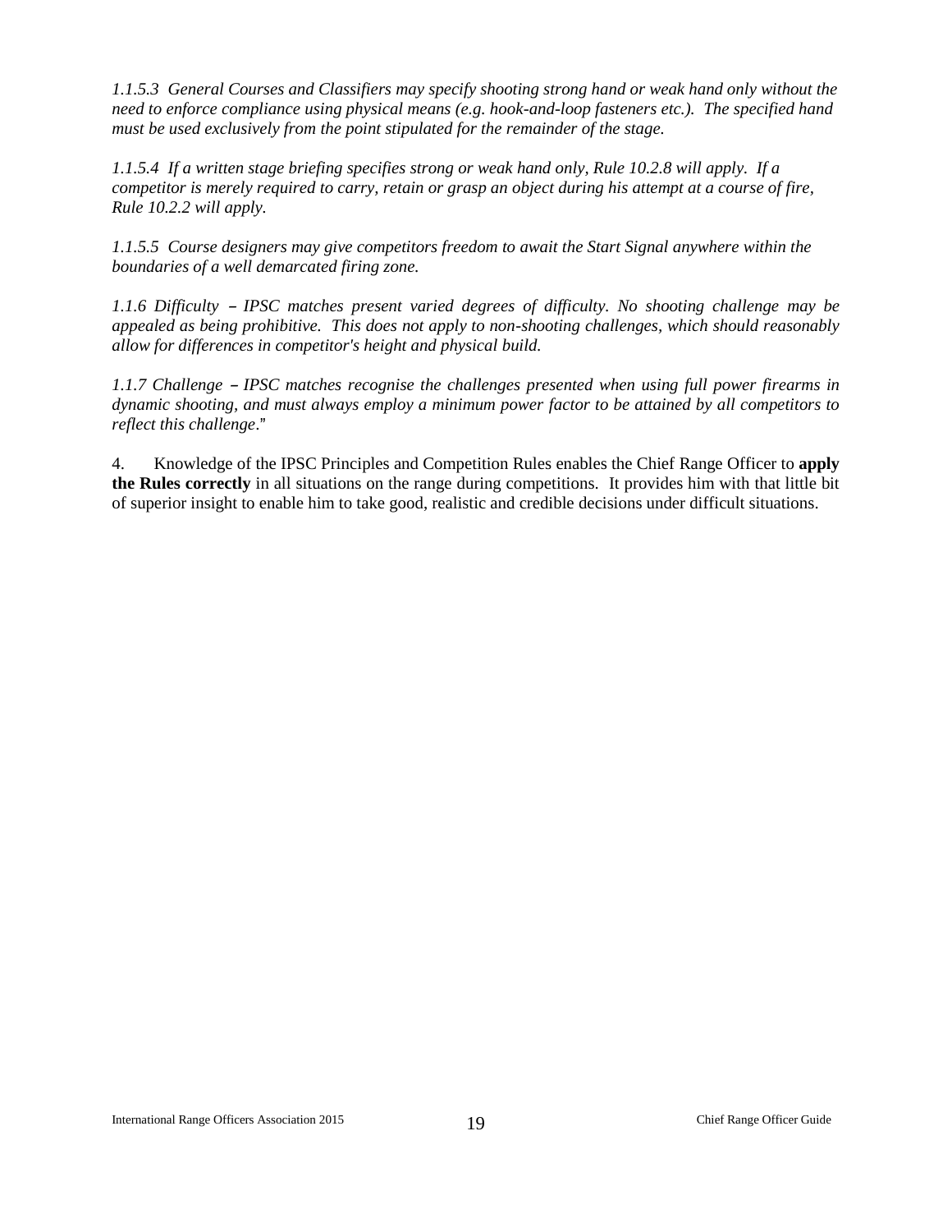*1.1.5.3 General Courses and Classifiers may specify shooting strong hand or weak hand only without the need to enforce compliance using physical means (e.g. hook-and-loop fasteners etc.). The specified hand must be used exclusively from the point stipulated for the remainder of the stage.*

*1.1.5.4 If a written stage briefing specifies strong or weak hand only, Rule 10.2.8 will apply. If a competitor is merely required to carry, retain or grasp an object during his attempt at a course of fire, Rule 10.2.2 will apply.*

*1.1.5.5 Course designers may give competitors freedom to await the Start Signal anywhere within the boundaries of a well demarcated firing zone.*

*1.1.6 Difficulty – IPSC matches present varied degrees of difficulty. No shooting challenge may be appealed as being prohibitive. This does not apply to non-shooting challenges, which should reasonably allow for differences in competitor's height and physical build.*

*1.1.7 Challenge – IPSC matches recognise the challenges presented when using full power firearms in dynamic shooting, and must always employ a minimum power factor to be attained by all competitors to reflect this challenge*."

4. Knowledge of the IPSC Principles and Competition Rules enables the Chief Range Officer to **apply the Rules correctly** in all situations on the range during competitions. It provides him with that little bit of superior insight to enable him to take good, realistic and credible decisions under difficult situations.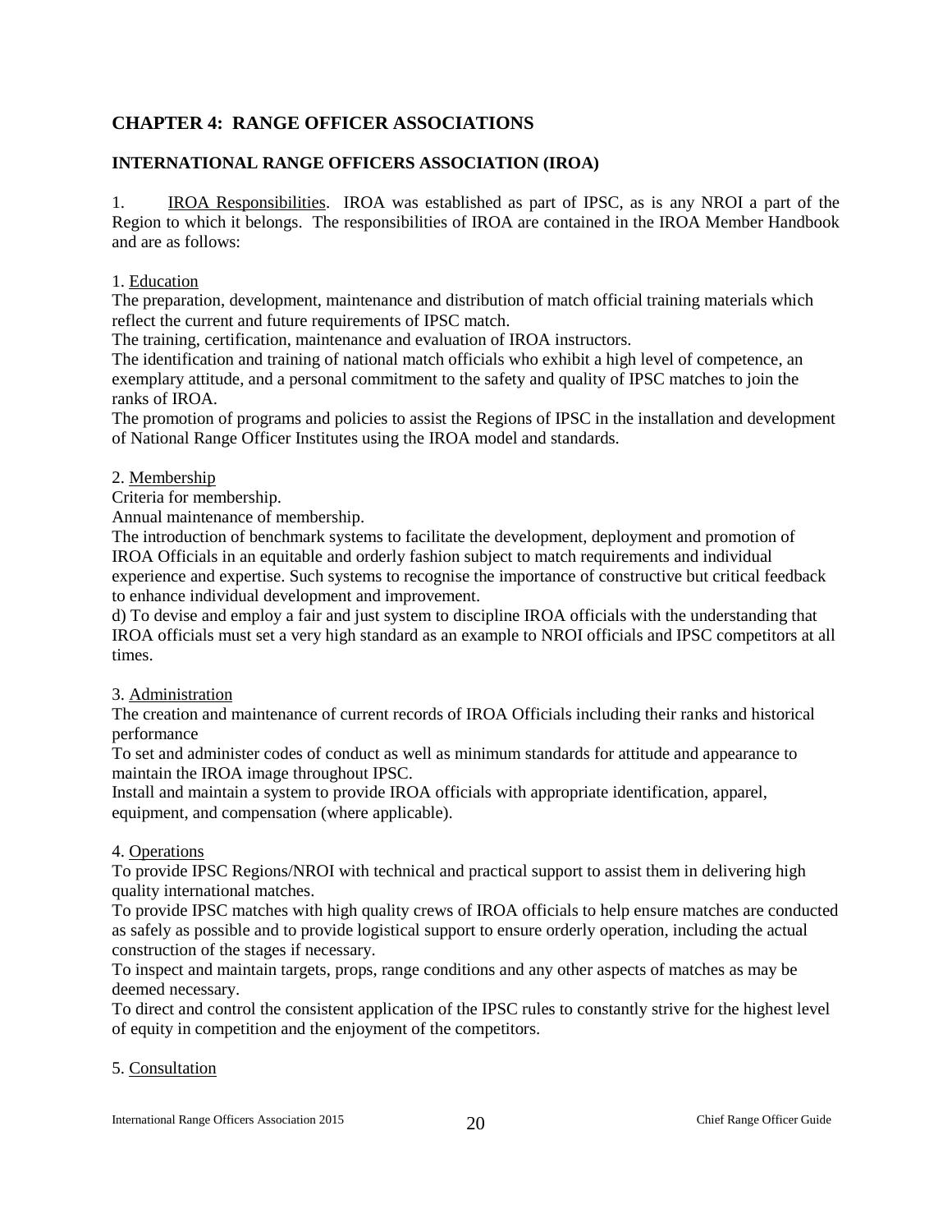## CHAPTER 4: RANGE OFFICER ASSOCIATIONS

### INTERNATIONAL RANGE OFFICERS ASSOCIATION (IROA)

1. IROA Responsibilities. IROA was established as part of IPSC, as is any NROI a part of the Region to which it belongs. The responsibilities of IROA are contained in the IROA Member Handbook and are as follows:

1. Education

The preparation, development, maintenance and distribution of match official training materials which reflect the current and future requirements of IPSC match.

The training, certification, maintenance and evaluation of IROA instructors.

The identification and training of national match officials who exhibit a high level of competence, an exemplary attitude, and a personal commitment to the safety and quality of IPSC matches to join the ranks of IROA.

The promotion of programs and policies to assist the Regions of IPSC in the installation and development of National Range Officer Institutes using the IROA model and standards.

2. Membership

Criteria for membership.

Annual maintenance of membership.

The introduction of benchmark systems to facilitate the development, deployment and promotion of IROA Officials in an equitable and orderly fashion subject to match requirements and individual experience and expertise. Such systems to recognise the importance of constructive but critical feedback to enhance individual development and improvement.

d) To devise and employ a fair and just system to discipline IROA officials with the understanding that IROA officials must set a very high standard as an example to NROI officials and IPSC competitors at all times.

3. Administration

The creation and maintenance of current records of IROA Officials including their ranks and historical performance

To set and administer codes of conduct as well as minimum standards for attitude and appearance to maintain the IROA image throughout IPSC.

Install and maintain a system to provide IROA officials with appropriate identification, apparel, equipment, and compensation (where applicable).

4. Operations

To provide IPSC Regions/NROI with technical and practical support to assist them in delivering high quality international matches.

To provide IPSC matches with high quality crews of IROA officials to help ensure matches are conducted as safely as possible and to provide logistical support to ensure orderly operation, including the actual construction of the stages if necessary.

To inspect and maintain targets, props, range conditions and any other aspects of matches as may be deemed necessary.

To direct and control the consistent application of the IPSC rules to constantly strive for the highest level of equity in competition and the enjoyment of the competitors.

5. Consultation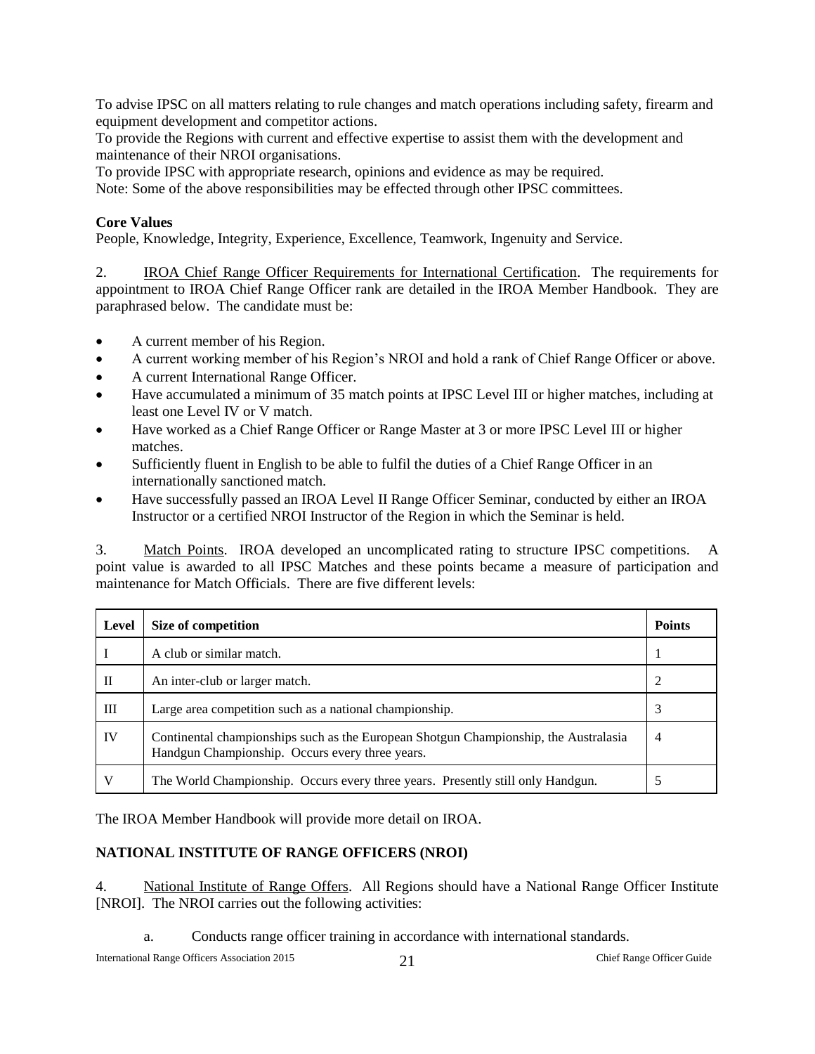To advise IPSC on all matters relating to rule changes and match operations including safety, firearm and equipment development and competitor actions.
To provide the Regions with current and effective expertise to assist them with the development and maintenance of their NROI organisations.
To provide IPSC with appropriate research, opinions and evidence as may be required.
Note: Some of the above responsibilities may be effected through other IPSC committees.

**Core Values**
People, Knowledge, Integrity, Experience, Excellence, Teamwork, Ingenuity and Service.

2. IROA Chief Range Officer Requirements for International Certification. The requirements for appointment to IROA Chief Range Officer rank are detailed in the IROA Member Handbook. They are paraphrased below. The candidate must be:

- A current member of his Region.
- A current working member of his Region's NROI and hold a rank of Chief Range Officer or above.
- A current International Range Officer.
- Have accumulated a minimum of 35 match points at IPSC Level III or higher matches, including at least one Level IV or V match.
- Have worked as a Chief Range Officer or Range Master at 3 or more IPSC Level III or higher matches.
- Sufficiently fluent in English to be able to fulfil the duties of a Chief Range Officer in an internationally sanctioned match.
- Have successfully passed an IROA Level II Range Officer Seminar, conducted by either an IROA Instructor or a certified NROI Instructor of the Region in which the Seminar is held.

3. Match Points. IROA developed an uncomplicated rating to structure IPSC competitions. A point value is awarded to all IPSC Matches and these points became a measure of participation and maintenance for Match Officials. There are five different levels:

| Level | Size of competition | Points |
|---|---|---|
| I | A club or similar match. | 1 |
| II | An inter-club or larger match. | 2 |
| III | Large area competition such as a national championship. | 3 |
| IV | Continental championships such as the European Shotgun Championship, the Australasia Handgun Championship. Occurs every three years. | 4 |
| V | The World Championship. Occurs every three years. Presently still only Handgun. | 5 |

The IROA Member Handbook will provide more detail on IROA.

**NATIONAL INSTITUTE OF RANGE OFFICERS (NROI)**

4. National Institute of Range Offers. All Regions should have a National Range Officer Institute [NROI]. The NROI carries out the following activities:

a. Conducts range officer training in accordance with international standards.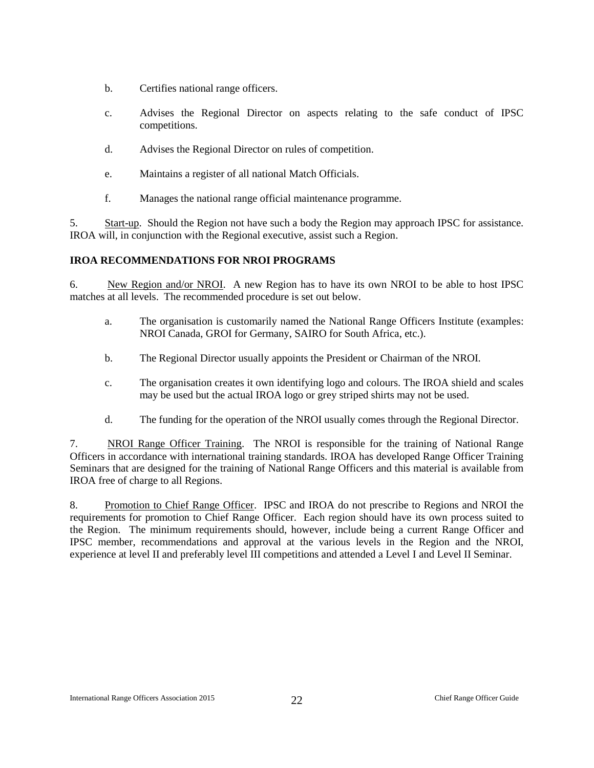b. Certifies national range officers.

c. Advises the Regional Director on aspects relating to the safe conduct of IPSC competitions.

d. Advises the Regional Director on rules of competition.

e. Maintains a register of all national Match Officials.

f. Manages the national range official maintenance programme.

5. <u>Start-up</u>. Should the Region not have such a body the Region may approach IPSC for assistance. IROA will, in conjunction with the Regional executive, assist such a Region.

**IROA RECOMMENDATIONS FOR NROI PROGRAMS**

6. <u>New Region and/or NROI</u>. A new Region has to have its own NROI to be able to host IPSC matches at all levels. The recommended procedure is set out below.

a. The organisation is customarily named the National Range Officers Institute (examples: NROI Canada, GROI for Germany, SAIRO for South Africa, etc.).

b. The Regional Director usually appoints the President or Chairman of the NROI.

c. The organisation creates it own identifying logo and colours. The IROA shield and scales may be used but the actual IROA logo or grey striped shirts may not be used.

d. The funding for the operation of the NROI usually comes through the Regional Director.

7. <u>NROI Range Officer Training</u>. The NROI is responsible for the training of National Range Officers in accordance with international training standards. IROA has developed Range Officer Training Seminars that are designed for the training of National Range Officers and this material is available from IROA free of charge to all Regions.

8. <u>Promotion to Chief Range Officer</u>. IPSC and IROA do not prescribe to Regions and NROI the requirements for promotion to Chief Range Officer. Each region should have its own process suited to the Region. The minimum requirements should, however, include being a current Range Officer and IPSC member, recommendations and approval at the various levels in the Region and the NROI, experience at level II and preferably level III competitions and attended a Level I and Level II Seminar.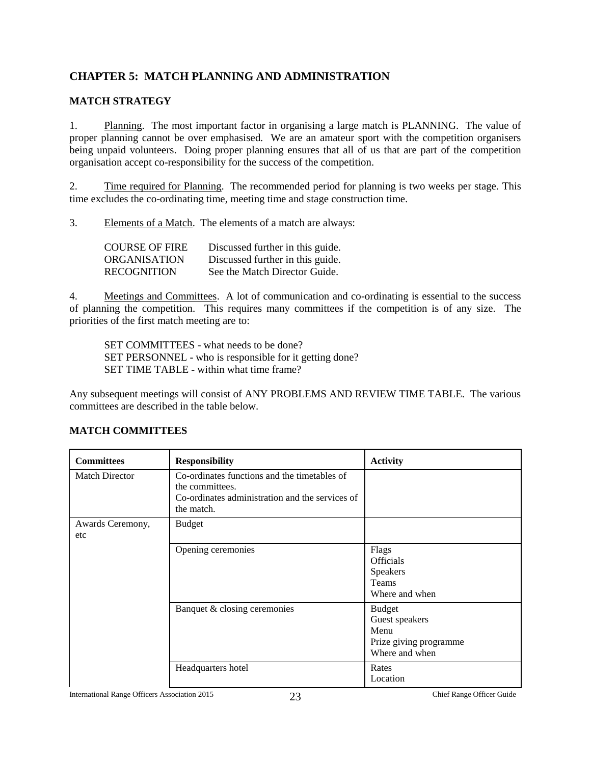## CHAPTER 5: MATCH PLANNING AND ADMINISTRATION

### MATCH STRATEGY

1. Planning. The most important factor in organising a large match is PLANNING. The value of proper planning cannot be over emphasised. We are an amateur sport with the competition organisers being unpaid volunteers. Doing proper planning ensures that all of us that are part of the competition organisation accept co-responsibility for the success of the competition.

2. Time required for Planning. The recommended period for planning is two weeks per stage. This time excludes the co-ordinating time, meeting time and stage construction time.

3. Elements of a Match. The elements of a match are always:

| | |
|---|---|
| COURSE OF FIRE | Discussed further in this guide. |
| ORGANISATION | Discussed further in this guide. |
| RECOGNITION | See the Match Director Guide. |

4. Meetings and Committees. A lot of communication and co-ordinating is essential to the success of planning the competition. This requires many committees if the competition is of any size. The priorities of the first match meeting are to:

SET COMMITTEES - what needs to be done?
SET PERSONNEL - who is responsible for it getting done?
SET TIME TABLE - within what time frame?

Any subsequent meetings will consist of ANY PROBLEMS AND REVIEW TIME TABLE. The various committees are described in the table below.

### MATCH COMMITTEES

| Committees | Responsibility | Activity |
|---|---|---|
| Match Director | Co-ordinates functions and the timetables of the committees.<br>Co-ordinates administration and the services of the match. | |
| Awards Ceremony, etc | Budget | |
| | Opening ceremonies | Flags<br>Officials<br>Speakers<br>Teams<br>Where and when |
| | Banquet & closing ceremonies | Budget<br>Guest speakers<br>Menu<br>Prize giving programme<br>Where and when |
| | Headquarters hotel | Rates<br>Location |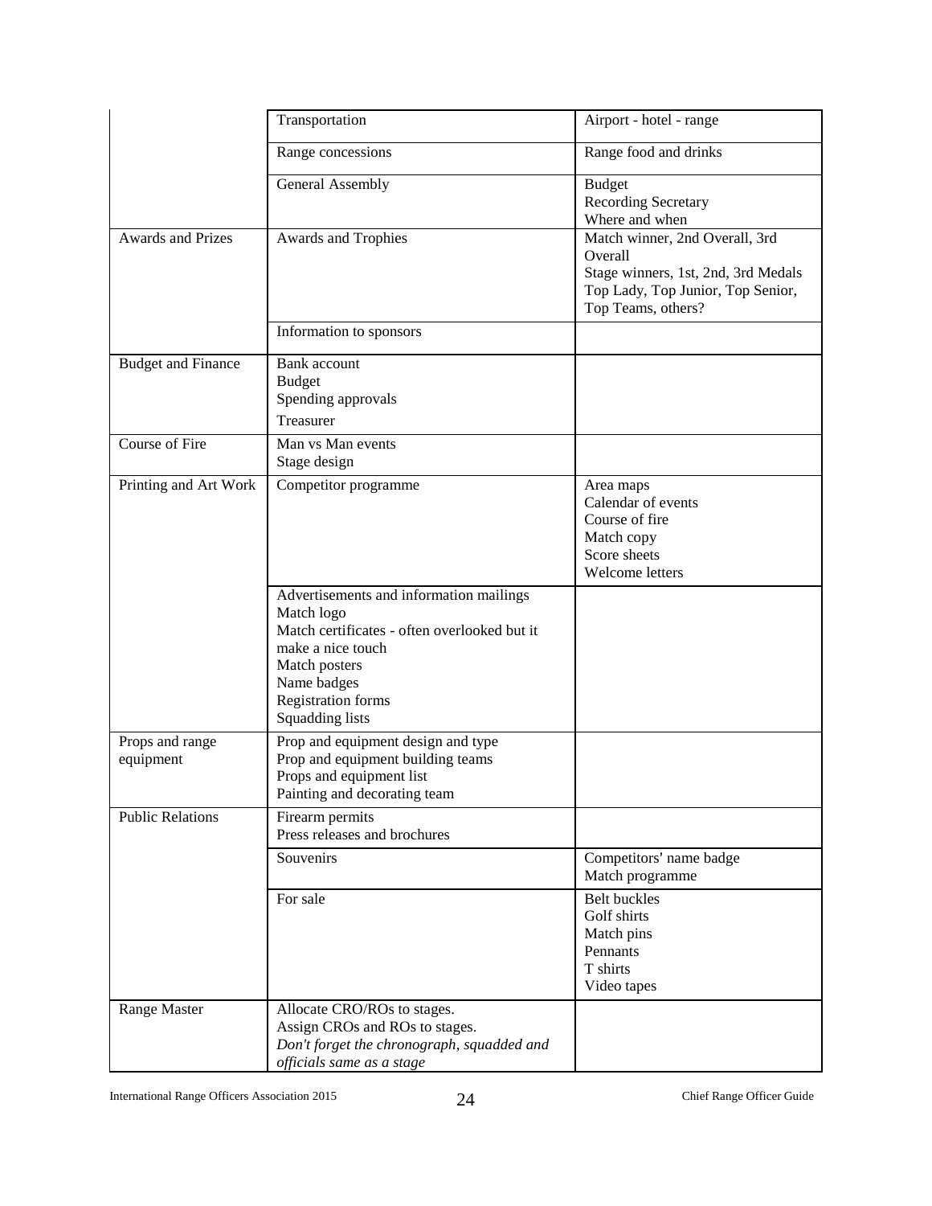|  |  |  |
|---|---|---|
|  | Transportation | Airport - hotel - range |
|  | Range concessions | Range food and drinks |
|  | General Assembly | Budget<br>Recording Secretary<br>Where and when |
| Awards and Prizes | Awards and Trophies | Match winner, 2nd Overall, 3rd Overall<br>Stage winners, 1st, 2nd, 3rd Medals<br>Top Lady, Top Junior, Top Senior, Top Teams, others? |
|  | Information to sponsors |  |
| Budget and Finance | Bank account<br>Budget<br>Spending approvals<br>Treasurer |  |
| Course of Fire | Man vs Man events<br>Stage design |  |
| Printing and Art Work | Competitor programme | Area maps<br>Calendar of events<br>Course of fire<br>Match copy<br>Score sheets<br>Welcome letters |
|  | Advertisements and information mailings<br>Match logo<br>Match certificates - often overlooked but it make a nice touch<br>Match posters<br>Name badges<br>Registration forms<br>Squadding lists |  |
| Props and range equipment | Prop and equipment design and type<br>Prop and equipment building teams<br>Props and equipment list<br>Painting and decorating team |  |
| Public Relations | Firearm permits<br>Press releases and brochures |  |
|  | Souvenirs | Competitors' name badge<br>Match programme |
|  | For sale | Belt buckles<br>Golf shirts<br>Match pins<br>Pennants<br>T shirts<br>Video tapes |
| Range Master | Allocate CRO/ROs to stages.<br>Assign CROs and ROs to stages.<br>*Don't forget the chronograph, squadded and officials same as a stage* |  |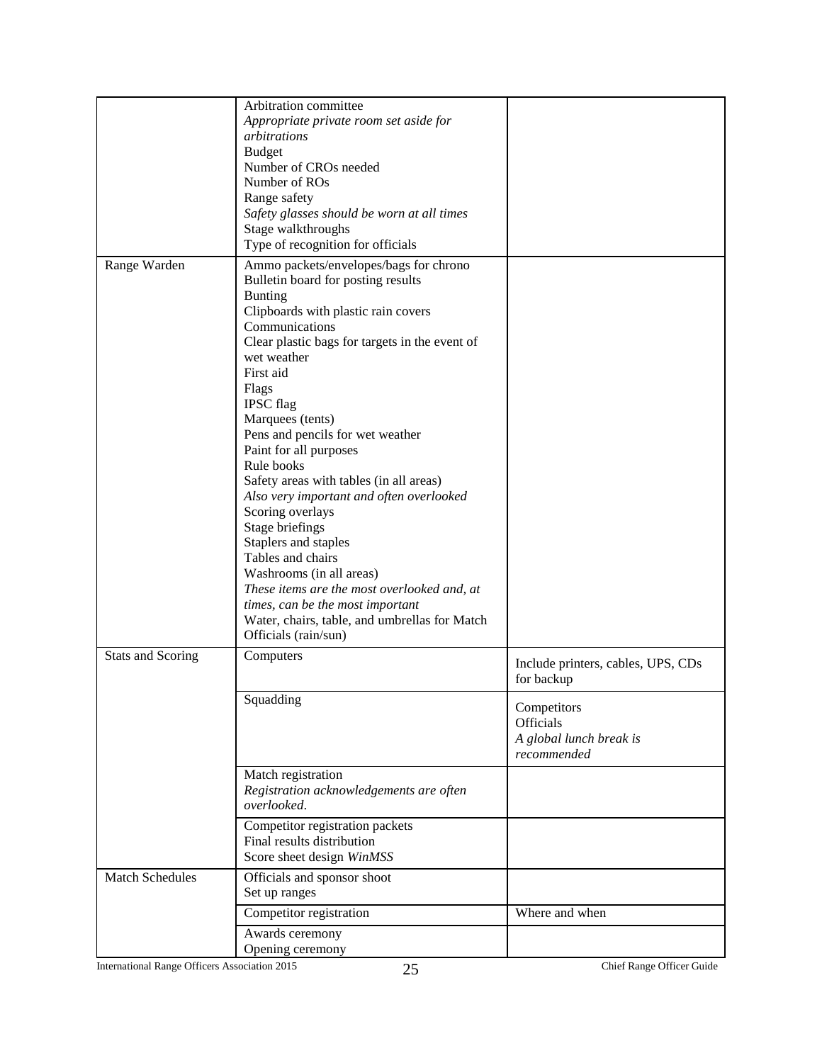| | | |
|---|---|---|
| | Arbitration committee<br>*Appropriate private room set aside for arbitrations*<br>Budget<br>Number of CROs needed<br>Number of ROs<br>Range safety<br>*Safety glasses should be worn at all times*<br>Stage walkthroughs<br>Type of recognition for officials | |
| Range Warden | Ammo packets/envelopes/bags for chrono<br>Bulletin board for posting results<br>Bunting<br>Clipboards with plastic rain covers<br>Communications<br>Clear plastic bags for targets in the event of wet weather<br>First aid<br>Flags<br>IPSC flag<br>Marquees (tents)<br>Pens and pencils for wet weather<br>Paint for all purposes<br>Rule books<br>Safety areas with tables (in all areas)<br>*Also very important and often overlooked*<br>Scoring overlays<br>Stage briefings<br>Staplers and staples<br>Tables and chairs<br>Washrooms (in all areas)<br>*These items are the most overlooked and, at times, can be the most important*<br>Water, chairs, table, and umbrellas for Match Officials (rain/sun) | |
| Stats and Scoring | Computers | Include printers, cables, UPS, CDs for backup |
| | Squadding | Competitors<br>Officials<br>*A global lunch break is recommended* |
| | Match registration<br>*Registration acknowledgements are often overlooked.* | |
| | Competitor registration packets<br>Final results distribution<br>Score sheet design *WinMSS* | |
| Match Schedules | Officials and sponsor shoot<br>Set up ranges | |
| | Competitor registration | Where and when |
| | Awards ceremony<br>Opening ceremony | |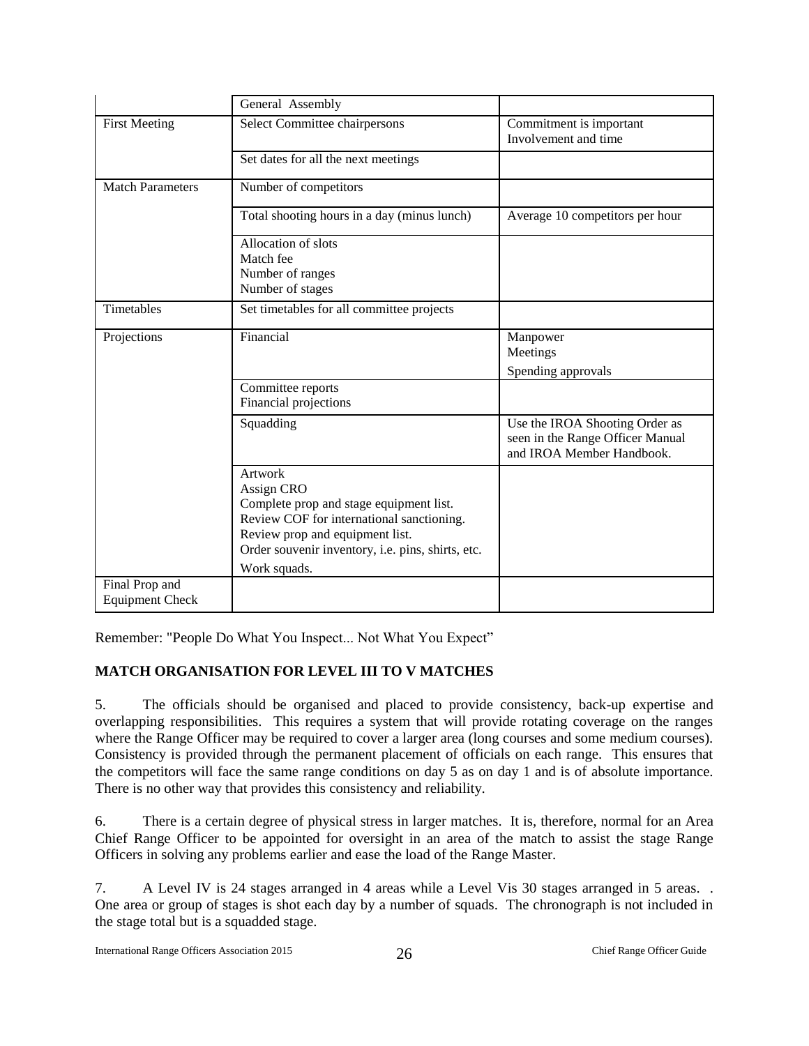| | | |
|---|---|---|
| | General Assembly | |
| First Meeting | Select Committee chairpersons | Commitment is important<br>Involvement and time |
| | Set dates for all the next meetings | |
| Match Parameters | Number of competitors | |
| | Total shooting hours in a day (minus lunch) | Average 10 competitors per hour |
| | Allocation of slots<br>Match fee<br>Number of ranges<br>Number of stages | |
| Timetables | Set timetables for all committee projects | |
| Projections | Financial | Manpower<br>Meetings<br>Spending approvals |
| | Committee reports<br>Financial projections | |
| | Squadding | Use the IROA Shooting Order as seen in the Range Officer Manual and IROA Member Handbook. |
| | Artwork<br>Assign CRO<br>Complete prop and stage equipment list.<br>Review COF for international sanctioning.<br>Review prop and equipment list.<br>Order souvenir inventory, i.e. pins, shirts, etc.<br>Work squads. | |
| Final Prop and Equipment Check | | |

Remember: "People Do What You Inspect... Not What You Expect"

**MATCH ORGANISATION FOR LEVEL III TO V MATCHES**

5. The officials should be organised and placed to provide consistency, back-up expertise and overlapping responsibilities. This requires a system that will provide rotating coverage on the ranges where the Range Officer may be required to cover a larger area (long courses and some medium courses). Consistency is provided through the permanent placement of officials on each range. This ensures that the competitors will face the same range conditions on day 5 as on day 1 and is of absolute importance. There is no other way that provides this consistency and reliability.

6. There is a certain degree of physical stress in larger matches. It is, therefore, normal for an Area Chief Range Officer to be appointed for oversight in an area of the match to assist the stage Range Officers in solving any problems earlier and ease the load of the Range Master.

7. A Level IV is 24 stages arranged in 4 areas while a Level Vis 30 stages arranged in 5 areas. . One area or group of stages is shot each day by a number of squads. The chronograph is not included in the stage total but is a squadded stage.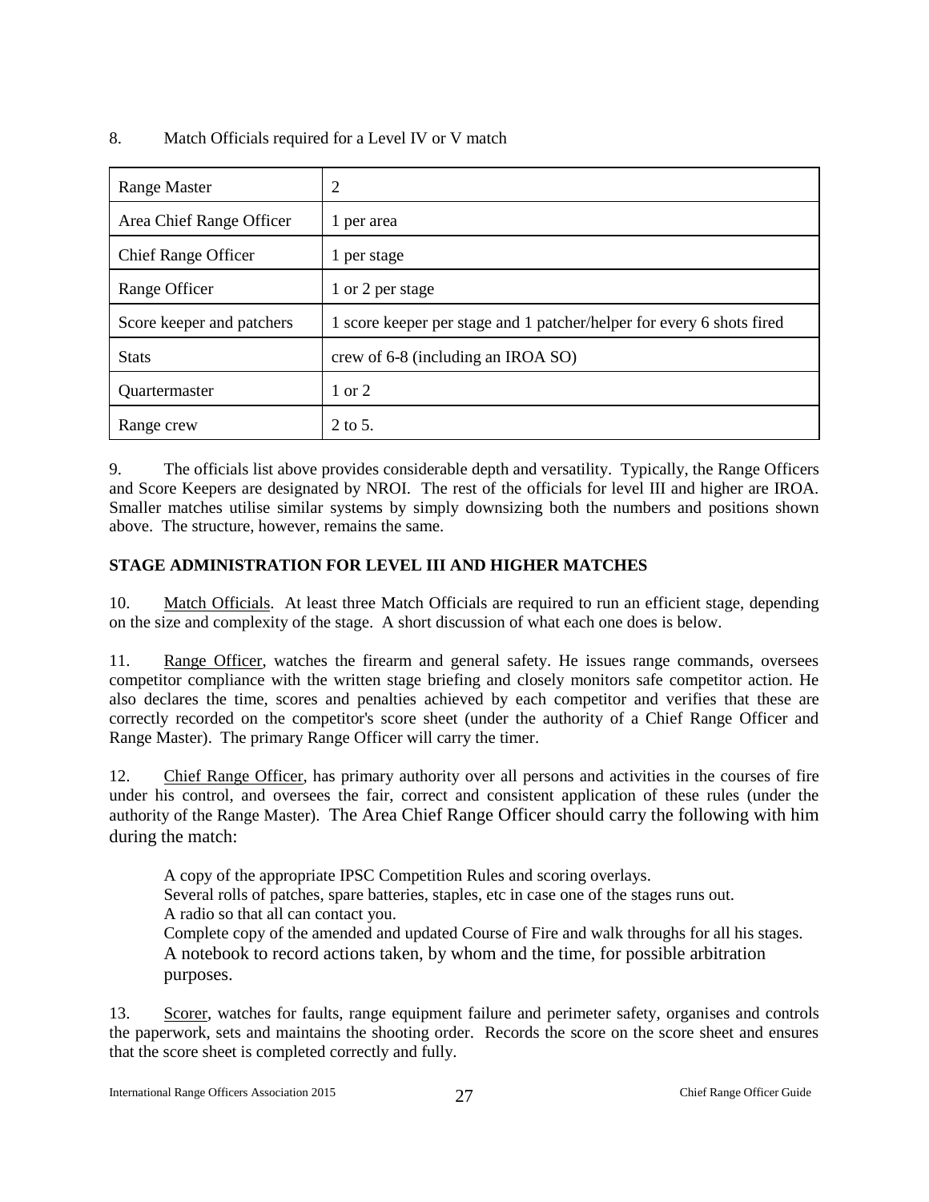8. Match Officials required for a Level IV or V match

| Range Master | 2 |
|---|---|
| Area Chief Range Officer | 1 per area |
| Chief Range Officer | 1 per stage |
| Range Officer | 1 or 2 per stage |
| Score keeper and patchers | 1 score keeper per stage and 1 patcher/helper for every 6 shots fired |
| Stats | crew of 6-8 (including an IROA SO) |
| Quartermaster | 1 or 2 |
| Range crew | 2 to 5. |

9. The officials list above provides considerable depth and versatility. Typically, the Range Officers and Score Keepers are designated by NROI. The rest of the officials for level III and higher are IROA. Smaller matches utilise similar systems by simply downsizing both the numbers and positions shown above. The structure, however, remains the same.

**STAGE ADMINISTRATION FOR LEVEL III AND HIGHER MATCHES**

10. Match Officials. At least three Match Officials are required to run an efficient stage, depending on the size and complexity of the stage. A short discussion of what each one does is below.

11. Range Officer, watches the firearm and general safety. He issues range commands, oversees competitor compliance with the written stage briefing and closely monitors safe competitor action. He also declares the time, scores and penalties achieved by each competitor and verifies that these are correctly recorded on the competitor's score sheet (under the authority of a Chief Range Officer and Range Master). The primary Range Officer will carry the timer.

12. Chief Range Officer, has primary authority over all persons and activities in the courses of fire under his control, and oversees the fair, correct and consistent application of these rules (under the authority of the Range Master). The Area Chief Range Officer should carry the following with him during the match:

A copy of the appropriate IPSC Competition Rules and scoring overlays.
Several rolls of patches, spare batteries, staples, etc in case one of the stages runs out.
A radio so that all can contact you.
Complete copy of the amended and updated Course of Fire and walk throughs for all his stages.
A notebook to record actions taken, by whom and the time, for possible arbitration purposes.

13. Scorer, watches for faults, range equipment failure and perimeter safety, organises and controls the paperwork, sets and maintains the shooting order. Records the score on the score sheet and ensures that the score sheet is completed correctly and fully.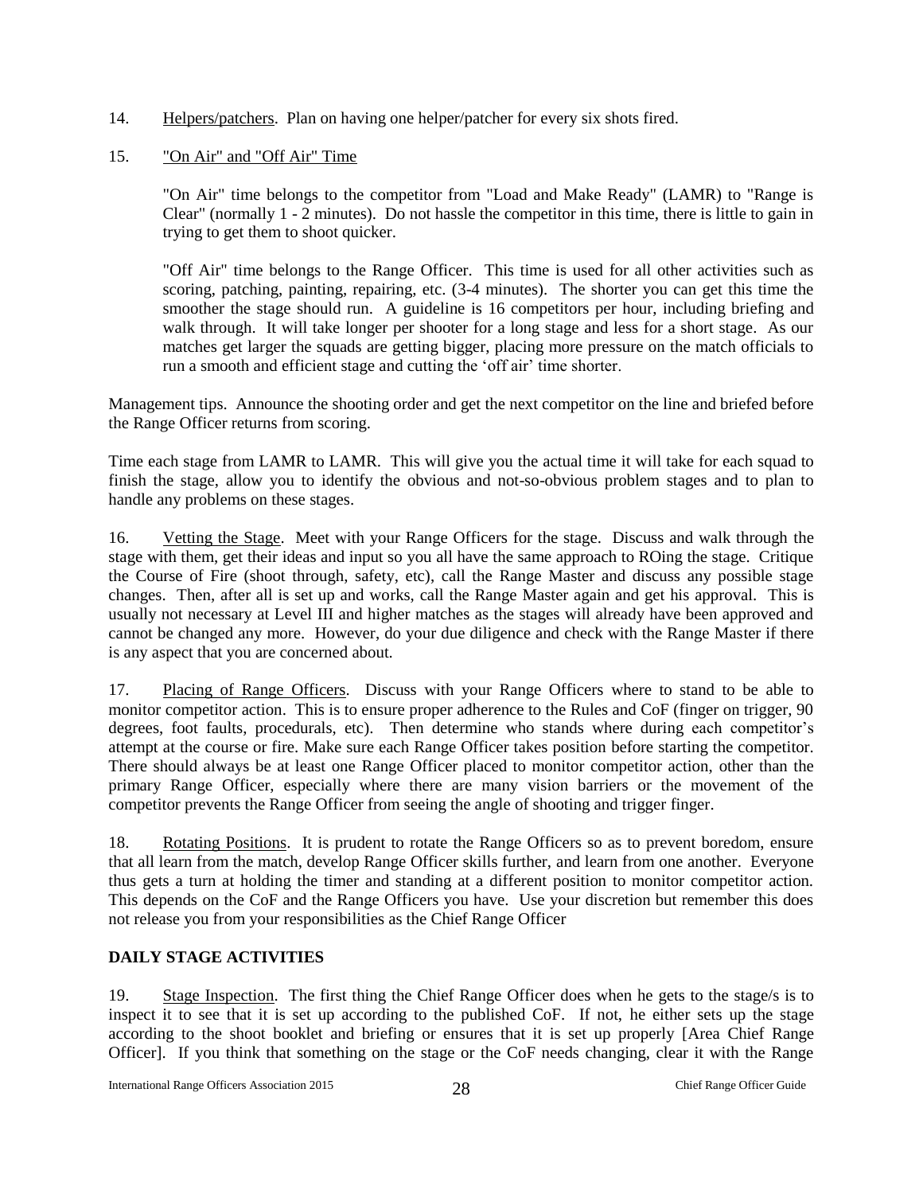14. Helpers/patchers. Plan on having one helper/patcher for every six shots fired.

15. "On Air" and "Off Air" Time

"On Air" time belongs to the competitor from "Load and Make Ready" (LAMR) to "Range is Clear" (normally 1 - 2 minutes). Do not hassle the competitor in this time, there is little to gain in trying to get them to shoot quicker.

"Off Air" time belongs to the Range Officer. This time is used for all other activities such as scoring, patching, painting, repairing, etc. (3-4 minutes). The shorter you can get this time the smoother the stage should run. A guideline is 16 competitors per hour, including briefing and walk through. It will take longer per shooter for a long stage and less for a short stage. As our matches get larger the squads are getting bigger, placing more pressure on the match officials to run a smooth and efficient stage and cutting the 'off air' time shorter.

Management tips. Announce the shooting order and get the next competitor on the line and briefed before the Range Officer returns from scoring.

Time each stage from LAMR to LAMR. This will give you the actual time it will take for each squad to finish the stage, allow you to identify the obvious and not-so-obvious problem stages and to plan to handle any problems on these stages.

16. Vetting the Stage. Meet with your Range Officers for the stage. Discuss and walk through the stage with them, get their ideas and input so you all have the same approach to ROing the stage. Critique the Course of Fire (shoot through, safety, etc), call the Range Master and discuss any possible stage changes. Then, after all is set up and works, call the Range Master again and get his approval. This is usually not necessary at Level III and higher matches as the stages will already have been approved and cannot be changed any more. However, do your due diligence and check with the Range Master if there is any aspect that you are concerned about.

17. Placing of Range Officers. Discuss with your Range Officers where to stand to be able to monitor competitor action. This is to ensure proper adherence to the Rules and CoF (finger on trigger, 90 degrees, foot faults, procedurals, etc). Then determine who stands where during each competitor's attempt at the course or fire. Make sure each Range Officer takes position before starting the competitor. There should always be at least one Range Officer placed to monitor competitor action, other than the primary Range Officer, especially where there are many vision barriers or the movement of the competitor prevents the Range Officer from seeing the angle of shooting and trigger finger.

18. Rotating Positions. It is prudent to rotate the Range Officers so as to prevent boredom, ensure that all learn from the match, develop Range Officer skills further, and learn from one another. Everyone thus gets a turn at holding the timer and standing at a different position to monitor competitor action. This depends on the CoF and the Range Officers you have. Use your discretion but remember this does not release you from your responsibilities as the Chief Range Officer

**DAILY STAGE ACTIVITIES**

19. Stage Inspection. The first thing the Chief Range Officer does when he gets to the stage/s is to inspect it to see that it is set up according to the published CoF. If not, he either sets up the stage according to the shoot booklet and briefing or ensures that it is set up properly [Area Chief Range Officer]. If you think that something on the stage or the CoF needs changing, clear it with the Range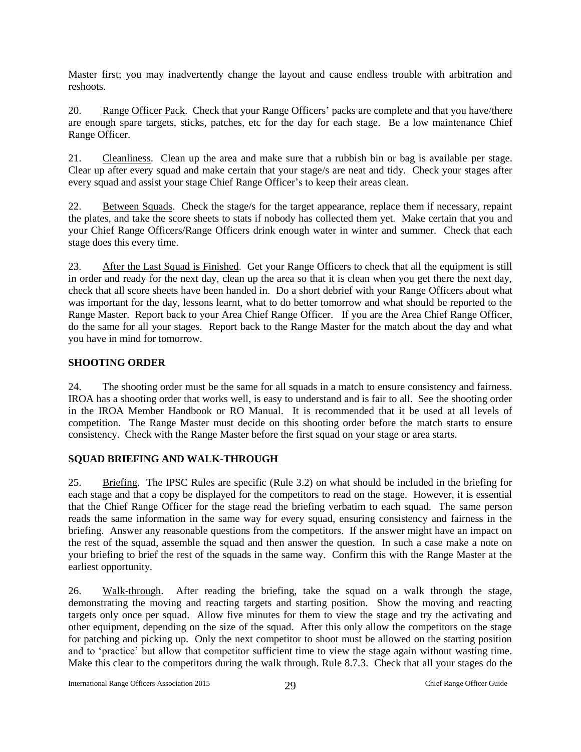Master first; you may inadvertently change the layout and cause endless trouble with arbitration and reshoots.

20. Range Officer Pack. Check that your Range Officers' packs are complete and that you have/there are enough spare targets, sticks, patches, etc for the day for each stage. Be a low maintenance Chief Range Officer.

21. Cleanliness. Clean up the area and make sure that a rubbish bin or bag is available per stage. Clear up after every squad and make certain that your stage/s are neat and tidy. Check your stages after every squad and assist your stage Chief Range Officer's to keep their areas clean.

22. Between Squads. Check the stage/s for the target appearance, replace them if necessary, repaint the plates, and take the score sheets to stats if nobody has collected them yet. Make certain that you and your Chief Range Officers/Range Officers drink enough water in winter and summer. Check that each stage does this every time.

23. After the Last Squad is Finished. Get your Range Officers to check that all the equipment is still in order and ready for the next day, clean up the area so that it is clean when you get there the next day, check that all score sheets have been handed in. Do a short debrief with your Range Officers about what was important for the day, lessons learnt, what to do better tomorrow and what should be reported to the Range Master. Report back to your Area Chief Range Officer. If you are the Area Chief Range Officer, do the same for all your stages. Report back to the Range Master for the match about the day and what you have in mind for tomorrow.

## SHOOTING ORDER

24. The shooting order must be the same for all squads in a match to ensure consistency and fairness. IROA has a shooting order that works well, is easy to understand and is fair to all. See the shooting order in the IROA Member Handbook or RO Manual. It is recommended that it be used at all levels of competition. The Range Master must decide on this shooting order before the match starts to ensure consistency. Check with the Range Master before the first squad on your stage or area starts.

## SQUAD BRIEFING AND WALK-THROUGH

25. Briefing. The IPSC Rules are specific (Rule 3.2) on what should be included in the briefing for each stage and that a copy be displayed for the competitors to read on the stage. However, it is essential that the Chief Range Officer for the stage read the briefing verbatim to each squad. The same person reads the same information in the same way for every squad, ensuring consistency and fairness in the briefing. Answer any reasonable questions from the competitors. If the answer might have an impact on the rest of the squad, assemble the squad and then answer the question. In such a case make a note on your briefing to brief the rest of the squads in the same way. Confirm this with the Range Master at the earliest opportunity.

26. Walk-through. After reading the briefing, take the squad on a walk through the stage, demonstrating the moving and reacting targets and starting position. Show the moving and reacting targets only once per squad. Allow five minutes for them to view the stage and try the activating and other equipment, depending on the size of the squad. After this only allow the competitors on the stage for patching and picking up. Only the next competitor to shoot must be allowed on the starting position and to 'practice' but allow that competitor sufficient time to view the stage again without wasting time. Make this clear to the competitors during the walk through. Rule 8.7.3. Check that all your stages do the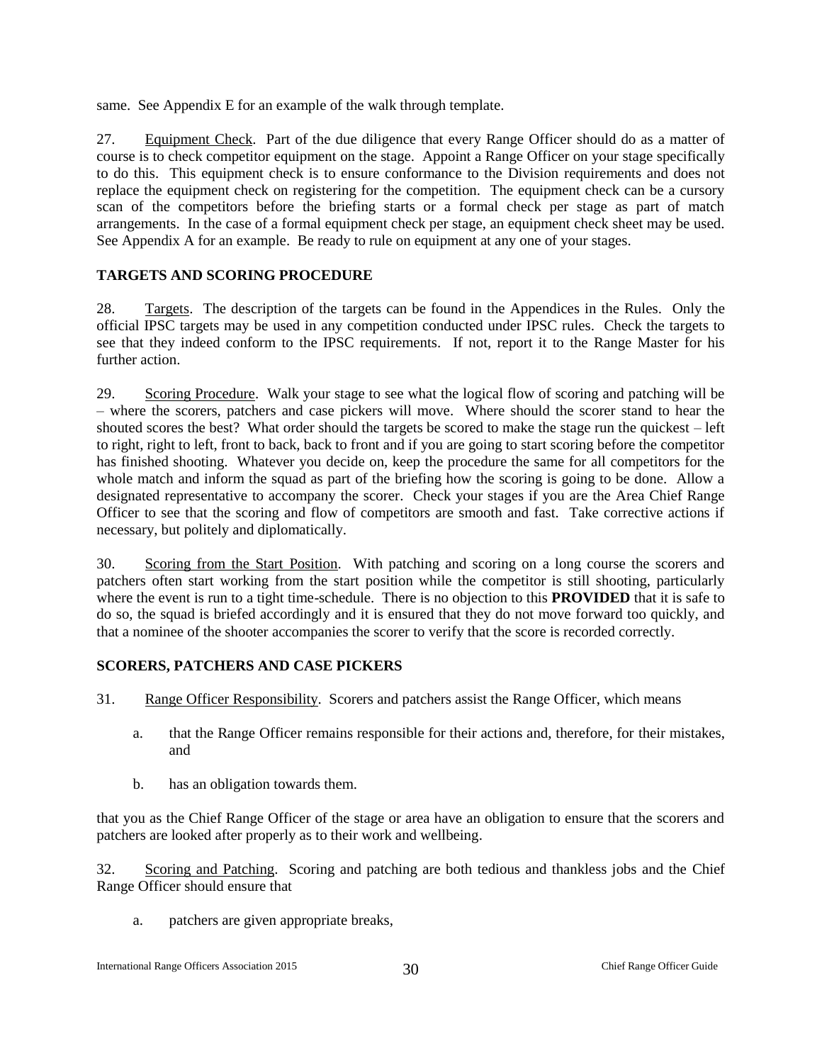same. See Appendix E for an example of the walk through template.

27. Equipment Check. Part of the due diligence that every Range Officer should do as a matter of course is to check competitor equipment on the stage. Appoint a Range Officer on your stage specifically to do this. This equipment check is to ensure conformance to the Division requirements and does not replace the equipment check on registering for the competition. The equipment check can be a cursory scan of the competitors before the briefing starts or a formal check per stage as part of match arrangements. In the case of a formal equipment check per stage, an equipment check sheet may be used. See Appendix A for an example. Be ready to rule on equipment at any one of your stages.

## TARGETS AND SCORING PROCEDURE

28. Targets. The description of the targets can be found in the Appendices in the Rules. Only the official IPSC targets may be used in any competition conducted under IPSC rules. Check the targets to see that they indeed conform to the IPSC requirements. If not, report it to the Range Master for his further action.

29. Scoring Procedure. Walk your stage to see what the logical flow of scoring and patching will be – where the scorers, patchers and case pickers will move. Where should the scorer stand to hear the shouted scores the best? What order should the targets be scored to make the stage run the quickest – left to right, right to left, front to back, back to front and if you are going to start scoring before the competitor has finished shooting. Whatever you decide on, keep the procedure the same for all competitors for the whole match and inform the squad as part of the briefing how the scoring is going to be done. Allow a designated representative to accompany the scorer. Check your stages if you are the Area Chief Range Officer to see that the scoring and flow of competitors are smooth and fast. Take corrective actions if necessary, but politely and diplomatically.

30. Scoring from the Start Position. With patching and scoring on a long course the scorers and patchers often start working from the start position while the competitor is still shooting, particularly where the event is run to a tight time-schedule. There is no objection to this **PROVIDED** that it is safe to do so, the squad is briefed accordingly and it is ensured that they do not move forward too quickly, and that a nominee of the shooter accompanies the scorer to verify that the score is recorded correctly.

## SCORERS, PATCHERS AND CASE PICKERS

31. Range Officer Responsibility. Scorers and patchers assist the Range Officer, which means

  a. that the Range Officer remains responsible for their actions and, therefore, for their mistakes, and

  b. has an obligation towards them.

that you as the Chief Range Officer of the stage or area have an obligation to ensure that the scorers and patchers are looked after properly as to their work and wellbeing.

32. Scoring and Patching. Scoring and patching are both tedious and thankless jobs and the Chief Range Officer should ensure that

  a. patchers are given appropriate breaks,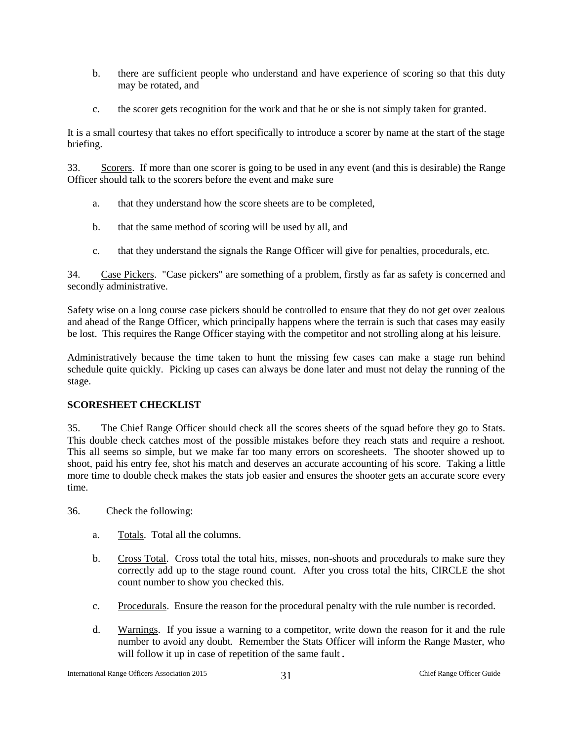b. there are sufficient people who understand and have experience of scoring so that this duty may be rotated, and

c. the scorer gets recognition for the work and that he or she is not simply taken for granted.

It is a small courtesy that takes no effort specifically to introduce a scorer by name at the start of the stage briefing.

33. Scorers. If more than one scorer is going to be used in any event (and this is desirable) the Range Officer should talk to the scorers before the event and make sure

a. that they understand how the score sheets are to be completed,

b. that the same method of scoring will be used by all, and

c. that they understand the signals the Range Officer will give for penalties, procedurals, etc.

34. Case Pickers. "Case pickers" are something of a problem, firstly as far as safety is concerned and secondly administrative.

Safety wise on a long course case pickers should be controlled to ensure that they do not get over zealous and ahead of the Range Officer, which principally happens where the terrain is such that cases may easily be lost. This requires the Range Officer staying with the competitor and not strolling along at his leisure.

Administratively because the time taken to hunt the missing few cases can make a stage run behind schedule quite quickly. Picking up cases can always be done later and must not delay the running of the stage.

## SCORESHEET CHECKLIST

35. The Chief Range Officer should check all the scores sheets of the squad before they go to Stats. This double check catches most of the possible mistakes before they reach stats and require a reshoot. This all seems so simple, but we make far too many errors on scoresheets. The shooter showed up to shoot, paid his entry fee, shot his match and deserves an accurate accounting of his score. Taking a little more time to double check makes the stats job easier and ensures the shooter gets an accurate score every time.

36. Check the following:

a. Totals. Total all the columns.

b. Cross Total. Cross total the total hits, misses, non-shoots and procedurals to make sure they correctly add up to the stage round count. After you cross total the hits, CIRCLE the shot count number to show you checked this.

c. Procedurals. Ensure the reason for the procedural penalty with the rule number is recorded.

d. Warnings. If you issue a warning to a competitor, write down the reason for it and the rule number to avoid any doubt. Remember the Stats Officer will inform the Range Master, who will follow it up in case of repetition of the same fault.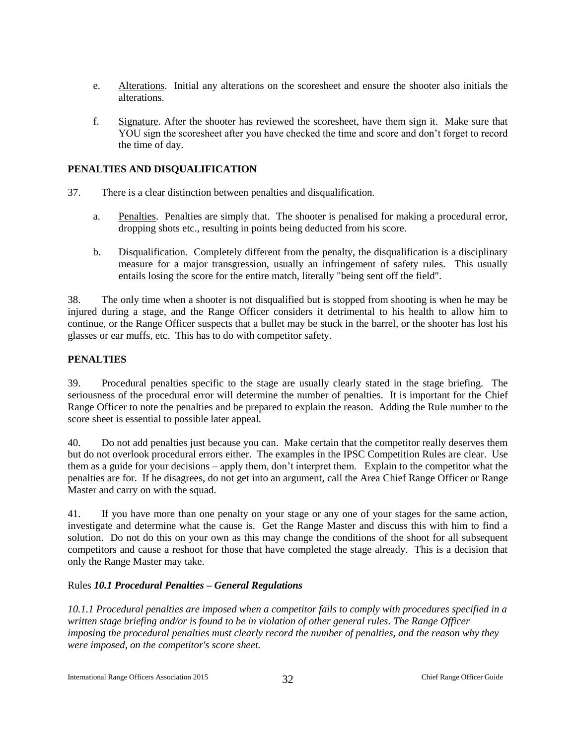e. Underlined "Alterations". Initial any alterations on the scoresheet and ensure the shooter also initials the alterations.

f. Signature. After the shooter has reviewed the scoresheet, have them sign it. Make sure that YOU sign the scoresheet after you have checked the time and score and don't forget to record the time of day.

## PENALTIES AND DISQUALIFICATION

37. There is a clear distinction between penalties and disqualification.

a. Penalties. Penalties are simply that. The shooter is penalised for making a procedural error, dropping shots etc., resulting in points being deducted from his score.

b. Disqualification. Completely different from the penalty, the disqualification is a disciplinary measure for a major transgression, usually an infringement of safety rules. This usually entails losing the score for the entire match, literally "being sent off the field".

38. The only time when a shooter is not disqualified but is stopped from shooting is when he may be injured during a stage, and the Range Officer considers it detrimental to his health to allow him to continue, or the Range Officer suspects that a bullet may be stuck in the barrel, or the shooter has lost his glasses or ear muffs, etc. This has to do with competitor safety.

## PENALTIES

39. Procedural penalties specific to the stage are usually clearly stated in the stage briefing. The seriousness of the procedural error will determine the number of penalties. It is important for the Chief Range Officer to note the penalties and be prepared to explain the reason. Adding the Rule number to the score sheet is essential to possible later appeal.

40. Do not add penalties just because you can. Make certain that the competitor really deserves them but do not overlook procedural errors either. The examples in the IPSC Competition Rules are clear. Use them as a guide for your decisions – apply them, don't interpret them. Explain to the competitor what the penalties are for. If he disagrees, do not get into an argument, call the Area Chief Range Officer or Range Master and carry on with the squad.

41. If you have more than one penalty on your stage or any one of your stages for the same action, investigate and determine what the cause is. Get the Range Master and discuss this with him to find a solution. Do not do this on your own as this may change the conditions of the shoot for all subsequent competitors and cause a reshoot for those that have completed the stage already. This is a decision that only the Range Master may take.

Rules ***10.1 Procedural Penalties – General Regulations***

*10.1.1 Procedural penalties are imposed when a competitor fails to comply with procedures specified in a written stage briefing and/or is found to be in violation of other general rules. The Range Officer imposing the procedural penalties must clearly record the number of penalties, and the reason why they were imposed, on the competitor's score sheet.*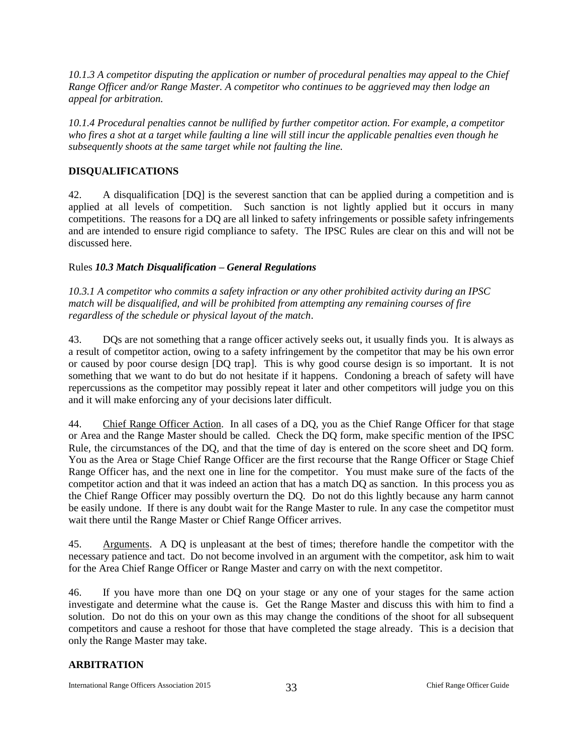*10.1.3 A competitor disputing the application or number of procedural penalties may appeal to the Chief Range Officer and/or Range Master. A competitor who continues to be aggrieved may then lodge an appeal for arbitration.*

*10.1.4 Procedural penalties cannot be nullified by further competitor action. For example, a competitor who fires a shot at a target while faulting a line will still incur the applicable penalties even though he subsequently shoots at the same target while not faulting the line.*

## DISQUALIFICATIONS

42. A disqualification [DQ] is the severest sanction that can be applied during a competition and is applied at all levels of competition. Such sanction is not lightly applied but it occurs in many competitions. The reasons for a DQ are all linked to safety infringements or possible safety infringements and are intended to ensure rigid compliance to safety. The IPSC Rules are clear on this and will not be discussed here.

Rules ***10.3 Match Disqualification – General Regulations***

*10.3.1 A competitor who commits a safety infraction or any other prohibited activity during an IPSC match will be disqualified, and will be prohibited from attempting any remaining courses of fire regardless of the schedule or physical layout of the match*.

43. DQs are not something that a range officer actively seeks out, it usually finds you. It is always as a result of competitor action, owing to a safety infringement by the competitor that may be his own error or caused by poor course design [DQ trap]. This is why good course design is so important. It is not something that we want to do but do not hesitate if it happens. Condoning a breach of safety will have repercussions as the competitor may possibly repeat it later and other competitors will judge you on this and it will make enforcing any of your decisions later difficult.

44. Chief Range Officer Action. In all cases of a DQ, you as the Chief Range Officer for that stage or Area and the Range Master should be called. Check the DQ form, make specific mention of the IPSC Rule, the circumstances of the DQ, and that the time of day is entered on the score sheet and DQ form. You as the Area or Stage Chief Range Officer are the first recourse that the Range Officer or Stage Chief Range Officer has, and the next one in line for the competitor. You must make sure of the facts of the competitor action and that it was indeed an action that has a match DQ as sanction. In this process you as the Chief Range Officer may possibly overturn the DQ. Do not do this lightly because any harm cannot be easily undone. If there is any doubt wait for the Range Master to rule. In any case the competitor must wait there until the Range Master or Chief Range Officer arrives.

45. Arguments. A DQ is unpleasant at the best of times; therefore handle the competitor with the necessary patience and tact. Do not become involved in an argument with the competitor, ask him to wait for the Area Chief Range Officer or Range Master and carry on with the next competitor.

46. If you have more than one DQ on your stage or any one of your stages for the same action investigate and determine what the cause is. Get the Range Master and discuss this with him to find a solution. Do not do this on your own as this may change the conditions of the shoot for all subsequent competitors and cause a reshoot for those that have completed the stage already. This is a decision that only the Range Master may take.

## ARBITRATION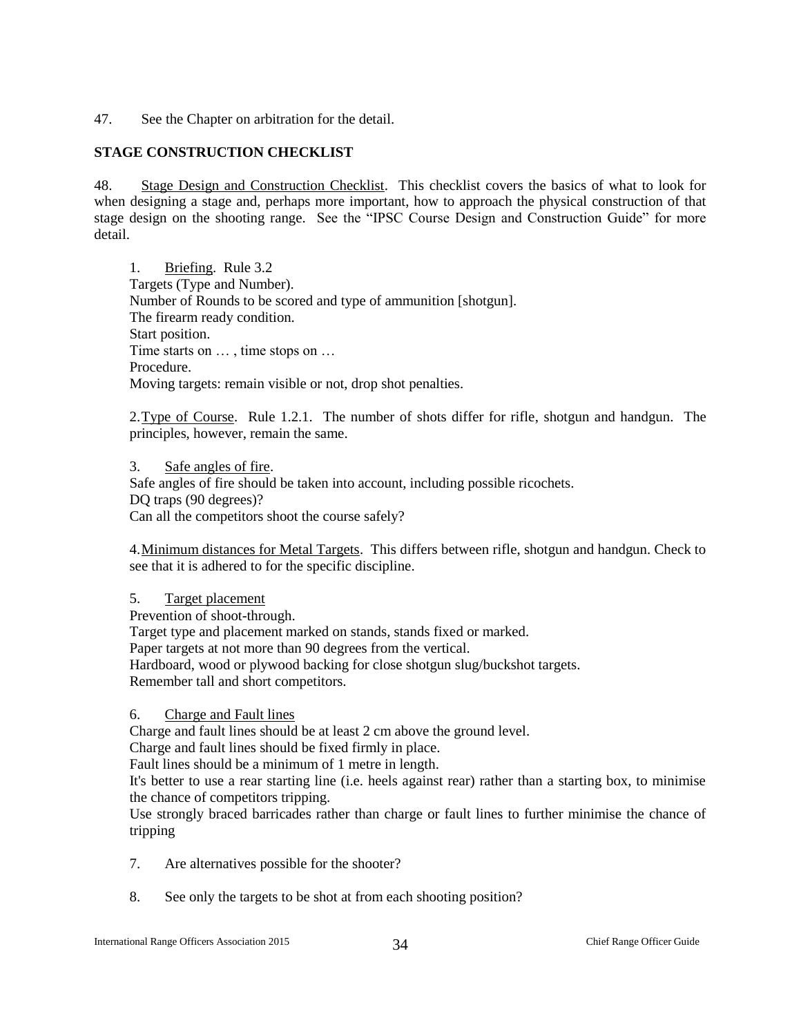47. See the Chapter on arbitration for the detail.

## STAGE CONSTRUCTION CHECKLIST

48. Stage Design and Construction Checklist. This checklist covers the basics of what to look for when designing a stage and, perhaps more important, how to approach the physical construction of that stage design on the shooting range. See the "IPSC Course Design and Construction Guide" for more detail.

1. Briefing. Rule 3.2
Targets (Type and Number).
Number of Rounds to be scored and type of ammunition [shotgun].
The firearm ready condition.
Start position.
Time starts on … , time stops on …
Procedure.
Moving targets: remain visible or not, drop shot penalties.

2. Type of Course. Rule 1.2.1. The number of shots differ for rifle, shotgun and handgun. The principles, however, remain the same.

3. Safe angles of fire.
Safe angles of fire should be taken into account, including possible ricochets.
DQ traps (90 degrees)?
Can all the competitors shoot the course safely?

4. Minimum distances for Metal Targets. This differs between rifle, shotgun and handgun. Check to see that it is adhered to for the specific discipline.

5. Target placement
Prevention of shoot-through.
Target type and placement marked on stands, stands fixed or marked.
Paper targets at not more than 90 degrees from the vertical.
Hardboard, wood or plywood backing for close shotgun slug/buckshot targets.
Remember tall and short competitors.

6. Charge and Fault lines
Charge and fault lines should be at least 2 cm above the ground level.
Charge and fault lines should be fixed firmly in place.
Fault lines should be a minimum of 1 metre in length.
It's better to use a rear starting line (i.e. heels against rear) rather than a starting box, to minimise the chance of competitors tripping.
Use strongly braced barricades rather than charge or fault lines to further minimise the chance of tripping

7. Are alternatives possible for the shooter?

8. See only the targets to be shot at from each shooting position?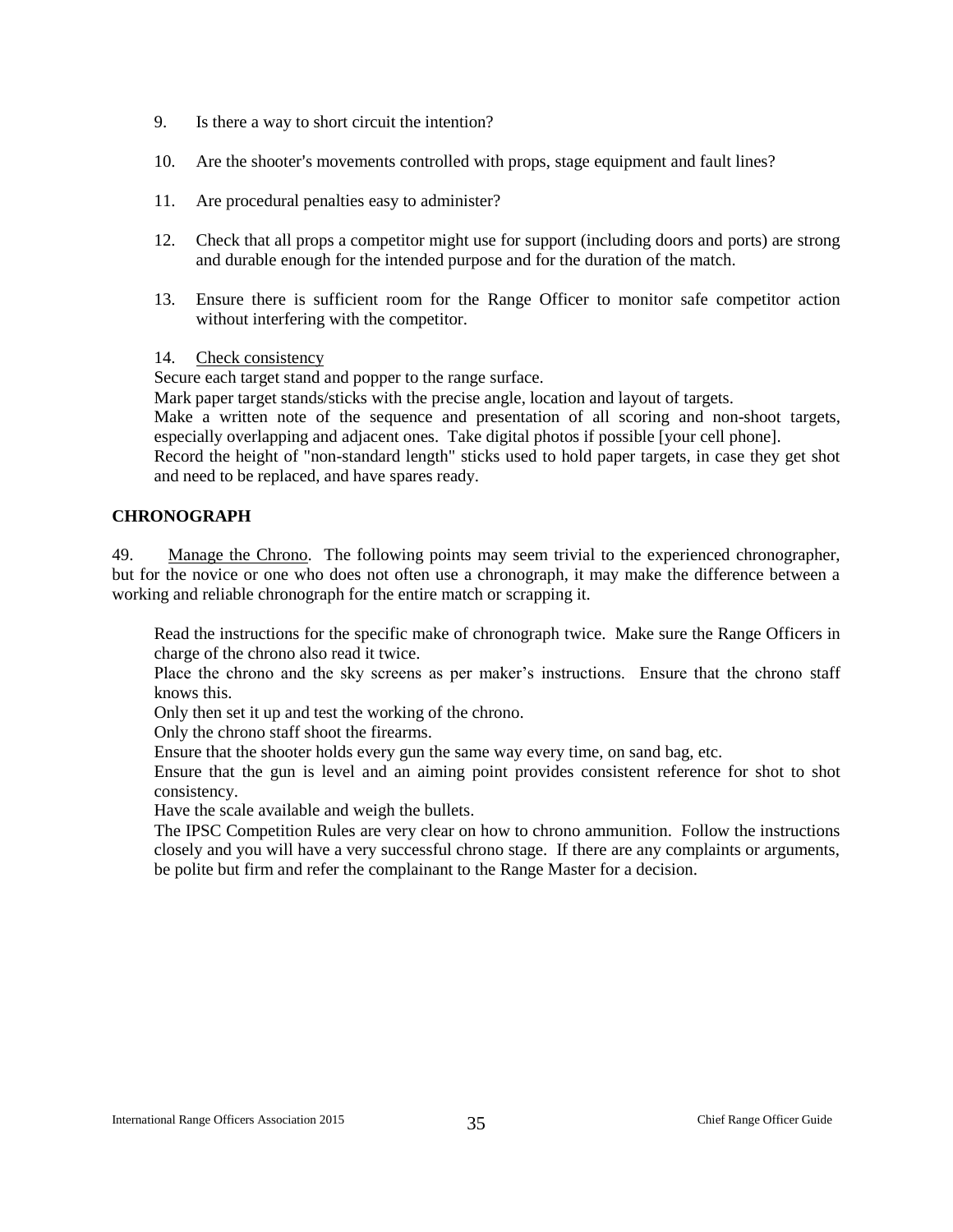9. Is there a way to short circuit the intention?

10. Are the shooter's movements controlled with props, stage equipment and fault lines?

11. Are procedural penalties easy to administer?

12. Check that all props a competitor might use for support (including doors and ports) are strong and durable enough for the intended purpose and for the duration of the match.

13. Ensure there is sufficient room for the Range Officer to monitor safe competitor action without interfering with the competitor.

14. <u>Check consistency</u>

Secure each target stand and popper to the range surface.

Mark paper target stands/sticks with the precise angle, location and layout of targets.

Make a written note of the sequence and presentation of all scoring and non-shoot targets, especially overlapping and adjacent ones. Take digital photos if possible [your cell phone].

Record the height of "non-standard length" sticks used to hold paper targets, in case they get shot and need to be replaced, and have spares ready.

**CHRONOGRAPH**

49. <u>Manage the Chrono</u>. The following points may seem trivial to the experienced chronographer, but for the novice or one who does not often use a chronograph, it may make the difference between a working and reliable chronograph for the entire match or scrapping it.

Read the instructions for the specific make of chronograph twice. Make sure the Range Officers in charge of the chrono also read it twice.

Place the chrono and the sky screens as per maker's instructions. Ensure that the chrono staff knows this.

Only then set it up and test the working of the chrono.

Only the chrono staff shoot the firearms.

Ensure that the shooter holds every gun the same way every time, on sand bag, etc.

Ensure that the gun is level and an aiming point provides consistent reference for shot to shot consistency.

Have the scale available and weigh the bullets.

The IPSC Competition Rules are very clear on how to chrono ammunition. Follow the instructions closely and you will have a very successful chrono stage. If there are any complaints or arguments, be polite but firm and refer the complainant to the Range Master for a decision.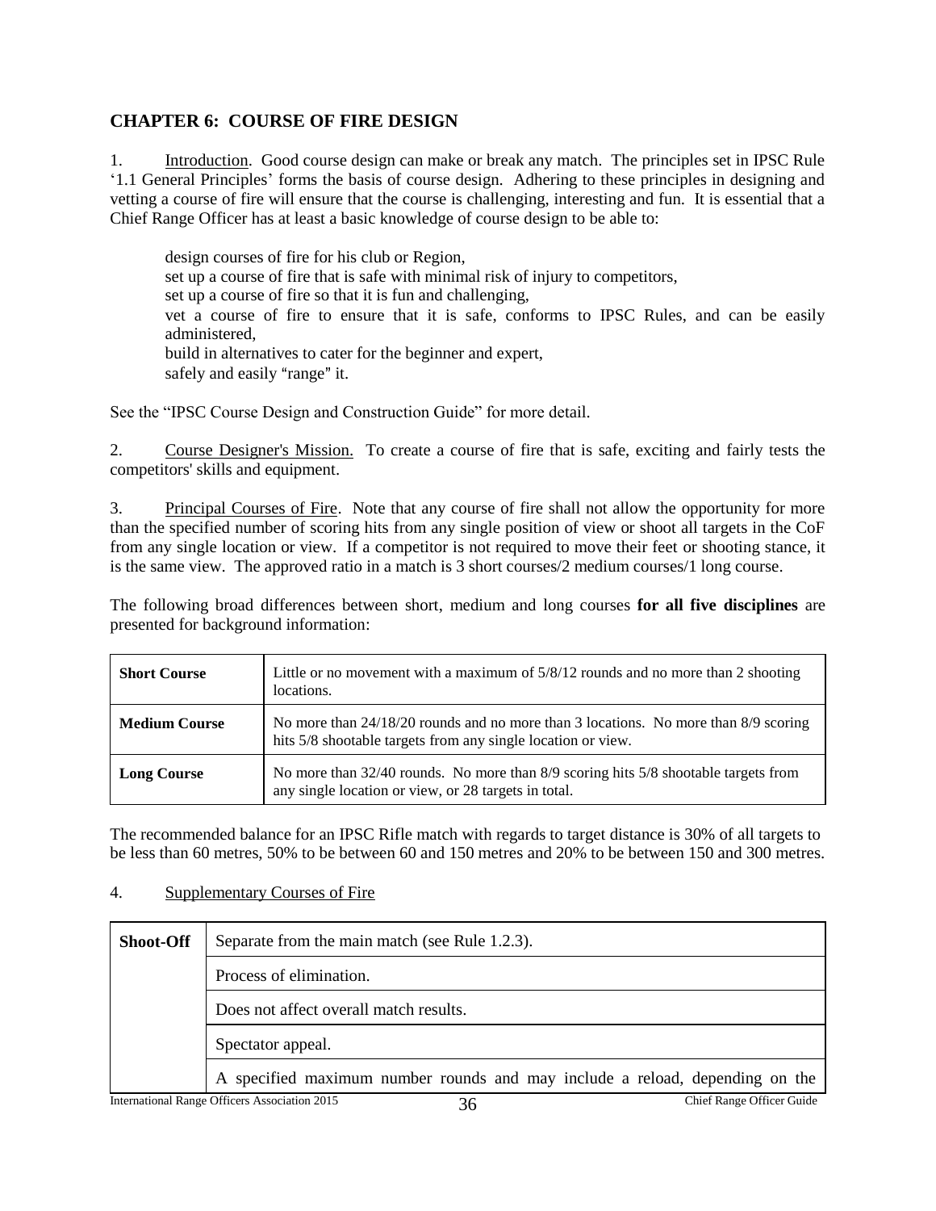## CHAPTER 6: COURSE OF FIRE DESIGN

1. Introduction. Good course design can make or break any match. The principles set in IPSC Rule '1.1 General Principles' forms the basis of course design. Adhering to these principles in designing and vetting a course of fire will ensure that the course is challenging, interesting and fun. It is essential that a Chief Range Officer has at least a basic knowledge of course design to be able to:

- design courses of fire for his club or Region,
- set up a course of fire that is safe with minimal risk of injury to competitors,
- set up a course of fire so that it is fun and challenging,
- vet a course of fire to ensure that it is safe, conforms to IPSC Rules, and can be easily administered,
- build in alternatives to cater for the beginner and expert,
- safely and easily "range" it.

See the "IPSC Course Design and Construction Guide" for more detail.

2. Course Designer's Mission. To create a course of fire that is safe, exciting and fairly tests the competitors' skills and equipment.

3. Principal Courses of Fire. Note that any course of fire shall not allow the opportunity for more than the specified number of scoring hits from any single position of view or shoot all targets in the CoF from any single location or view. If a competitor is not required to move their feet or shooting stance, it is the same view. The approved ratio in a match is 3 short courses/2 medium courses/1 long course.

The following broad differences between short, medium and long courses **for all five disciplines** are presented for background information:

| | |
|---|---|
| **Short Course** | Little or no movement with a maximum of 5/8/12 rounds and no more than 2 shooting locations. |
| **Medium Course** | No more than 24/18/20 rounds and no more than 3 locations. No more than 8/9 scoring hits 5/8 shootable targets from any single location or view. |
| **Long Course** | No more than 32/40 rounds. No more than 8/9 scoring hits 5/8 shootable targets from any single location or view, or 28 targets in total. |

The recommended balance for an IPSC Rifle match with regards to target distance is 30% of all targets to be less than 60 metres, 50% to be between 60 and 150 metres and 20% to be between 150 and 300 metres.

4. Supplementary Courses of Fire

| | |
|---|---|
| **Shoot-Off** | Separate from the main match (see Rule 1.2.3). |
| | Process of elimination. |
| | Does not affect overall match results. |
| | Spectator appeal. |
| | A specified maximum number rounds and may include a reload, depending on the |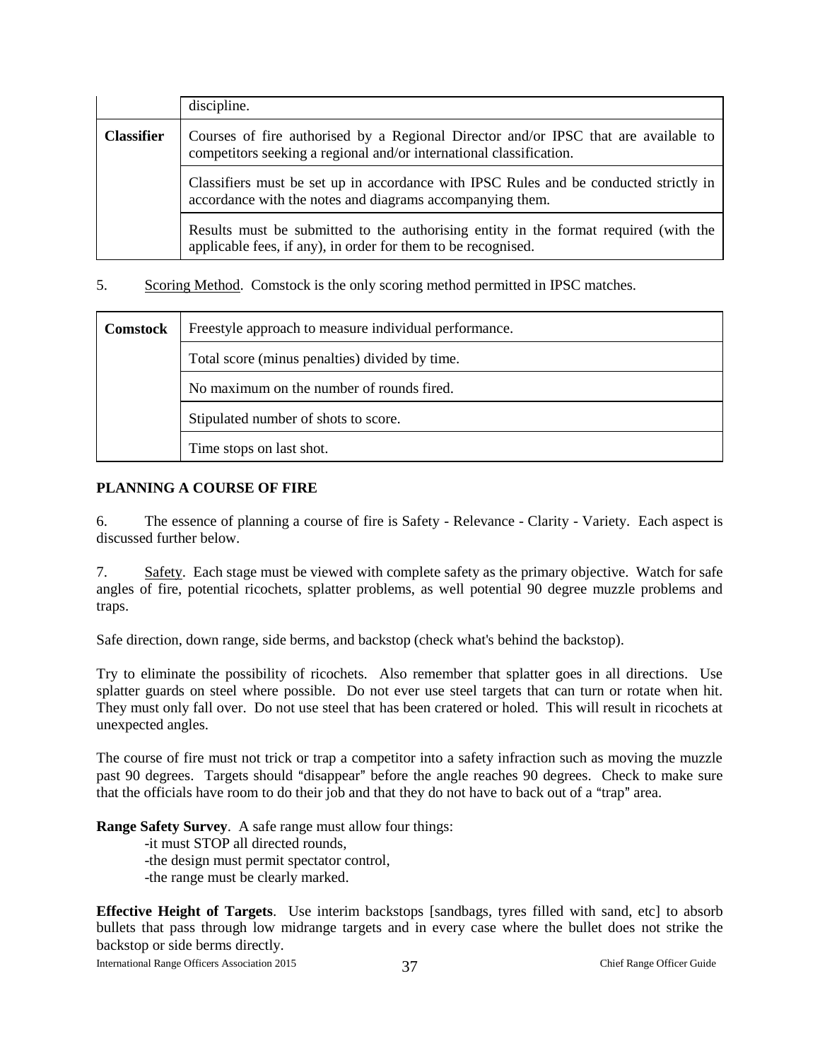| | |
|---|---|
| | discipline. |
| **Classifier** | Courses of fire authorised by a Regional Director and/or IPSC that are available to competitors seeking a regional and/or international classification. |
| | Classifiers must be set up in accordance with IPSC Rules and be conducted strictly in accordance with the notes and diagrams accompanying them. |
| | Results must be submitted to the authorising entity in the format required (with the applicable fees, if any), in order for them to be recognised. |

5. Scoring Method. Comstock is the only scoring method permitted in IPSC matches.

| | |
|---|---|
| **Comstock** | Freestyle approach to measure individual performance. |
| | Total score (minus penalties) divided by time. |
| | No maximum on the number of rounds fired. |
| | Stipulated number of shots to score. |
| | Time stops on last shot. |

**PLANNING A COURSE OF FIRE**

6. The essence of planning a course of fire is Safety - Relevance - Clarity - Variety. Each aspect is discussed further below.

7. Safety. Each stage must be viewed with complete safety as the primary objective. Watch for safe angles of fire, potential ricochets, splatter problems, as well potential 90 degree muzzle problems and traps.

Safe direction, down range, side berms, and backstop (check what's behind the backstop).

Try to eliminate the possibility of ricochets. Also remember that splatter goes in all directions. Use splatter guards on steel where possible. Do not ever use steel targets that can turn or rotate when hit. They must only fall over. Do not use steel that has been cratered or holed. This will result in ricochets at unexpected angles.

The course of fire must not trick or trap a competitor into a safety infraction such as moving the muzzle past 90 degrees. Targets should "disappear" before the angle reaches 90 degrees. Check to make sure that the officials have room to do their job and that they do not have to back out of a "trap" area.

**Range Safety Survey**. A safe range must allow four things:

-it must STOP all directed rounds,
-the design must permit spectator control,
-the range must be clearly marked.

**Effective Height of Targets**. Use interim backstops [sandbags, tyres filled with sand, etc] to absorb bullets that pass through low midrange targets and in every case where the bullet does not strike the backstop or side berms directly.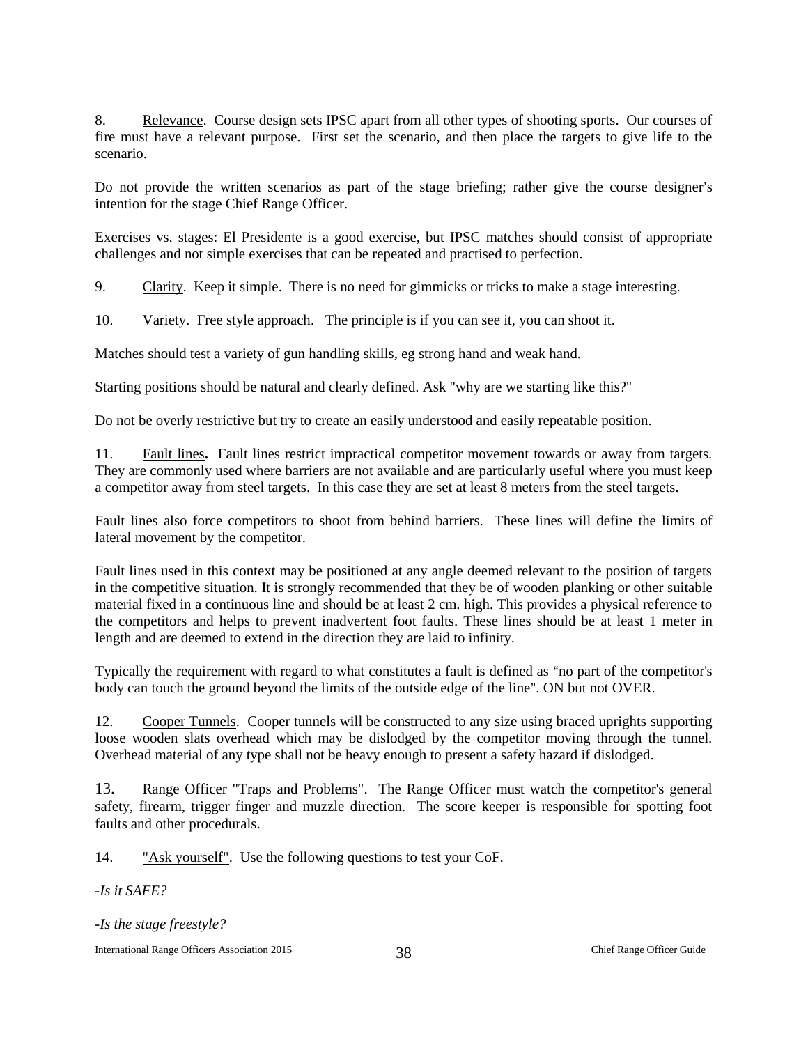8. Relevance. Course design sets IPSC apart from all other types of shooting sports. Our courses of fire must have a relevant purpose. First set the scenario, and then place the targets to give life to the scenario.

Do not provide the written scenarios as part of the stage briefing; rather give the course designer's intention for the stage Chief Range Officer.

Exercises vs. stages: El Presidente is a good exercise, but IPSC matches should consist of appropriate challenges and not simple exercises that can be repeated and practised to perfection.

9. Clarity. Keep it simple. There is no need for gimmicks or tricks to make a stage interesting.

10. Variety. Free style approach. The principle is if you can see it, you can shoot it.

Matches should test a variety of gun handling skills, eg strong hand and weak hand.

Starting positions should be natural and clearly defined. Ask "why are we starting like this?"

Do not be overly restrictive but try to create an easily understood and easily repeatable position.

11. Fault lines**.** Fault lines restrict impractical competitor movement towards or away from targets. They are commonly used where barriers are not available and are particularly useful where you must keep a competitor away from steel targets. In this case they are set at least 8 meters from the steel targets.

Fault lines also force competitors to shoot from behind barriers. These lines will define the limits of lateral movement by the competitor.

Fault lines used in this context may be positioned at any angle deemed relevant to the position of targets in the competitive situation. It is strongly recommended that they be of wooden planking or other suitable material fixed in a continuous line and should be at least 2 cm. high. This provides a physical reference to the competitors and helps to prevent inadvertent foot faults. These lines should be at least 1 meter in length and are deemed to extend in the direction they are laid to infinity.

Typically the requirement with regard to what constitutes a fault is defined as "no part of the competitor's body can touch the ground beyond the limits of the outside edge of the line". ON but not OVER.

12. Cooper Tunnels. Cooper tunnels will be constructed to any size using braced uprights supporting loose wooden slats overhead which may be dislodged by the competitor moving through the tunnel. Overhead material of any type shall not be heavy enough to present a safety hazard if dislodged.

13. Range Officer "Traps and Problems". The Range Officer must watch the competitor's general safety, firearm, trigger finger and muzzle direction. The score keeper is responsible for spotting foot faults and other procedurals.

14. "Ask yourself". Use the following questions to test your CoF.

*-Is it SAFE?*

*-Is the stage freestyle?*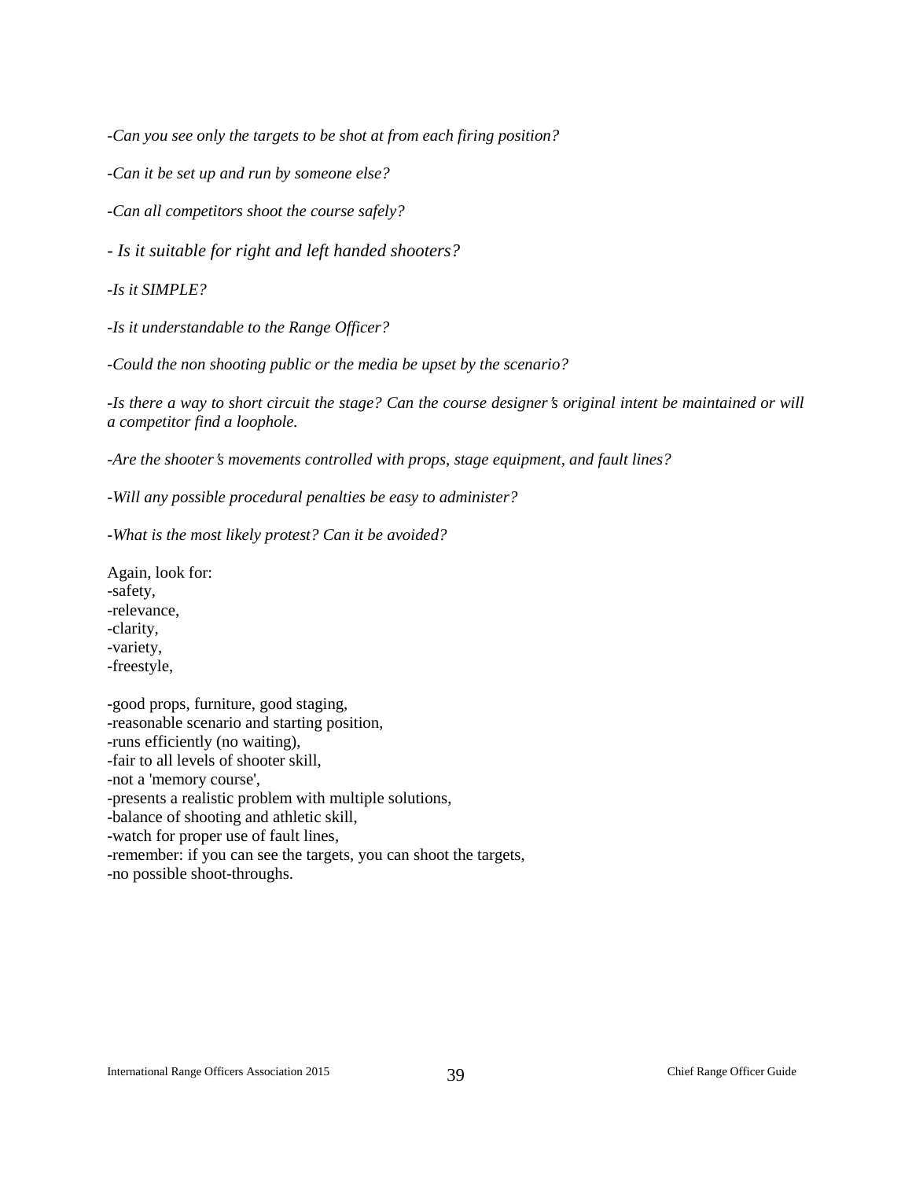-*Can you see only the targets to be shot at from each firing position?*

-*Can it be set up and run by someone else?*

-*Can all competitors shoot the course safely?*

- *Is it suitable for right and left handed shooters?*

-*Is it SIMPLE?*

-*Is it understandable to the Range Officer?*

-*Could the non shooting public or the media be upset by the scenario?*

-*Is there a way to short circuit the stage? Can the course designer's original intent be maintained or will a competitor find a loophole.*

-*Are the shooter's movements controlled with props, stage equipment, and fault lines?*

-*Will any possible procedural penalties be easy to administer?*

-*What is the most likely protest? Can it be avoided?*

Again, look for:
-safety,
-relevance,
-clarity,
-variety,
-freestyle,

-good props, furniture, good staging,
-reasonable scenario and starting position,
-runs efficiently (no waiting),
-fair to all levels of shooter skill,
-not a 'memory course',
-presents a realistic problem with multiple solutions,
-balance of shooting and athletic skill,
-watch for proper use of fault lines,
-remember: if you can see the targets, you can shoot the targets,
-no possible shoot-throughs.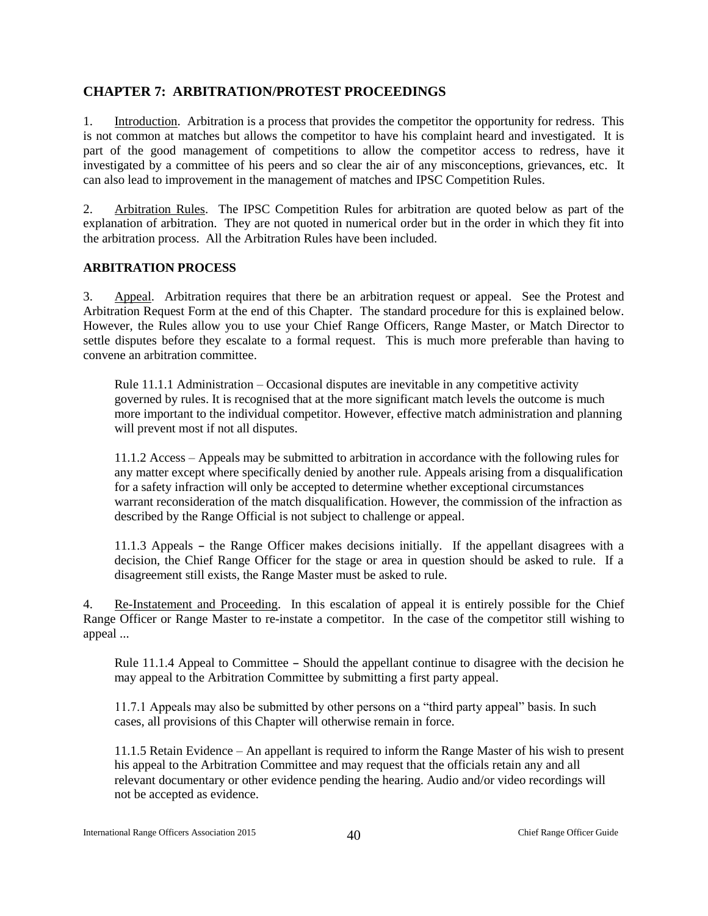## CHAPTER 7: ARBITRATION/PROTEST PROCEEDINGS

1. Introduction. Arbitration is a process that provides the competitor the opportunity for redress. This is not common at matches but allows the competitor to have his complaint heard and investigated. It is part of the good management of competitions to allow the competitor access to redress, have it investigated by a committee of his peers and so clear the air of any misconceptions, grievances, etc. It can also lead to improvement in the management of matches and IPSC Competition Rules.

2. Arbitration Rules. The IPSC Competition Rules for arbitration are quoted below as part of the explanation of arbitration. They are not quoted in numerical order but in the order in which they fit into the arbitration process. All the Arbitration Rules have been included.

### ARBITRATION PROCESS

3. Appeal. Arbitration requires that there be an arbitration request or appeal. See the Protest and Arbitration Request Form at the end of this Chapter. The standard procedure for this is explained below. However, the Rules allow you to use your Chief Range Officers, Range Master, or Match Director to settle disputes before they escalate to a formal request. This is much more preferable than having to convene an arbitration committee.

> Rule 11.1.1 Administration – Occasional disputes are inevitable in any competitive activity governed by rules. It is recognised that at the more significant match levels the outcome is much more important to the individual competitor. However, effective match administration and planning will prevent most if not all disputes.
>
> 11.1.2 Access – Appeals may be submitted to arbitration in accordance with the following rules for any matter except where specifically denied by another rule. Appeals arising from a disqualification for a safety infraction will only be accepted to determine whether exceptional circumstances warrant reconsideration of the match disqualification. However, the commission of the infraction as described by the Range Official is not subject to challenge or appeal.
>
> 11.1.3 Appeals – the Range Officer makes decisions initially. If the appellant disagrees with a decision, the Chief Range Officer for the stage or area in question should be asked to rule. If a disagreement still exists, the Range Master must be asked to rule.

4. Re-Instatement and Proceeding. In this escalation of appeal it is entirely possible for the Chief Range Officer or Range Master to re-instate a competitor. In the case of the competitor still wishing to appeal ...

> Rule 11.1.4 Appeal to Committee – Should the appellant continue to disagree with the decision he may appeal to the Arbitration Committee by submitting a first party appeal.
>
> 11.7.1 Appeals may also be submitted by other persons on a "third party appeal" basis. In such cases, all provisions of this Chapter will otherwise remain in force.
>
> 11.1.5 Retain Evidence – An appellant is required to inform the Range Master of his wish to present his appeal to the Arbitration Committee and may request that the officials retain any and all relevant documentary or other evidence pending the hearing. Audio and/or video recordings will not be accepted as evidence.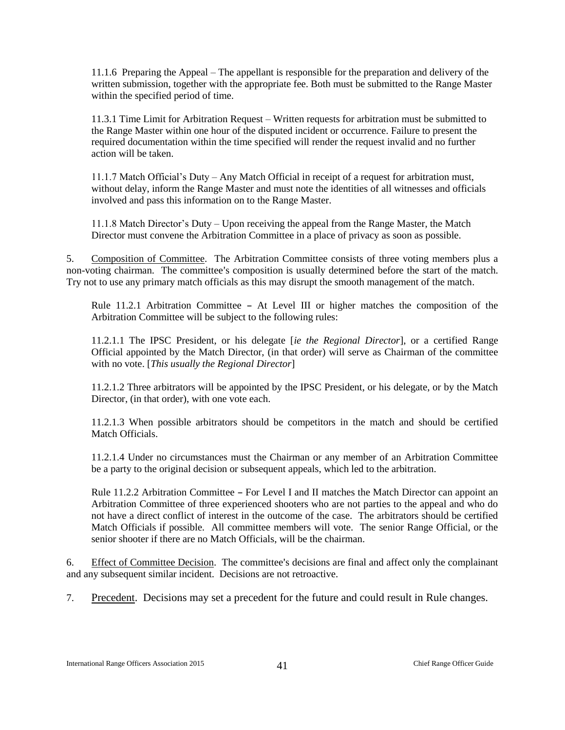11.1.6 Preparing the Appeal – The appellant is responsible for the preparation and delivery of the written submission, together with the appropriate fee. Both must be submitted to the Range Master within the specified period of time.

11.3.1 Time Limit for Arbitration Request – Written requests for arbitration must be submitted to the Range Master within one hour of the disputed incident or occurrence. Failure to present the required documentation within the time specified will render the request invalid and no further action will be taken.

11.1.7 Match Official's Duty – Any Match Official in receipt of a request for arbitration must, without delay, inform the Range Master and must note the identities of all witnesses and officials involved and pass this information on to the Range Master.

11.1.8 Match Director's Duty – Upon receiving the appeal from the Range Master, the Match Director must convene the Arbitration Committee in a place of privacy as soon as possible.

5. <u>Composition of Committee</u>. The Arbitration Committee consists of three voting members plus a non-voting chairman. The committee's composition is usually determined before the start of the match. Try not to use any primary match officials as this may disrupt the smooth management of the match.

Rule 11.2.1 Arbitration Committee – At Level III or higher matches the composition of the Arbitration Committee will be subject to the following rules:

11.2.1.1 The IPSC President, or his delegate [*ie the Regional Director*], or a certified Range Official appointed by the Match Director, (in that order) will serve as Chairman of the committee with no vote. [*This usually the Regional Director*]

11.2.1.2 Three arbitrators will be appointed by the IPSC President, or his delegate, or by the Match Director, (in that order), with one vote each.

11.2.1.3 When possible arbitrators should be competitors in the match and should be certified Match Officials.

11.2.1.4 Under no circumstances must the Chairman or any member of an Arbitration Committee be a party to the original decision or subsequent appeals, which led to the arbitration.

Rule 11.2.2 Arbitration Committee – For Level I and II matches the Match Director can appoint an Arbitration Committee of three experienced shooters who are not parties to the appeal and who do not have a direct conflict of interest in the outcome of the case. The arbitrators should be certified Match Officials if possible. All committee members will vote. The senior Range Official, or the senior shooter if there are no Match Officials, will be the chairman.

6. <u>Effect of Committee Decision</u>. The committee's decisions are final and affect only the complainant and any subsequent similar incident. Decisions are not retroactive.

7. <u>Precedent</u>. Decisions may set a precedent for the future and could result in Rule changes.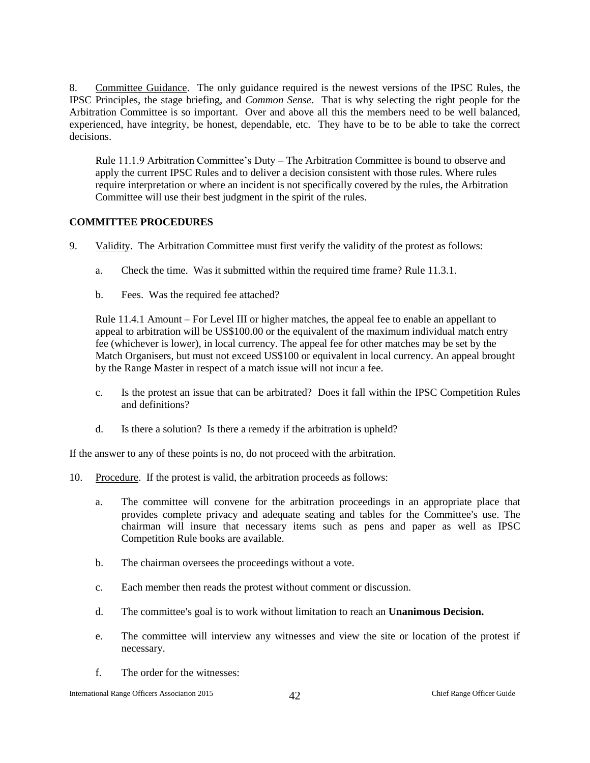8. Committee Guidance. The only guidance required is the newest versions of the IPSC Rules, the IPSC Principles, the stage briefing, and *Common Sense*. That is why selecting the right people for the Arbitration Committee is so important. Over and above all this the members need to be well balanced, experienced, have integrity, be honest, dependable, etc. They have to be to be able to take the correct decisions.

> Rule 11.1.9 Arbitration Committee's Duty – The Arbitration Committee is bound to observe and apply the current IPSC Rules and to deliver a decision consistent with those rules. Where rules require interpretation or where an incident is not specifically covered by the rules, the Arbitration Committee will use their best judgment in the spirit of the rules.

**COMMITTEE PROCEDURES**

9. Validity. The Arbitration Committee must first verify the validity of the protest as follows:

   a. Check the time. Was it submitted within the required time frame? Rule 11.3.1.

   b. Fees. Was the required fee attached?

   > Rule 11.4.1 Amount – For Level III or higher matches, the appeal fee to enable an appellant to appeal to arbitration will be US$100.00 or the equivalent of the maximum individual match entry fee (whichever is lower), in local currency. The appeal fee for other matches may be set by the Match Organisers, but must not exceed US$100 or equivalent in local currency. An appeal brought by the Range Master in respect of a match issue will not incur a fee.

   c. Is the protest an issue that can be arbitrated? Does it fall within the IPSC Competition Rules and definitions?

   d. Is there a solution? Is there a remedy if the arbitration is upheld?

If the answer to any of these points is no, do not proceed with the arbitration.

10. Procedure. If the protest is valid, the arbitration proceeds as follows:

   a. The committee will convene for the arbitration proceedings in an appropriate place that provides complete privacy and adequate seating and tables for the Committee's use. The chairman will insure that necessary items such as pens and paper as well as IPSC Competition Rule books are available.

   b. The chairman oversees the proceedings without a vote.

   c. Each member then reads the protest without comment or discussion.

   d. The committee's goal is to work without limitation to reach an **Unanimous Decision.**

   e. The committee will interview any witnesses and view the site or location of the protest if necessary.

   f. The order for the witnesses: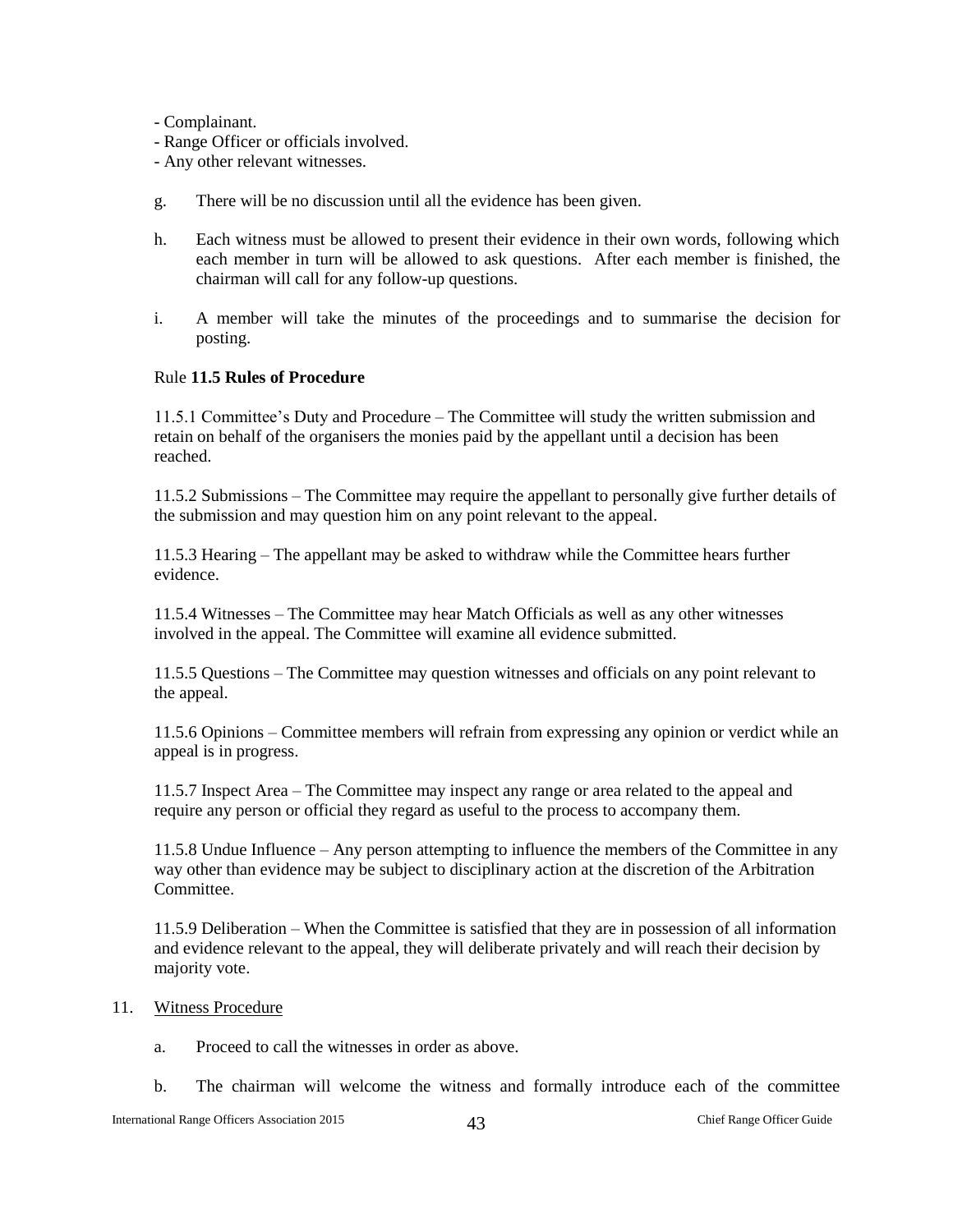- Complainant.
- Range Officer or officials involved.
- Any other relevant witnesses.

g. There will be no discussion until all the evidence has been given.

h. Each witness must be allowed to present their evidence in their own words, following which each member in turn will be allowed to ask questions. After each member is finished, the chairman will call for any follow-up questions.

i. A member will take the minutes of the proceedings and to summarise the decision for posting.

Rule **11.5 Rules of Procedure**

11.5.1 Committee's Duty and Procedure – The Committee will study the written submission and retain on behalf of the organisers the monies paid by the appellant until a decision has been reached.

11.5.2 Submissions – The Committee may require the appellant to personally give further details of the submission and may question him on any point relevant to the appeal.

11.5.3 Hearing – The appellant may be asked to withdraw while the Committee hears further evidence.

11.5.4 Witnesses – The Committee may hear Match Officials as well as any other witnesses involved in the appeal. The Committee will examine all evidence submitted.

11.5.5 Questions – The Committee may question witnesses and officials on any point relevant to the appeal.

11.5.6 Opinions – Committee members will refrain from expressing any opinion or verdict while an appeal is in progress.

11.5.7 Inspect Area – The Committee may inspect any range or area related to the appeal and require any person or official they regard as useful to the process to accompany them.

11.5.8 Undue Influence – Any person attempting to influence the members of the Committee in any way other than evidence may be subject to disciplinary action at the discretion of the Arbitration Committee.

11.5.9 Deliberation – When the Committee is satisfied that they are in possession of all information and evidence relevant to the appeal, they will deliberate privately and will reach their decision by majority vote.

11. <u>Witness Procedure</u>

a. Proceed to call the witnesses in order as above.

b. The chairman will welcome the witness and formally introduce each of the committee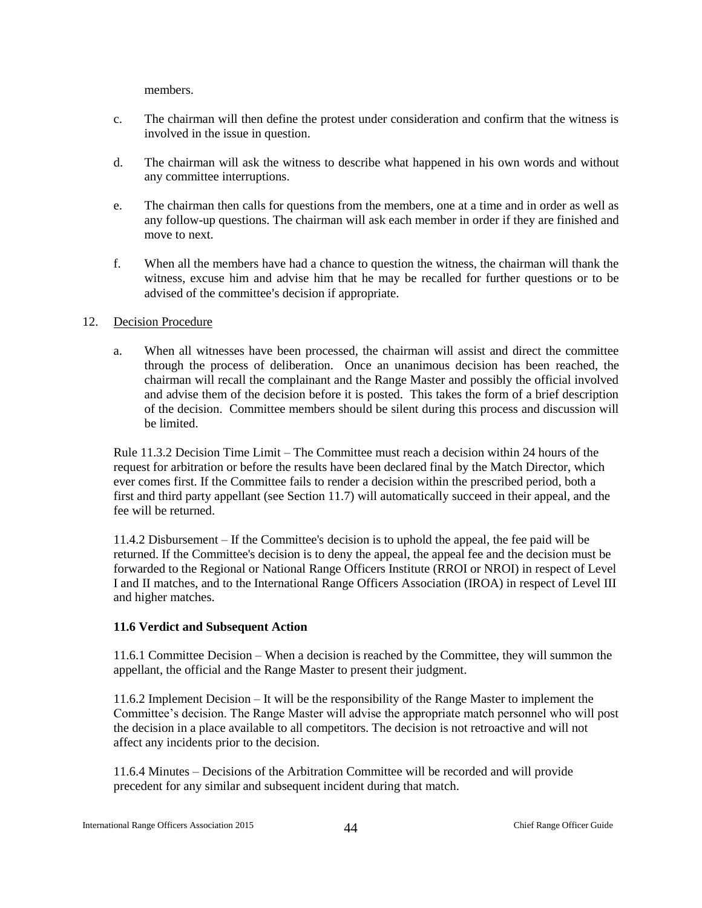members.

c. The chairman will then define the protest under consideration and confirm that the witness is involved in the issue in question.

d. The chairman will ask the witness to describe what happened in his own words and without any committee interruptions.

e. The chairman then calls for questions from the members, one at a time and in order as well as any follow-up questions. The chairman will ask each member in order if they are finished and move to next.

f. When all the members have had a chance to question the witness, the chairman will thank the witness, excuse him and advise him that he may be recalled for further questions or to be advised of the committee's decision if appropriate.

12. Decision Procedure

a. When all witnesses have been processed, the chairman will assist and direct the committee through the process of deliberation. Once an unanimous decision has been reached, the chairman will recall the complainant and the Range Master and possibly the official involved and advise them of the decision before it is posted. This takes the form of a brief description of the decision. Committee members should be silent during this process and discussion will be limited.

Rule 11.3.2 Decision Time Limit – The Committee must reach a decision within 24 hours of the request for arbitration or before the results have been declared final by the Match Director, which ever comes first. If the Committee fails to render a decision within the prescribed period, both a first and third party appellant (see Section 11.7) will automatically succeed in their appeal, and the fee will be returned.

11.4.2 Disbursement – If the Committee's decision is to uphold the appeal, the fee paid will be returned. If the Committee's decision is to deny the appeal, the appeal fee and the decision must be forwarded to the Regional or National Range Officers Institute (RROI or NROI) in respect of Level I and II matches, and to the International Range Officers Association (IROA) in respect of Level III and higher matches.

**11.6 Verdict and Subsequent Action**

11.6.1 Committee Decision – When a decision is reached by the Committee, they will summon the appellant, the official and the Range Master to present their judgment.

11.6.2 Implement Decision – It will be the responsibility of the Range Master to implement the Committee's decision. The Range Master will advise the appropriate match personnel who will post the decision in a place available to all competitors. The decision is not retroactive and will not affect any incidents prior to the decision.

11.6.4 Minutes – Decisions of the Arbitration Committee will be recorded and will provide precedent for any similar and subsequent incident during that match.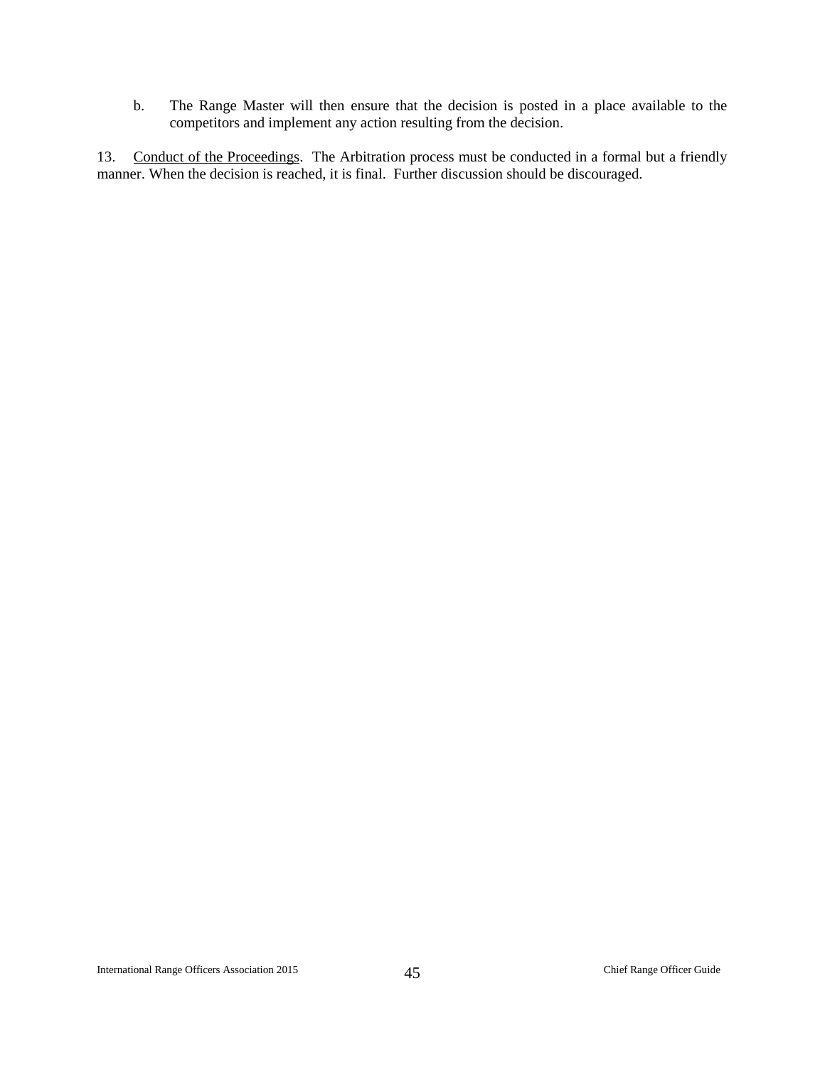b. The Range Master will then ensure that the decision is posted in a place available to the competitors and implement any action resulting from the decision.

13. Conduct of the Proceedings. The Arbitration process must be conducted in a formal but a friendly manner. When the decision is reached, it is final. Further discussion should be discouraged.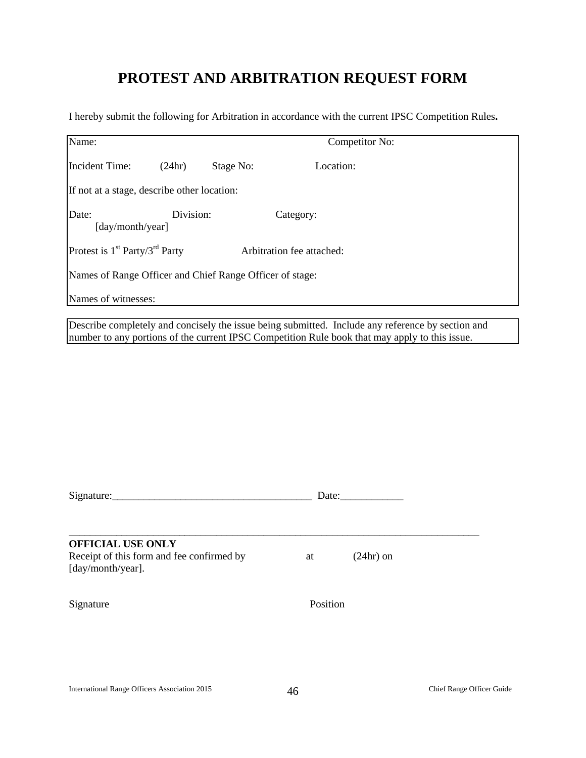# PROTEST AND ARBITRATION REQUEST FORM

I hereby submit the following for Arbitration in accordance with the current IPSC Competition Rules**.**

Name: Competitor No:

Incident Time: (24hr) Stage No: Location:

If not at a stage, describe other location:

Date: [day/month/year] Division: Category:

Protest is 1st Party/3rd Party Arbitration fee attached:

Names of Range Officer and Chief Range Officer of stage:

Names of witnesses:

Describe completely and concisely the issue being submitted. Include any reference by section and number to any portions of the current IPSC Competition Rule book that may apply to this issue.

Signature:_____________________________________ Date:____________

---

**OFFICIAL USE ONLY**

Receipt of this form and fee confirmed by at (24hr) on [day/month/year].

Signature Position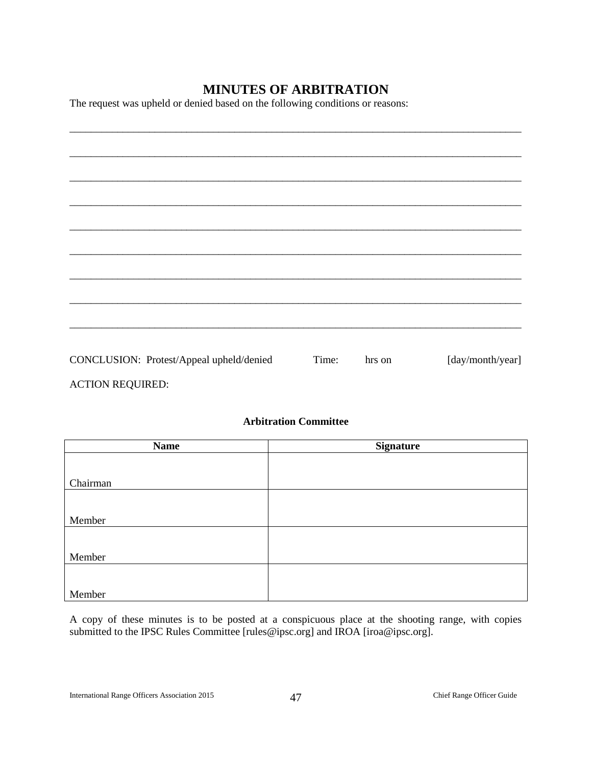# MINUTES OF ARBITRATION

The request was upheld or denied based on the following conditions or reasons:

\_\_\_\_\_\_\_\_\_\_\_\_\_\_\_\_\_\_\_\_\_\_\_\_\_\_\_\_\_\_\_\_\_\_\_\_\_\_\_\_\_\_\_\_\_\_\_\_\_\_\_\_\_\_\_\_\_\_\_\_\_\_\_\_\_\_\_\_\_\_\_\_\_\_\_\_\_\_

\_\_\_\_\_\_\_\_\_\_\_\_\_\_\_\_\_\_\_\_\_\_\_\_\_\_\_\_\_\_\_\_\_\_\_\_\_\_\_\_\_\_\_\_\_\_\_\_\_\_\_\_\_\_\_\_\_\_\_\_\_\_\_\_\_\_\_\_\_\_\_\_\_\_\_\_\_\_

\_\_\_\_\_\_\_\_\_\_\_\_\_\_\_\_\_\_\_\_\_\_\_\_\_\_\_\_\_\_\_\_\_\_\_\_\_\_\_\_\_\_\_\_\_\_\_\_\_\_\_\_\_\_\_\_\_\_\_\_\_\_\_\_\_\_\_\_\_\_\_\_\_\_\_\_\_\_

\_\_\_\_\_\_\_\_\_\_\_\_\_\_\_\_\_\_\_\_\_\_\_\_\_\_\_\_\_\_\_\_\_\_\_\_\_\_\_\_\_\_\_\_\_\_\_\_\_\_\_\_\_\_\_\_\_\_\_\_\_\_\_\_\_\_\_\_\_\_\_\_\_\_\_\_\_\_

\_\_\_\_\_\_\_\_\_\_\_\_\_\_\_\_\_\_\_\_\_\_\_\_\_\_\_\_\_\_\_\_\_\_\_\_\_\_\_\_\_\_\_\_\_\_\_\_\_\_\_\_\_\_\_\_\_\_\_\_\_\_\_\_\_\_\_\_\_\_\_\_\_\_\_\_\_\_

\_\_\_\_\_\_\_\_\_\_\_\_\_\_\_\_\_\_\_\_\_\_\_\_\_\_\_\_\_\_\_\_\_\_\_\_\_\_\_\_\_\_\_\_\_\_\_\_\_\_\_\_\_\_\_\_\_\_\_\_\_\_\_\_\_\_\_\_\_\_\_\_\_\_\_\_\_\_

\_\_\_\_\_\_\_\_\_\_\_\_\_\_\_\_\_\_\_\_\_\_\_\_\_\_\_\_\_\_\_\_\_\_\_\_\_\_\_\_\_\_\_\_\_\_\_\_\_\_\_\_\_\_\_\_\_\_\_\_\_\_\_\_\_\_\_\_\_\_\_\_\_\_\_\_\_\_

\_\_\_\_\_\_\_\_\_\_\_\_\_\_\_\_\_\_\_\_\_\_\_\_\_\_\_\_\_\_\_\_\_\_\_\_\_\_\_\_\_\_\_\_\_\_\_\_\_\_\_\_\_\_\_\_\_\_\_\_\_\_\_\_\_\_\_\_\_\_\_\_\_\_\_\_\_\_

\_\_\_\_\_\_\_\_\_\_\_\_\_\_\_\_\_\_\_\_\_\_\_\_\_\_\_\_\_\_\_\_\_\_\_\_\_\_\_\_\_\_\_\_\_\_\_\_\_\_\_\_\_\_\_\_\_\_\_\_\_\_\_\_\_\_\_\_\_\_\_\_\_\_\_\_\_\_

CONCLUSION: Protest/Appeal upheld/denied Time: hrs on [day/month/year]

ACTION REQUIRED:

**Arbitration Committee**

| Name | Signature |
|---|---|
| Chairman | |
| Member | |
| Member | |
| Member | |

A copy of these minutes is to be posted at a conspicuous place at the shooting range, with copies submitted to the IPSC Rules Committee [rules@ipsc.org] and IROA [iroa@ipsc.org].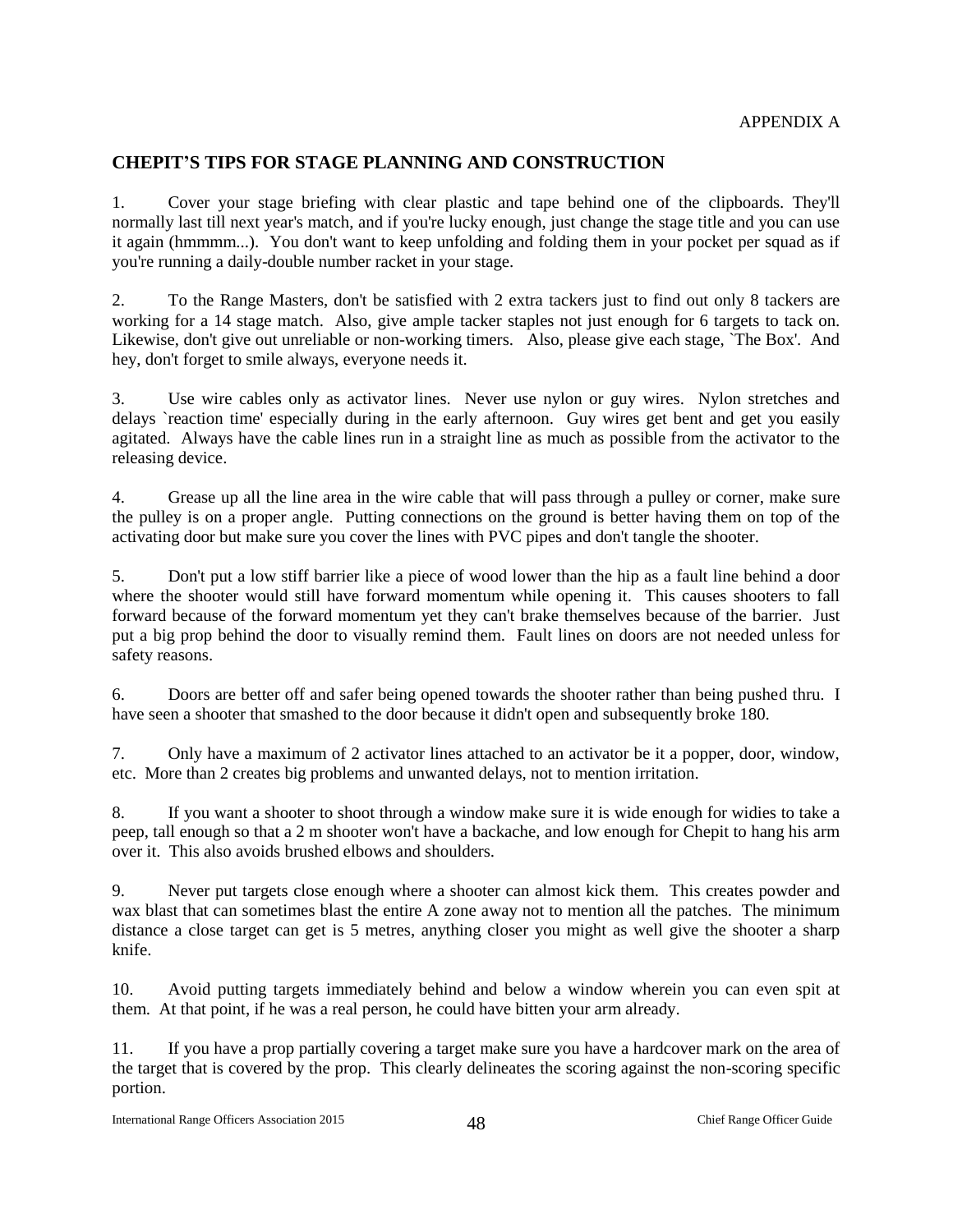APPENDIX A

## CHEPIT'S TIPS FOR STAGE PLANNING AND CONSTRUCTION

1. Cover your stage briefing with clear plastic and tape behind one of the clipboards. They'll normally last till next year's match, and if you're lucky enough, just change the stage title and you can use it again (hmmmm...). You don't want to keep unfolding and folding them in your pocket per squad as if you're running a daily-double number racket in your stage.

2. To the Range Masters, don't be satisfied with 2 extra tackers just to find out only 8 tackers are working for a 14 stage match. Also, give ample tacker staples not just enough for 6 targets to tack on. Likewise, don't give out unreliable or non-working timers. Also, please give each stage, `The Box'. And hey, don't forget to smile always, everyone needs it.

3. Use wire cables only as activator lines. Never use nylon or guy wires. Nylon stretches and delays `reaction time' especially during in the early afternoon. Guy wires get bent and get you easily agitated. Always have the cable lines run in a straight line as much as possible from the activator to the releasing device.

4. Grease up all the line area in the wire cable that will pass through a pulley or corner, make sure the pulley is on a proper angle. Putting connections on the ground is better having them on top of the activating door but make sure you cover the lines with PVC pipes and don't tangle the shooter.

5. Don't put a low stiff barrier like a piece of wood lower than the hip as a fault line behind a door where the shooter would still have forward momentum while opening it. This causes shooters to fall forward because of the forward momentum yet they can't brake themselves because of the barrier. Just put a big prop behind the door to visually remind them. Fault lines on doors are not needed unless for safety reasons.

6. Doors are better off and safer being opened towards the shooter rather than being pushed thru. I have seen a shooter that smashed to the door because it didn't open and subsequently broke 180.

7. Only have a maximum of 2 activator lines attached to an activator be it a popper, door, window, etc. More than 2 creates big problems and unwanted delays, not to mention irritation.

8. If you want a shooter to shoot through a window make sure it is wide enough for widies to take a peep, tall enough so that a 2 m shooter won't have a backache, and low enough for Chepit to hang his arm over it. This also avoids brushed elbows and shoulders.

9. Never put targets close enough where a shooter can almost kick them. This creates powder and wax blast that can sometimes blast the entire A zone away not to mention all the patches. The minimum distance a close target can get is 5 metres, anything closer you might as well give the shooter a sharp knife.

10. Avoid putting targets immediately behind and below a window wherein you can even spit at them. At that point, if he was a real person, he could have bitten your arm already.

11. If you have a prop partially covering a target make sure you have a hardcover mark on the area of the target that is covered by the prop. This clearly delineates the scoring against the non-scoring specific portion.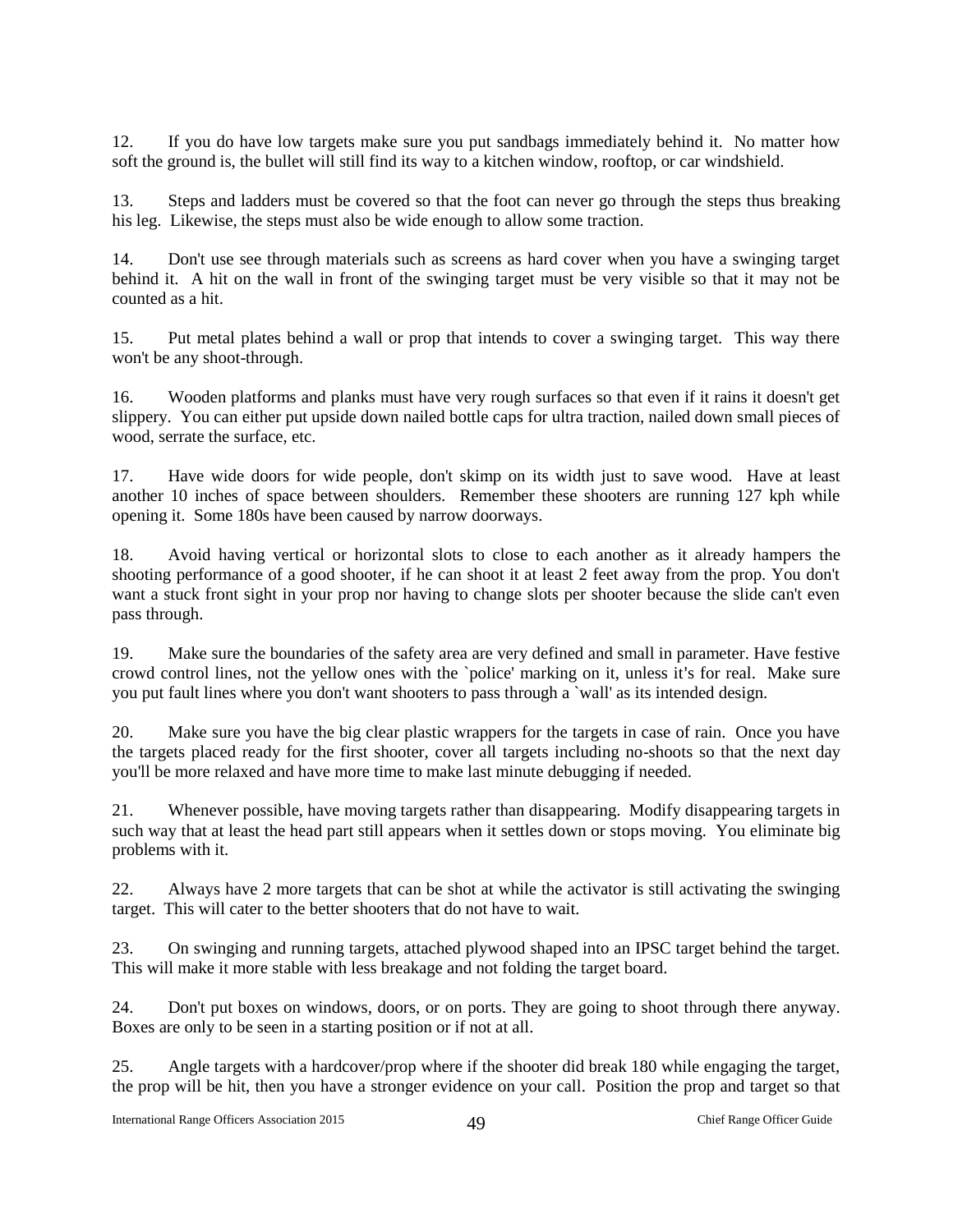12. If you do have low targets make sure you put sandbags immediately behind it. No matter how soft the ground is, the bullet will still find its way to a kitchen window, rooftop, or car windshield.

13. Steps and ladders must be covered so that the foot can never go through the steps thus breaking his leg. Likewise, the steps must also be wide enough to allow some traction.

14. Don't use see through materials such as screens as hard cover when you have a swinging target behind it. A hit on the wall in front of the swinging target must be very visible so that it may not be counted as a hit.

15. Put metal plates behind a wall or prop that intends to cover a swinging target. This way there won't be any shoot-through.

16. Wooden platforms and planks must have very rough surfaces so that even if it rains it doesn't get slippery. You can either put upside down nailed bottle caps for ultra traction, nailed down small pieces of wood, serrate the surface, etc.

17. Have wide doors for wide people, don't skimp on its width just to save wood. Have at least another 10 inches of space between shoulders. Remember these shooters are running 127 kph while opening it. Some 180s have been caused by narrow doorways.

18. Avoid having vertical or horizontal slots to close to each another as it already hampers the shooting performance of a good shooter, if he can shoot it at least 2 feet away from the prop. You don't want a stuck front sight in your prop nor having to change slots per shooter because the slide can't even pass through.

19. Make sure the boundaries of the safety area are very defined and small in parameter. Have festive crowd control lines, not the yellow ones with the `police' marking on it, unless it's for real. Make sure you put fault lines where you don't want shooters to pass through a `wall' as its intended design.

20. Make sure you have the big clear plastic wrappers for the targets in case of rain. Once you have the targets placed ready for the first shooter, cover all targets including no-shoots so that the next day you'll be more relaxed and have more time to make last minute debugging if needed.

21. Whenever possible, have moving targets rather than disappearing. Modify disappearing targets in such way that at least the head part still appears when it settles down or stops moving. You eliminate big problems with it.

22. Always have 2 more targets that can be shot at while the activator is still activating the swinging target. This will cater to the better shooters that do not have to wait.

23. On swinging and running targets, attached plywood shaped into an IPSC target behind the target. This will make it more stable with less breakage and not folding the target board.

24. Don't put boxes on windows, doors, or on ports. They are going to shoot through there anyway. Boxes are only to be seen in a starting position or if not at all.

25. Angle targets with a hardcover/prop where if the shooter did break 180 while engaging the target, the prop will be hit, then you have a stronger evidence on your call. Position the prop and target so that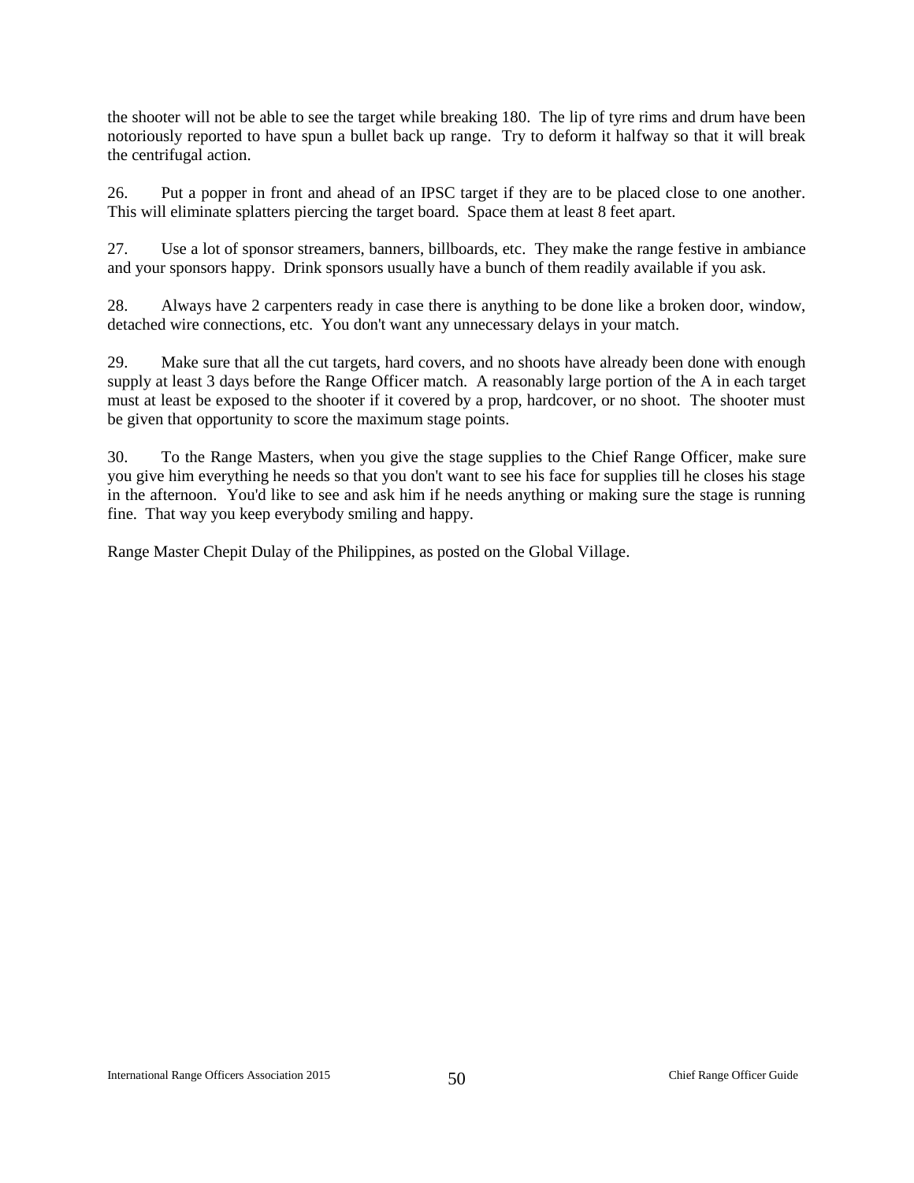the shooter will not be able to see the target while breaking 180. The lip of tyre rims and drum have been notoriously reported to have spun a bullet back up range. Try to deform it halfway so that it will break the centrifugal action.

26. Put a popper in front and ahead of an IPSC target if they are to be placed close to one another. This will eliminate splatters piercing the target board. Space them at least 8 feet apart.

27. Use a lot of sponsor streamers, banners, billboards, etc. They make the range festive in ambiance and your sponsors happy. Drink sponsors usually have a bunch of them readily available if you ask.

28. Always have 2 carpenters ready in case there is anything to be done like a broken door, window, detached wire connections, etc. You don't want any unnecessary delays in your match.

29. Make sure that all the cut targets, hard covers, and no shoots have already been done with enough supply at least 3 days before the Range Officer match. A reasonably large portion of the A in each target must at least be exposed to the shooter if it covered by a prop, hardcover, or no shoot. The shooter must be given that opportunity to score the maximum stage points.

30. To the Range Masters, when you give the stage supplies to the Chief Range Officer, make sure you give him everything he needs so that you don't want to see his face for supplies till he closes his stage in the afternoon. You'd like to see and ask him if he needs anything or making sure the stage is running fine. That way you keep everybody smiling and happy.

Range Master Chepit Dulay of the Philippines, as posted on the Global Village.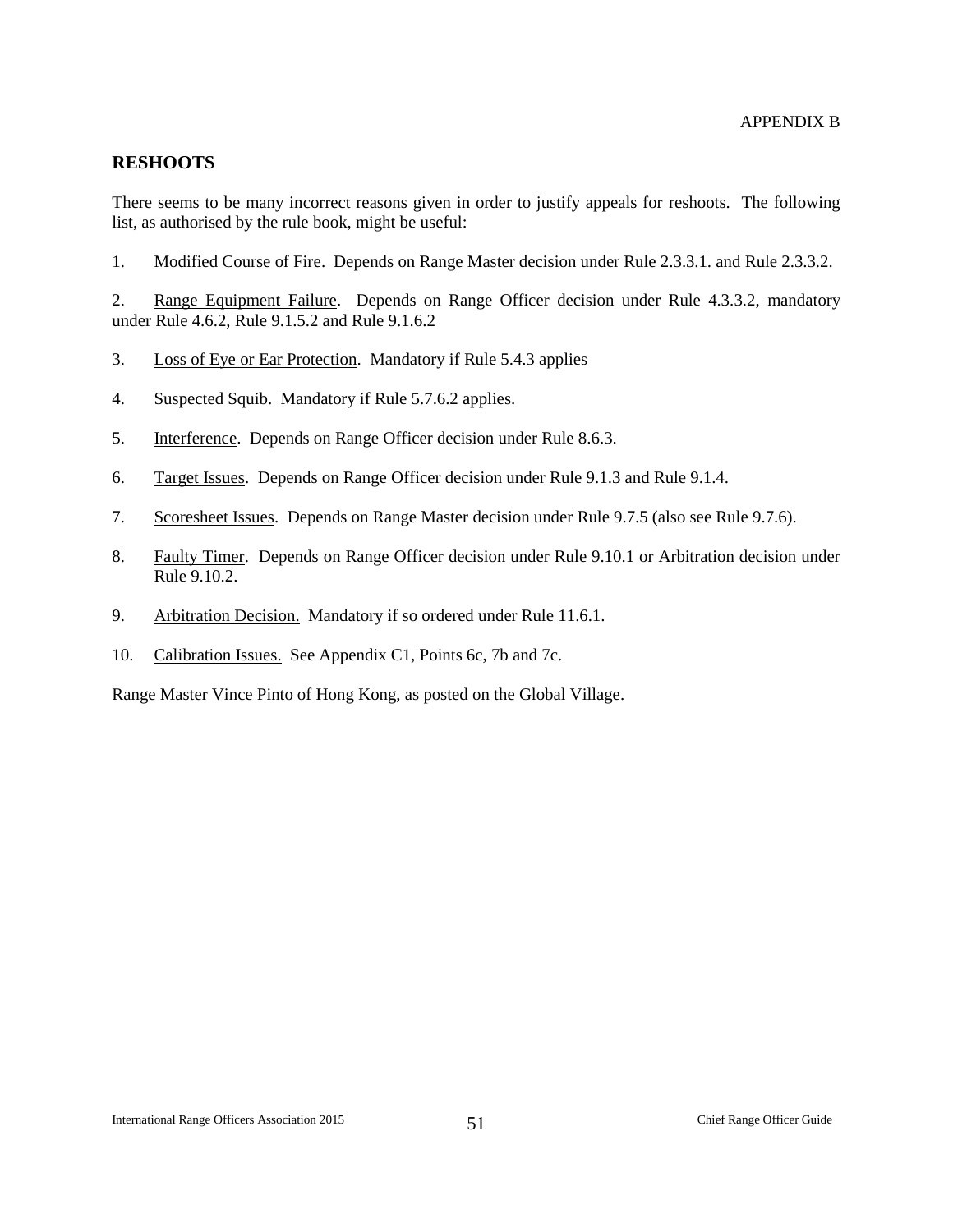APPENDIX B

## RESHOOTS

There seems to be many incorrect reasons given in order to justify appeals for reshoots. The following list, as authorised by the rule book, might be useful:

1. Modified Course of Fire. Depends on Range Master decision under Rule 2.3.3.1. and Rule 2.3.3.2.

2. Range Equipment Failure. Depends on Range Officer decision under Rule 4.3.3.2, mandatory under Rule 4.6.2, Rule 9.1.5.2 and Rule 9.1.6.2

3. Loss of Eye or Ear Protection. Mandatory if Rule 5.4.3 applies

4. Suspected Squib. Mandatory if Rule 5.7.6.2 applies.

5. Interference. Depends on Range Officer decision under Rule 8.6.3.

6. Target Issues. Depends on Range Officer decision under Rule 9.1.3 and Rule 9.1.4.

7. Scoresheet Issues. Depends on Range Master decision under Rule 9.7.5 (also see Rule 9.7.6).

8. Faulty Timer. Depends on Range Officer decision under Rule 9.10.1 or Arbitration decision under Rule 9.10.2.

9. Arbitration Decision. Mandatory if so ordered under Rule 11.6.1.

10. Calibration Issues. See Appendix C1, Points 6c, 7b and 7c.

Range Master Vince Pinto of Hong Kong, as posted on the Global Village.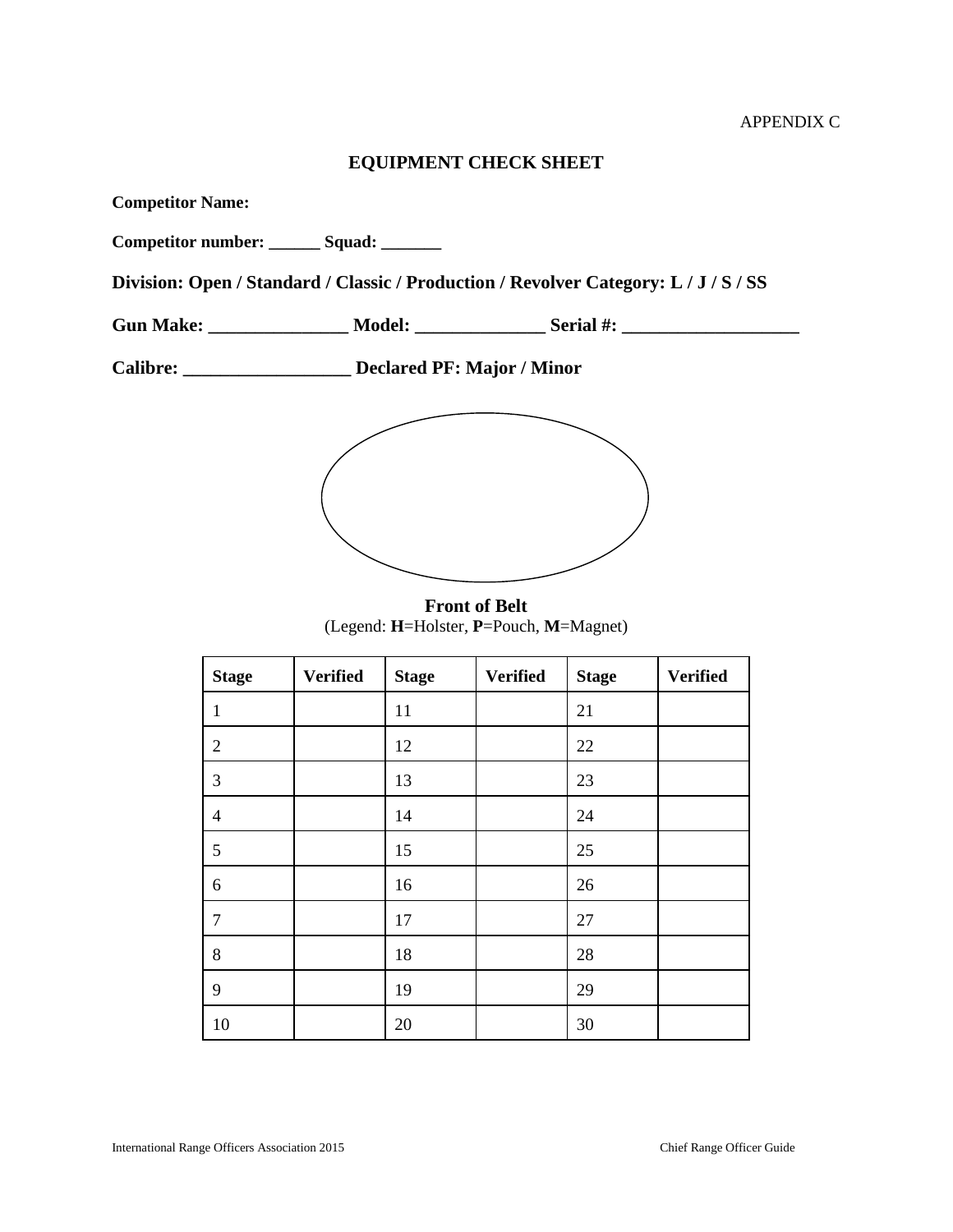APPENDIX C

# EQUIPMENT CHECK SHEET

**Competitor Name:**

**Competitor number: ______ Squad: _______**

**Division: Open / Standard / Classic / Production / Revolver Category: L / J / S / SS**

**Gun Make: _______________ Model: ______________ Serial #: ___________________**

**Calibre: __________________ Declared PF: Major / Minor**

**Front of Belt**

(Legend: **H**=Holster, **P**=Pouch, **M**=Magnet)

| Stage | Verified | Stage | Verified | Stage | Verified |
|---|---|---|---|---|---|
| 1 | | 11 | | 21 | |
| 2 | | 12 | | 22 | |
| 3 | | 13 | | 23 | |
| 4 | | 14 | | 24 | |
| 5 | | 15 | | 25 | |
| 6 | | 16 | | 26 | |
| 7 | | 17 | | 27 | |
| 8 | | 18 | | 28 | |
| 9 | | 19 | | 29 | |
| 10 | | 20 | | 30 | |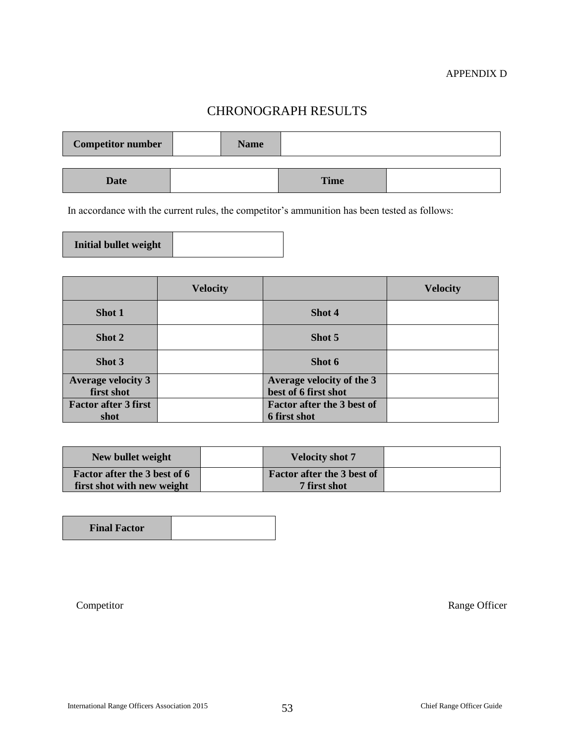APPENDIX D

# CHRONOGRAPH RESULTS

| Competitor number | | Name | |
|---|---|---|---|

| Date | | Time | |
|---|---|---|---|

In accordance with the current rules, the competitor's ammunition has been tested as follows:

| Initial bullet weight | |
|---|---|

| | Velocity | | Velocity |
|---|---|---|---|
| Shot 1 | | Shot 4 | |
| Shot 2 | | Shot 5 | |
| Shot 3 | | Shot 6 | |
| Average velocity 3 first shot | | Average velocity of the 3 best of 6 first shot | |
| Factor after 3 first shot | | Factor after the 3 best of 6 first shot | |

| New bullet weight | | Velocity shot 7 | |
|---|---|---|---|
| Factor after the 3 best of 6 first shot with new weight | | Factor after the 3 best of 7 first shot | |

| Final Factor | |
|---|---|

Competitor

Range Officer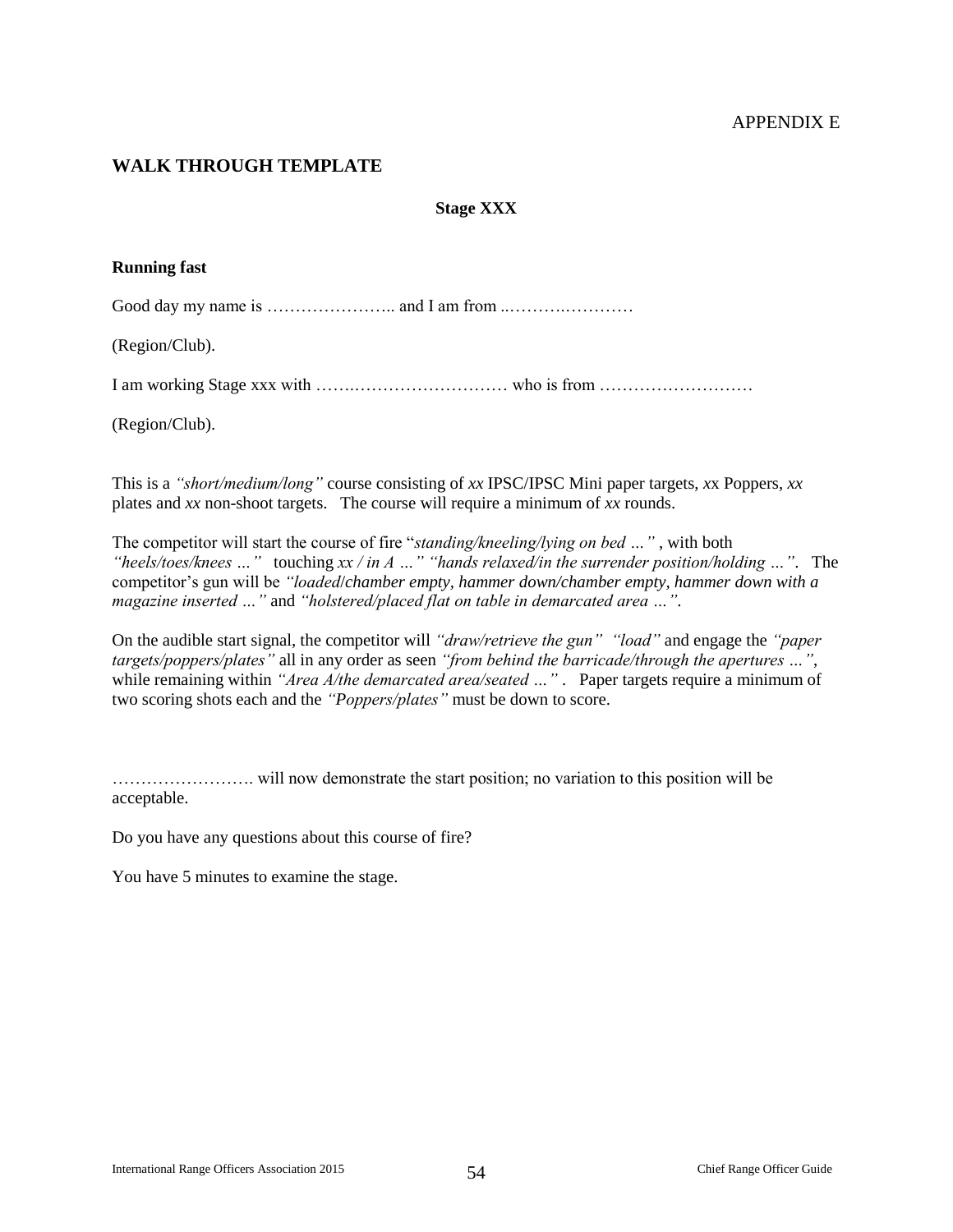APPENDIX E

## WALK THROUGH TEMPLATE

**Stage XXX**

**Running fast**

Good day my name is ………………….. and I am from ..……….…………

(Region/Club).

I am working Stage xxx with …….……………………… who is from ………………………

(Region/Club).

This is a *"short/medium/long"* course consisting of *xx* IPSC/IPSC Mini paper targets, *x*x Poppers, *xx* plates and *xx* non-shoot targets. The course will require a minimum of *xx* rounds.

The competitor will start the course of fire "*standing/kneeling/lying on bed …"* , with both *"heels/toes/knees …"* touching *xx / in A …" "hands relaxed/in the surrender position/holding …"*. The competitor's gun will be *"loaded/chamber empty, hammer down/chamber empty, hammer down with a magazine inserted …"* and *"holstered/placed flat on table in demarcated area …"*.

On the audible start signal, the competitor will *"draw/retrieve the gun" "load"* and engage the *"paper targets/poppers/plates"* all in any order as seen *"from behind the barricade/through the apertures …"*, while remaining within *"Area A/the demarcated area/seated …"* . Paper targets require a minimum of two scoring shots each and the *"Poppers/plates"* must be down to score.

……………………. will now demonstrate the start position; no variation to this position will be acceptable.

Do you have any questions about this course of fire?

You have 5 minutes to examine the stage.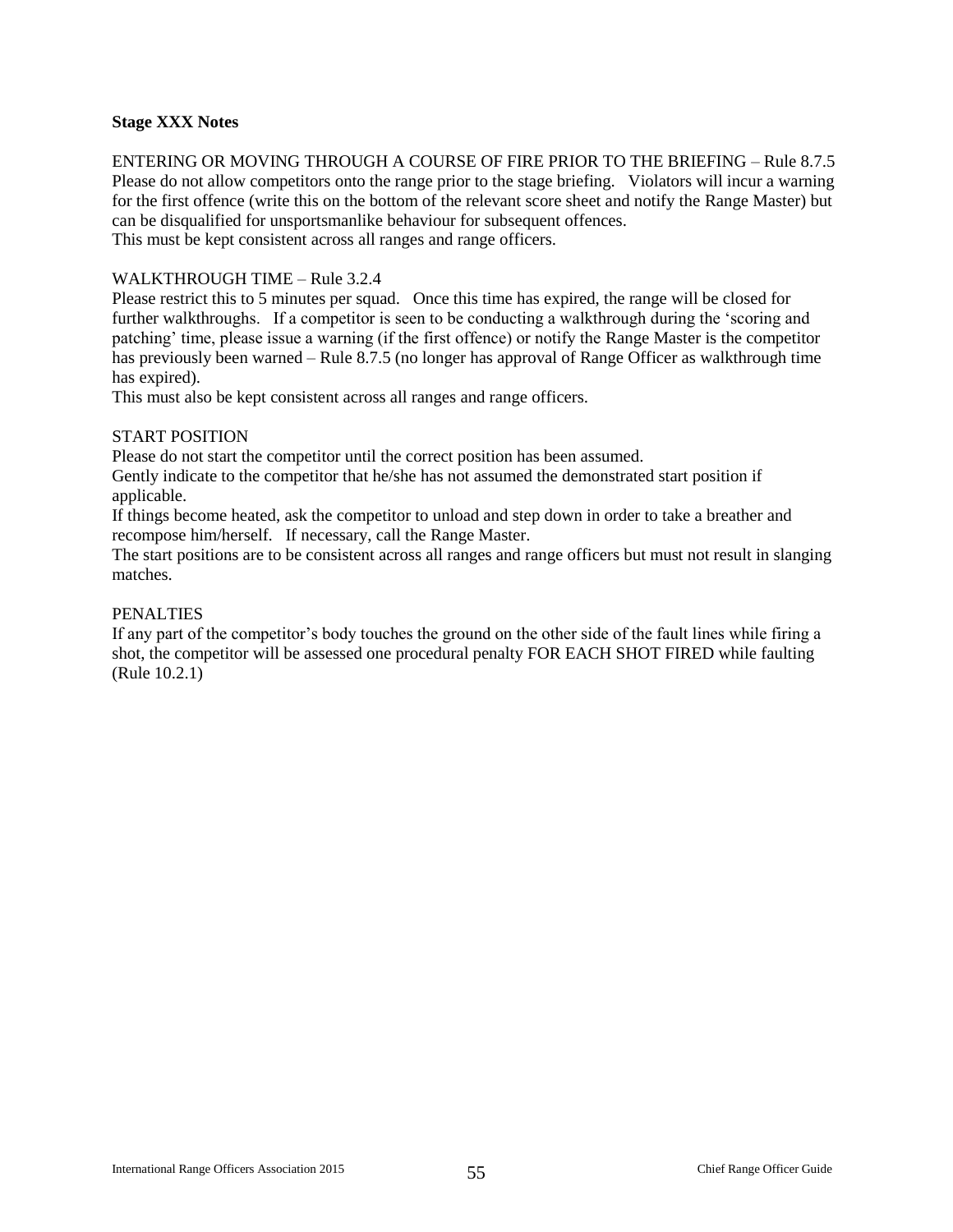**Stage XXX Notes**

ENTERING OR MOVING THROUGH A COURSE OF FIRE PRIOR TO THE BRIEFING – Rule 8.7.5
Please do not allow competitors onto the range prior to the stage briefing. Violators will incur a warning for the first offence (write this on the bottom of the relevant score sheet and notify the Range Master) but can be disqualified for unsportsmanlike behaviour for subsequent offences.
This must be kept consistent across all ranges and range officers.

WALKTHROUGH TIME – Rule 3.2.4
Please restrict this to 5 minutes per squad. Once this time has expired, the range will be closed for further walkthroughs. If a competitor is seen to be conducting a walkthrough during the 'scoring and patching' time, please issue a warning (if the first offence) or notify the Range Master is the competitor has previously been warned – Rule 8.7.5 (no longer has approval of Range Officer as walkthrough time has expired).
This must also be kept consistent across all ranges and range officers.

START POSITION
Please do not start the competitor until the correct position has been assumed.
Gently indicate to the competitor that he/she has not assumed the demonstrated start position if applicable.
If things become heated, ask the competitor to unload and step down in order to take a breather and recompose him/herself. If necessary, call the Range Master.
The start positions are to be consistent across all ranges and range officers but must not result in slanging matches.

PENALTIES
If any part of the competitor's body touches the ground on the other side of the fault lines while firing a shot, the competitor will be assessed one procedural penalty FOR EACH SHOT FIRED while faulting (Rule 10.2.1)